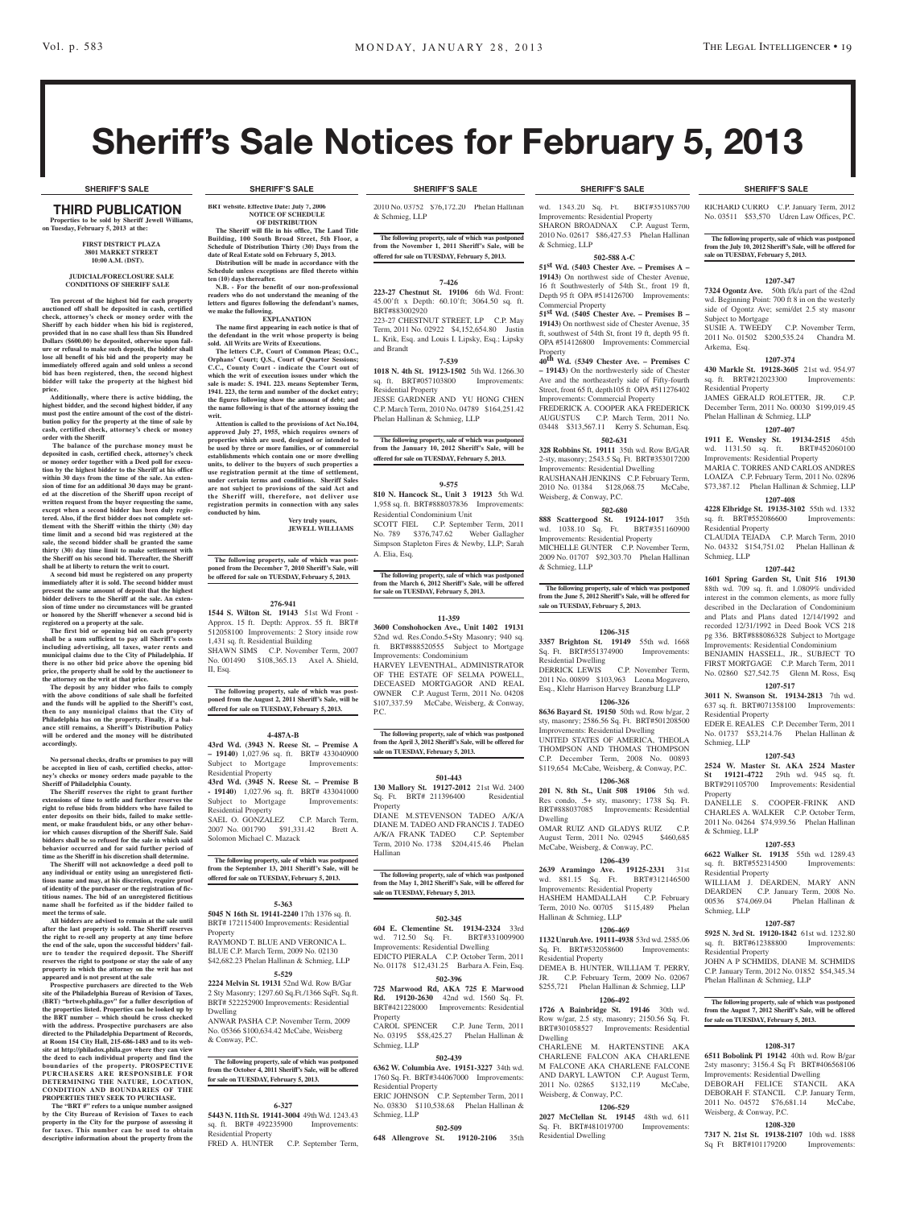# Sheriff's Sale Notices for February 5, 2013

SHERIFF'S SALE

## THIRD PUBLICATION

**Properties to be sold by Sheriff Jewell Williams, on Tuesday, February 5, 2013 at the:**

**FIRST DISTRICT PLAZA**
**3801 MARKET STREET**
**10:00 A.M. (DST).**

**JUDICIAL/FORECLOSURE SALE CONDITIONS OF SHERIFF SALE**

**Ten percent of the highest bid for each property auctioned off shall be deposited in cash, certified check, attorney's check or money order with the Sheriff by each bidder when his bid is registered, provided that in no case shall less than Six Hundred Dollars ($600.00) be deposited, otherwise upon failure or refusal to make such deposit, the bidder shall lose all benefit of his bid and the property may be immediately offered again and sold unless a second bid has been registered, then, the second highest bidder will take the property at the highest bid price.**

**Additionally, where there is active bidding, the highest bidder, and the second highest bidder, if any must post the entire amount of the cost of the distribution policy for the property at the time of sale by cash, certified check, attorney's check or money order with the Sheriff**

**The balance of the purchase money must be deposited in cash, certified check, attorney's check or money order together with a Deed poll for execution by the highest bidder to the Sheriff at his office within 30 days from the time of the sale. An extension of time for an additional 30 days may be granted at the discretion of the Sheriff upon receipt of written request from the buyer requesting the same, except when a second bidder has been duly registered. Also, if the first bidder does not complete settlement with the Sheriff within the thirty (30) day time limit and a second bid was registered at the sale, the second bidder shall be granted the same thirty (30) day time limit to make settlement with the Sheriff on his second bid. Thereafter, the Sheriff shall be at liberty to return the writ to court.**

**A second bid must be registered on any property immediately after it is sold. The second bidder must present the same amount of deposit that the highest bidder delivers to the Sheriff at the sale. An extension of time under no circumstances will be granted or honored by the Sheriff whenever a second bid is registered on a property at the sale.**

**The first bid or opening bid on each property shall be a sum sufficient to pay all Sheriff's costs including advertising, all taxes, water rents and municipal claims due to the City of Philadelphia. If there is no other bid price above the opening bid price, the property shall be sold by the auctioneer to the attorney on the writ at that price.**

**The deposit by any bidder who fails to comply with the above conditions of sale shall be forfeited and the funds will be applied to the Sheriff's cost, then to any municipal claims that the City of Philadelphia has on the property. Finally, if a balance still remains, a Sheriff's Distribution Policy will be ordered and the money will be distributed accordingly.**

**No personal checks, drafts or promises to pay will be accepted in lieu of cash, certified checks, attorney's checks or money orders made payable to the Sheriff of Philadelphia County.**

**The Sheriff reserves the right to grant further extensions of time to settle and further reserves the right to refuse bids from bidders who have failed to enter deposits on their bids, failed to make settlement, or make fraudulent bids, or any other behavior which causes disruption of the Sheriff Sale. Said bidders shall be so refused for the sale in which said behavior occurred and for said further period of time as the Sheriff in his discretion shall determine.**

**The Sheriff will not acknowledge a deed poll to any individual or entity using an unregistered fictitious name and may, at his discretion, require proof of identity of the purchaser or the registration of fictitious names. The bid of an unregistered fictitious name shall be forfeited as if the bidder failed to meet the terms of sale.**

**All bidders are advised to remain at the sale until after the last property is sold. The Sheriff reserves the right to re-sell any property at any time before the end of the sale, upon the successful bidders' failure to tender the required deposit. The Sheriff reserves the right to postpone or stay the sale of any property in which the attorney on the writ has not appeared and is not present at the sale**

**Prospective purchasers are directed to the Web site of the Philadelphia Bureau of Revision of Taxes, (BRT) "brtweb.phila.gov" for a fuller description of the properties listed. Properties can be looked up by the BRT number – which should be cross checked with the address. Prospective purchasers are also directed to the Philadelphia Department of Records, at Room 154 City Hall, 215-686-1483 and to its website at http://philadox.phila.gov where they can view the deed to each individual property and find the boundaries of the property. PROSPECTIVE PURCHASERS ARE RESPONSIBLE FOR DETERMINING THE NATURE, LOCATION, CONDITION AND BOUNDARIES OF THE PROPERTIES THEY SEEK TO PURCHASE.**

**The "BRT #" refers to a unique number assigned by the City Bureau of Revision of Taxes to each property in the City for the purpose of assessing it for taxes. This number can be used to obtain descriptive information about the property from the BRT website. Effective Date: July 7, 2006**

**NOTICE OF SCHEDULE OF DISTRIBUTION**

**The Sheriff will file in his office, The Land Title Building, 100 South Broad Street, 5th Floor, a Schedule of Distribution Thirty (30) Days from the date of Real Estate sold on February 5, 2013.**

**Distribution will be made in accordance with the Schedule unless exceptions are filed thereto within ten (10) days thereafter.**

**N.B. - For the benefit of our non-professional readers who do not understand the meaning of the letters and figures following the defendant's names, we make the following.**

**EXPLANATION**

**The name first appearing in each notice is that of the defendant in the writ whose property is being sold. All Writs are Writs of Executions.**

**The letters C.P., Court of Common Pleas; O.C., Orphans' Court; Q.S., Court of Quarter Sessions; C.C., County Court - indicate the Court out of which the writ of execution issues under which the sale is made: S. 1941. 223. means September Term, 1941. 223, the term and number of the docket entry; the figures following show the amount of debt; and the name following is that of the attorney issuing the writ.**

**Attention is called to the provisions of Act No.104, approved July 27, 1955, which requires owners of properties which are used, designed or intended to be used by three or more families, or of commercial establishments which contain one or more dwelling units, to deliver to the buyers of such properties a use registration permit at the time of settlement, under certain terms and conditions. Sheriff Sales are not subject to provisions of the said Act and the Sheriff will, therefore, not deliver use registration permits in connection with any sales conducted by him.**

**Very truly yours,**
**JEWELL WILLIAMS**

**The following property, sale of which was postponed from the December 7, 2010 Sheriff's Sale, will be offered for sale on TUESDAY, February 5, 2013.**

**276-941**

**1544 S. Wilton St. 19143** 51st Wd Front - Approx. 15 ft. Depth: Approx. 55 ft. BRT# 512058100 Improvements: 2 Story inside row 1,431 sq. ft. Residential Building
SHAWN SIMS C.P. November Term, 2007 No. 001490 $108,365.13 Axel A. Shield, II, Esq.

**The following property, sale of which was postponed from the August 2, 2011 Sheriff's Sale, will be offered for sale on TUESDAY, February 5, 2013.**

**4-487A-B**

**43rd Wd. (3943 N. Reese St. – Premise A – 19140)** 1,027.96 sq. ft. BRT# 433040900 Subject to Mortgage Improvements: Residential Property
**43rd Wd. (3945 N. Reese St. – Premise B - 19140)** 1,027.96 sq. ft. BRT# 433041000 Subject to Mortgage Improvements: Residential Property
SAEL O. GONZALEZ C.P. March Term, 2007 No. 001790 $91,331.42 Brett A. Solomon Michael C. Mazack

**The following property, sale of which was postponed from the September 13, 2011 Sheriff's Sale, will be offered for sale on TUESDAY, February 5, 2013.**

**5-363**

**5045 N 16th St. 19141-2240** 17th 1376 sq. ft. BRT# 172115400 Improvements: Residential Property
RAYMOND T. BLUE AND VERONICA L. BLUE C.P. March Term, 2009 No. 02130 $42,682.23 Phelan Hallinan & Schmieg, LLP

**5-529**

**2224 Melvin St. 19131** 52nd Wd. Row B/Gar 2 Sty Masonry; 1297.60 Sq.Ft./1366 SqFt. Sq.Ft. BRT# 522252900 Improvements: Residential Dwelling
ANWAR PASHA C.P. November Term, 2009 No. 05366 $100,634.42 McCabe, Weisberg & Conway, P.C.

**The following property, sale of which was postponed from the October 4, 2011 Sheriff's Sale, will be offered for sale on TUESDAY, February 5, 2013.**

**6-327**

**5443 N. 11th St. 19141-3004** 49th Wd. 1243.43 sq. ft. BRT# 492235900 Improvements: Residential Property
FRED A. HUNTER C.P. September Term, 2010 No. 03752 $76,172.20 Phelan Hallinan & Schmieg, LLP

**The following property, sale of which was postponed from the November 1, 2011 Sheriff's Sale, will be offered for sale on TUESDAY, February 5, 2013.**

**7-426**

**223-27 Chestnut St. 19106** 6th Wd. Front: 45.00'ft x Depth: 60.10'ft; 3064.50 sq. ft. BRT#883002920
223-27 CHESTNUT STREET, LP C.P. May Term, 2011 No. 02922 $4,152,654.80 Justin L. Krik, Esq. and Louis I. Lipsky, Esq.; Lipsky and Brandt

**7-539**

**1018 N. 4th St. 19123-1502** 5th Wd. 1266.30 sq. ft. BRT#057103800 Improvements: Residential Property
JESSE GARDNER AND YU HONG CHEN C.P. March Term, 2010 No. 04789 $164,251.42 Phelan Hallinan & Schmieg, LLP

**The following property, sale of which was postponed from the January 10, 2012 Sheriff's Sale, will be offered for sale on TUESDAY, February 5, 2013.**

**9-575**

**810 N. Hancock St., Unit 3 19123** 5th Wd. 1,958 sq. ft. BRT#888037836 Improvements: Residential Condominium Unit
SCOTT FIEL C.P. September Term, 2011 No. 789 $376,747.62 Weber Gallagher Simpson Stapleton Fires & Newby, LLP; Sarah A. Elia, Esq.

**The following property, sale of which was postponed from the March 6, 2012 Sheriff's Sale, will be offered for sale on TUESDAY, February 5, 2013.**

**11-359**

**3600 Conshohocken Ave., Unit 1402 19131** 52nd wd. Res.Condo.5+Sty Masonry; 940 sq. ft. BRT#888520555 Subject to Mortgage Improvements: Condominium
HARVEY LEVENTHAL, ADMINISTRATOR OF THE ESTATE OF SELMA POWELL, DECEASED MORTGAGOR AND REAL OWNER C.P. August Term, 2011 No. 04208 $107,337.59 McCabe, Weisberg, & Conway, P.C.

**The following property, sale of which was postponed from the April 3, 2012 Sheriff's Sale, will be offered for sale on TUESDAY, February 5, 2013.**

**501-443**

**130 Mallory St. 19127-2012** 21st Wd. 2400 Sq. Ft. BRT# 211396400 Residential Property
DIANE M.STEVENSON TADEO A/K/A DIANE M. TADEO AND FRANCIS J. TADEO A/K/A FRANK TADEO C.P. September Term, 2010 No. 1738 $204,415.46 Phelan Hallinan

**The following property, sale of which was postponed from the May 1, 2012 Sheriff's Sale, will be offered for sale on TUESDAY, February 5, 2013.**

**502-345**

**604 E. Clementine St. 19134-2324** 33rd wd. 712.50 Sq. Ft. BRT#331009900 Improvements: Residential Dwelling
EDICTO PIERALA C.P. October Term, 2011 No. 01178 $12,431.25 Barbara A. Fein, Esq.

**502-396**

**725 Marwood Rd, AKA 725 E Marwood Rd. 19120-2630** 42nd wd. 1560 Sq. Ft. BRT#421228000 Improvements: Residential Property
CAROL SPENCER C.P. June Term, 2011 No. 03195 $58,425.27 Phelan Hallinan & Schmieg, LLP

**502-439**

**6362 W. Columbia Ave. 19151-3227** 34th wd. 1760 Sq. Ft. BRT#344067000 Improvements: Residential Property
ERIC JOHNSON C.P. September Term, 2011 No. 03830 $110,538.68 Phelan Hallinan & Schmieg, LLP

**502-509**

**648 Allengrove St. 19120-2106** 35th wd. 1343.20 Sq. Ft. BRT#351085700 Improvements: Residential Property
SHARON BROADNAX C.P. August Term, 2010 No. 02617 $86,427.53 Phelan Hallinan & Schmieg, LLP

**502-588 A-C**

**51st Wd. (5403 Chester Ave. – Premises A – 19143)** On northwest side of Chester Avenue, 16 ft Southwesterly of 54th St., front 19 ft, Depth 95 ft OPA #514126700 Improvements: Commercial Property
**51st Wd. (5405 Chester Ave. – Premises B – 19143)** On northwest side of Chester Avenue, 35 ft, southwest of 54th St, front 19 ft, depth 95 ft. OPA #514126800 Improvements: Commercial Property
**40th Wd. (5349 Chester Ave. – Premises C – 19143)** On the northwesterly side of Chester Ave and the northeasterly side of Fifty-fourth Street, front 65 ft, depth105 ft OPA #511276402 Improvements: Commercial Property
FREDERICK A. COOPER AKA FREDERICK AUGUSTUS C.P. March Term, 2011 No. 03448 $313,567.11 Kerry S. Schuman, Esq.

**502-631**

**328 Robbins St. 19111** 35th wd. Row B/GAR 2-sty, masonry; 2543.5 Sq. Ft. BRT#353017200 Improvements: Residential Dwelling
RAUSHANAH JENKINS C.P. February Term, 2010 No. 01384 $128,068.75 McCabe, Weisberg, & Conway, P.C.

**502-680**

**888 Scattergood St. 19124-1017** 35th wd. 1038.10 Sq. Ft. BRT#351160900 Improvements: Residential Property
MICHELLE GUNTER C.P. November Term, 2009 No. 01707 $92,303.70 Phelan Hallinan & Schmieg, LLP

**The following property, sale of which was postponed from the June 5, 2012 Sheriff's Sale, will be offered for sale on TUESDAY, February 5, 2013.**

**1206-315**

**3357 Brighton St. 19149** 55th wd. 1668 Sq. Ft. BRT#551374900 Improvements: Residential Dwelling
DERRICK LEWIS C.P. November Term, 2011 No. 00899 $103,963 Leona Mogavero, Esq., Klehr Harrison Harvey Branzburg LLP

**1206-326**

**8636 Bayard St. 19150** 50th wd. Row b/gar, 2 sty, masonry; 2586.56 Sq. Ft. BRT#501208500 Improvements: Residential Dwelling
UNITED STATES OF AMERICA, THEOLA THOMPSON AND THOMAS THOMPSON C.P. December Term, 2008 No. 00893 $119,654 McCabe, Weisberg, & Conway, P.C.

**1206-368**

**201 N. 8th St., Unit 508 19106** 5th wd. Res condo, .5+ sty, masonry; 1738 Sq. Ft. BRT#888037085 Improvements: Residential Dwelling
OMAR RUIZ AND GLADYS RUIZ C.P. August Term, 2011 No. 02945 $460,685 McCabe, Weisberg, & Conway, P.C.

**1206-439**

**2639 Aramingo Ave. 19125-2331** 31st wd. 881.15 Sq. Ft. BRT#312146500 Improvements: Residential Property
HASHEM HAMDALLAH C.P. February Term, 2010 No. 00705 $115,489 Phelan Hallinan & Schmieg, LLP

**1206-469**

**1132 Unruh Ave. 19111-4938** 53rd wd. 2585.06 Sq. Ft. BRT#532058600 Improvements: Residential Property
DEMEA B. HUNTER, WILLIAM T. PERRY, JR. C.P. February Term, 2009 No. 02067 $255,721 Phelan Hallinan & Schmieg, LLP

**1206-492**

**1726 A Bainbridge St. 19146** 30th wd. Row w/gar, 2.5 sty, masonry; 2150.56 Sq. Ft. BRT#301058527 Improvements: Residential Dwelling
CHARLENE M. HARTENSTINE AKA CHARLENE FALCON AKA CHARLENE M FALCONE AKA CHARLENE FALCONE AND DARYL LAWTON C.P. August Term, 2011 No. 02865 $132,119 McCabe, Weisberg, & Conway, P.C.

**1206-529**

**2027 McClellan St. 19145** 48th wd. 611 Sq. Ft. BRT#481019700 Improvements: Residential Dwelling
RICHARD CURRO C.P. January Term, 2012 No. 03511 $53,570 Udren Law Offices, P.C.

**The following property, sale of which was postponed from the July 10, 2012 Sheriff's Sale, will be offered for sale on TUESDAY, February 5, 2013.**

**1207-347**

**7324 Ogontz Ave.** 50th f/k/a part of the 42nd wd. Beginning Point: 700 ft 8 in on the westerly side of Ogontz Ave; semi/det 2.5 sty masonr Subject to Mortgage
SUSIE A. TWEEDY C.P. November Term, 2011 No. 01502 $200,535.24 Chandra M. Arkema, Esq.

**1207-374**

**430 Markle St. 19128-3605** 21st wd. 954.97 sq. ft. BRT#212023300 Improvements: Residential Property
JAMES GERALD ROLETTER, JR. C.P. December Term, 2011 No. 00030 $199,019.45 Phelan Hallinan & Schmieg, LLP

**1207-407**

**1911 E. Wensley St. 19134-2515** 45th wd. 1131.50 sq. ft. BRT#452060100 Improvements: Residential Property
MARIA C. TORRES AND CARLOS ANDRES LOAIZA C.P. February Term, 2011 No. 02896 $73,387.12 Phelan Hallinan & Schmieg, LLP

**1207-408**

**4228 Elbridge St. 19135-3102** 55th wd. 1332 sq. ft. BRT#552086600 Improvements: Residential Property
CLAUDIA TEJADA C.P. March Term, 2010 No. 04332 $154,751.02 Phelan Hallinan & Schmieg, LLP

**1207-442**

**1601 Spring Garden St, Unit 516 19130** 88th wd. 709 sq. ft. and 1.0809% undivided interest in the common elements, as more fully described in the Declaration of Condominium and Plats and Plans dated 12/14/1992 and recorded 12/31/1992 in Deed Book VCS 218 pg 336. BRT#888086328 Subject to Mortgage Improvements: Residential Condominium
BENJAMIN HASSELL, JR., SUBJECT TO FIRST MORTGAGE C.P. March Term, 2011 No. 02860 $27,542.75 Glenn M. Ross, Esq

**1207-517**

**3011 N. Swanson St. 19134-2813** 7th wd. 637 sq. ft. BRT#071358100 Improvements: Residential Property
EDER E. REALES C.P. December Term, 2011 No. 01737 $53,214.76 Phelan Hallinan & Schmieg, LLP

**1207-543**

**2524 W. Master St. AKA 2524 Master St 19121-4722** 29th wd. 945 sq. ft. BRT#291105700 Improvements: Residential Property
DANELLE S. COOPER-FRINK AND CHARLES A. WALKER C.P. October Term, 2011 No. 04264 $74,939.56 Phelan Hallinan & Schmieg, LLP

**1207-553**

**6622 Walker St. 19135** 55th wd. 1289.43 sq. ft. BRT#552314500 Improvements: Residential Property
WILLIAM J. DEARDEN, MARY ANN DEARDEN C.P. January Term, 2008 No. 00536 $74,069.04 Phelan Hallinan & Schmieg, LLP

**1207-587**

**5925 N. 3rd St. 19120-1842** 61st wd. 1232.80 sq. ft. BRT#612388800 Improvements: Residential Property
JOHN A P SCHMIDS, DIANE M. SCHMIDS C.P. January Term, 2012 No. 01852 $54,345.34 Phelan Hallinan & Schmieg, LLP

**The following property, sale of which was postponed from the August 7, 2012 Sheriff's Sale, will be offered for sale on TUESDAY, February 5, 2013.**

**1208-317**

**6511 Bobolink Pl 19142** 40th wd. Row B/gar 2sty masonry; 3156.4 Sq Ft BRT#406568106 Improvements: Residential Dwelling
DEBORAH FELICE STANCIL AKA DEBORAH F. STANCIL C.P. January Term, 2011 No. 04572 $76,681.14 McCabe, Weisberg, & Conway, P.C.

**1208-320**

**7317 N. 21st St. 19138-2107** 10th wd. 1888 Sq Ft BRT#101179200 Improvements: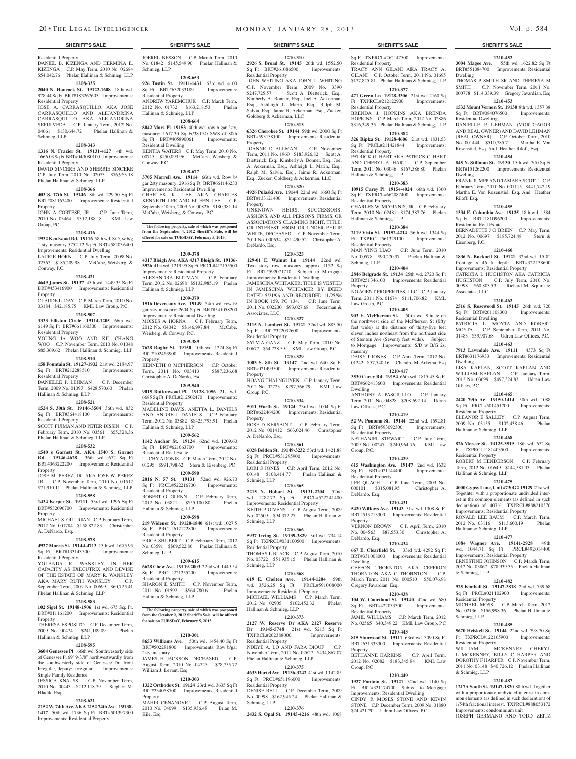Residential Property
DANIEL B. KIZENGA AND HERMINA E. KIZENGA C.P. May Term, 2010 No. 02684 $54,042.76 Phelan Hallinan & Schmieg, LLP

**1208-335**

**2040 N. Hancock St. 19122-1608** 18th wd. 978.44 Sq Ft BRT#183267605 Improvements: Residential Property
JOSE A. CARRASQUILLO, AKA JOSE CARRASQUILLO AND ALEJANDRINA CARRASQUILLO AKA ALEJANDRINA SEPULVEDA C.P. January Term, 2012 No. 04661 $130,644.72 Phelan Hallinan & Schmieg, LLP

**1208-343**

**1316 N. Frazier St. 19131-4127** 4th wd. 1666.03 Sq Ft BRT#043080100 Improvements: Residential Property
DAVID SINCERE AND SHERRIE SINCERE C.P. July Term, 2010 No. 02073 $76,963.18 Phelan Hallinan & Schmieg, LLP

**1208-366**

**403 S. 17th St. 19146** 8th wd. 229.50 Sq Ft BRT#081167400 Improvements: Residential Property
JOHN A. CORTESE, JR. C.P. June Term, 2010 No. 03464 $312,188.18 KML Law Group, PC

**1208-416**

**1932 Kentwood Rd. 19116** 58th wd. S/D, w b/g 1 sty, masonry 5752.12 Sq Ft BRT#582036400 Improvements: Residential Dwelling
LAURIE HORN C.P. July Term, 2009 No. 02567 $185,209.98 McCabe, Weisberg, & Conway, P.C.

**1208-421**

**4649 James St. 19137** 45th wd. 1449.35 Sq Ft BRT#453416900 Improvements: Residential Property
CLAUDE L. DAY C.P. March Term, 2010 No. 03184 $42,185.75 KML Law Group, P.C.

**1208-507**

**3333 Elliston Circle 19114-1205** 66th wd. 6149 Sq Ft BRT#661160300 Improvements: Residential Property
YOUNG JA WOO AND KIL CHANG WOO C.P. November Term, 2010 No. 01048 $85,369.62 Phelan Hallinan & Schmieg, LLP

**1208-510**

**158 Fountain St. 19127-1932** 21st wd. 2184.97 Sq Ft BRT#212288510 Improvements: Residential Property
DANIELLE P. LEHMAN C.P. December Term, 2009 No. 01097 $428,570.60 Phelan Hallinan & Schmieg, LLP

**1208-521**

**1524 S. 30th St. 19146-3504** 36th wd. 832 Sq Ft BRT#364418100 Improvements: Residential Property
SCOTT FUIMAN AND PETER DISSIN C.P. February Term, 2010 No. 03561 $55,328.36 Phelan Hallinan & Schmieg, LLP

**1208-532**

**1540 s Garnett St. AKA 1540 S. Garnet Rd. 19146-4628** 36th wd. 672 Sq Ft BRT#363222200 Improvements: Residential Property
JOSE M. PEREZ, JR. AKA JOSE W. PEREZ JR. C.P. November Term, 2010 No. 01512 $71,910.11 Phelan Hallinan & Schmieg, LLP

**1208-558**

**1434 Kerper St. 19111** 53rd wd. 1296 Sq Ft BRT#532096700 Improvements: Residential Property
MICHAEL S. GILLIGAN C.P. February Term, 2012 No. 001784 $158,822.83 Christopher A. DeNardo, Esq.

**1208-578**

**4927 Morris St. 19144-4713** 13th wd. 1675.95 Sq Ft BRT#133143300 Improvements: Residential Property
YOLANDA R. WANSLEY, IN HER CAPACITY AS EXECUTRIX AND DEVISE OF THE ESTATE OF MARY R. WANSLEY AKA MARY RUTH WANSLEY C.P. September Term, 2009 No. 00699 $60,725.41 Phelan Hallinan & Schmieg, LLP

**1208-583**

**102 Sigel St. 19148-1906** 1st wd. 675 Sq. Ft. BRT#011161200 Improvements: Residential Property
THERESA ESPOSITO C.P. December Term, 2009 No. 00474 $241,189.09 Phelan Hallinan & Schmieg, LLP

**1208-595**

**3604 Genessee Pl** 66th wd. Southwesterly side of Genessee Pl 69' 9-3/8" northwestwardly from the southwesterly side of Genessee Dr, front Irregular, deputy: irregular Improvements: Single Family Residence
JESSICA KNAUSS C.P. November Term, 2010 No. 00443 $212,118.79 Stephen M. Hladik, Esq.

**1208-621**

**2152 W. 74th Ave. AKA 2152 74th Ave. 19138-1417** 50th wd. 1736 Sq Ft BRT#501397300 Improvements: Residential Property
JOEREL BESSON C.P. March Term, 2010 No. 01842 $145,549.90 Phelan Hallinan & Schmieg, LLP

**1208-653**

**926 Tustin St. 19111-1431** 63rd wd. 4100 Sq Ft BRT#632033189 Improvements: Residential Property
ANDREW YAREMCHUK C.P. March Term, 2012 No. 01732 $163,218.53 Phelan Hallinan & Schmieg, LLP

**1208-664**

**8042 Mars Pl 19153** 40th wd. row b gar 2sty, masonry; 1617.30 Sq Ft/38.030 SWS of 80th Sq Ft BRT#405890061 Improvements: Residential Dwelling
KENTIA WATERS C.P. May Term, 2010 No. 00715 $150,093.96 McCabe, Weisberg, & Conway, P.C.

**1208-677**

**3705 Morrell Ave. 19114** 66th wd. Row b/ gar 2sty masonry; 2916 Sq Ft BRT#661146230 Improvements: Residential Dwelling
CHARLES K. LEE AKA CHARLES KENNETH LEE AND EILEEN LEE C.P. September Term, 2009 No. 00826 $180,381.14 McCabe, Weisberg, & Conway, P.C.

**The following property, sale of which was postponed from the September 4, 2012 Sheriff's Sale, will be offered for sale on TUESDAY, February 5, 2013.**

**1209-378**

**4317 Bleigh Ave. AKA 4317 Bleigh St. 19136-3926** 41st wd. 1219.95 Sq Ft PRCL#412155500 Improvements: Residential Property
ALEXANDRA BLITMAN C.P. February Term, 2012 No. 02698 $$132,985.19 Phelan Hallinan & Schmieg, LLP

**1209-379**

**1516 Devereaux Ave. 19149** 54th wd. row b/ gar ssty masonry; 2604 Sq Ft BRT#541058200 Improvements: Residential Dwelling
MOISES A HORNA C.P. February Term, 2012 No. 04042 $$146,997.84 McCabe, Weisberg, & Conway, P.C.

**1209-389**

**7628 Rugby St. 19150** 10th wd. 1224 Sq Ft BRT#102463900 Improvements: Residential Property
KENNETH O MCPHERSON C.P. October Term, 2011 No. 003413 $$87,236.68 Christopher A. DeNardo, Esq.

**1209-540**

**9015 Buttonwood Pl. 19128-1056** 21st wd. 6685 Sq Ft PRCL#212502470 Improvements: Residential Property
MADELINE DAVIS, ANETTA L. DANIELS AND ANDRE L. DANIELS C.P. February Term, 2012 No. 03882 $$425,793.91 Phelan Hallinan & Schmieg, LLP

**1209-562**

**1142 Anchor St. 19124** 62nd wd. 1209.60 Sq Ft BRT#621063700 Improvements: Residential Real Estate
LUCHY ADONIS C.P. March Term, 2012 No. 01295 $$91,798.62 Stern & Eisenberg, PC

**1209-590**

**2016 N. 57 St. 19131** 52nd wd. 926.70 Sq Ft PRCL#522216700 Improvements: Residential Property
ROBERT G. GLENN C.P. February Term, 2012 No. 03821 $$55,100.80 Phelan Hallinan & Schmieg, LLP

**1209-598**

**219 Widener St. 19120-1840** 61st wd. 1027.5 Sq Ft PRCL#612122800 Improvements: Residential Property
ERICA SHUBERT C.P. February Term, 2012 No. 03591 $$69,522.86 Phelan Hallinan & Schmieg, LLP

**1209-615**

**6628 Chew Ave. 19119-2003** 22nd wd. 1449.54 Sq Ft PRCL#221255200 Improvements: Residential Property
SHARON E SMITH C.P. November Term, 2011 No. 01592 $$64,780.61 Phelan Hallinan & Schmieg, LLP

**The following property, sale of which was postponed from the October 2, 2012 Sheriff's Sale, will be offered for sale on TUESDAY, February 5, 2013.**

**1210-301**

**8653 Williams Ave.** 50th wd. 1454.40 Sq Ft BRT#502281800 Improvements: Row b/gar 2sty, masonry
JAMES H JACKSON, DECEASED C.P. August Term, 2010 No. 04723 $78,755.72 William J. Levant, Esq.

**1210-303**

**1322 Orthodox St. 19124** 23rd wd. 3635 Sq Ft BRT#234058700 Improvements: Residential Property
MAHIR CENANOVIC C.P. August Term, 2010 No. 04099 $135,936.48 Brian M. Kile, Esq.

**1210-310**

**2926 S. Broad St. 19145** 26th wd. 1552.50 Sq Ft BRT#261086500 Improvements: Residential Property
JOHN WHITING AKA JOHN L. WHITING C.P. November Term, 2009 No. 3390 $247,725.57 Scott A. Dietterick, Esq., Kimberly A. Bonner, Esq., Joel A. Ackerman, Esq., Ashleigh L. Marin, Esq., Ralph M. Salvia, Esq., Jaime R. Ackerman, Esq., Zucker, Goldberg & Ackerman, LLC

**1210-313**

**6326 Cherokee St. 19144** 59th wd. 2000 Sq Ft BRT#593138100 Improvements: Residential Property
JOANNE D ALLMAN C.P. November Term, 2011 No. 1960 $183,926.82 Scott A. Dietterick, Esq., Kimberly A. Bonner, Esq., Joel A. Ackerman, Esq., Ashleigh L. Marin, Esq., Ralph M. Salvia, Esq., Jaime R. Ackerman, Esq., Zucker, Goldberg & Ackerman, LLC

**1210-320**

**4926 Pulaski Ave. 19144** 22nd wd. 1660 Sq Ft BRT#133121400 Improvements: Residential Property
UNKNOWN HEIRS, SUCCESSORS, ASSIGNS, AND ALL PERSONS, FIRMS, OR ASSOCIATIONS CLAIMING RIGHT, TITLE, OR INTEREST FROM OR UNDER PHILIP WHITE, DECEASED C.P. November Term, 2011 No. 000634 $51,490.52 Christopher A. DeNardo, Esq.

**1210-325**

**129-01 E. Walnut Ln 19144** 22nd wd. Two story row, masonry; approx 1152 Sq Ft BRT#592071710 Subject to Mortgage Improvements: Residential Dwelling
JAMESCINA WHITAKER; TITLE IS VESTED IN JAMESCINA WHITAKER BY DEED DATED 5/21/96 AND RECORDED 11/25/96 IN BOOK 159, PG 134. C.P. June Term, 2011 No. 002200 $93,027.68 Federman & Associates, LLC.

**1210-327**

**2115 N. Lambert St. 19121** 32nd wd. 883.50 Sq Ft BRT#322032600 Improvements: Residential Property
SYLVIA GANZ C.P. May Term, 2010 No. 00677 $54,728.59 KML Law Group, P.C.

**1210-329**

**1003 S. 8th St. 19147** 2nd wd. 640 Sq Ft BRT#021499500 Improvements: Residential Property
HOANG THAI NGUYEN C.P. January Term, 2012 No. 02723 $297,566.79 KML Law Group, P.C.

**1210-334**

**5011 Worth St. 19124** 23rd wd. 1004 Sq Ft BRT#622464200 Improvements: Residential Property
ROSE D KERSAINT C.P. February Term, 2012 No. 001412 $63,024.46 Christopher A. DeNardo, Esq.

**1210-361**

**6028 Belden St. 19149-3232** 53rd wd. 1421.88 Sq Ft PRCL#531295900 Improvements: Residential Property
LORI S JONES C.P. April Term, 2012 No. 00148 $108,414.77 Phelan Hallinan & Schmieg, LLP

**1210-365**

**2215 N. Hobart St. 19131-2204** 52nd wd. 1282.77 Sq Ft PRCL#522241400 Improvements: Residential Property
KEITH P GIVENS C.P. August Term, 2009 No. 02509 $94,372.27 Phelan Hallinan & Schmieg, LLP

**1210-366**

**5937 Irving St. 19139-3829** 3rd wd. 734.14 Sq Ft TXPRCL#031100500 Improvements: Residential Property
THOMAS L BLACK C.P. August Term, 2010 No. 03722 $51,935.15 Phelan Hallinan & Schmieg, LLP

**1210-368**

**619 E. Chelten Ave. 19144-1204** 59th wd. 3526.25 Sq Ft PRCL#591008000 Improvements: Residential Property
MICHAEL WILLIAMS C.P. March Term, 2012 No. 02905 $102,452.32 Phelan Hallinan & Schmieg, LLP

**1210-373**

**2127 W. Reserve Dr AKA 2127 Reserve Dr 19145-5748** 21st wd. 5213 Sq Ft TXPRCL#262388000 Improvements: Residential Property
NDEYE A. LO AND FARA DIOUF C.P. November Term, 2011 No. 02627 $434,867.07 Phelan Hallinan & Schmieg, LLP

**1210-375**

**4633 Hartel Ave. 19136-3242** 41st wd. 1142.85 Sq Ft PRCL#651196000 Improvements: Residential Property
DENISE BELL C.P. December Term, 2009 No. 00998 $162,945.24 Phelan Hallinan & Schmieg, LLP

**1210-376**

**2432 S. Opal St. 19145-4216** 48th wd. 1068 Sq Ft TXPRCL#262147500 Improvements: Residential Property
TRACY ANN GILANI AKA TRACY A. GILANI C.P. October Term, 2011 No. 01695 $177,825.81 Phelan Hallinan & Schmieg, LLP

**1210-377**

**471 Green Ln 19128-3306** 21st wd. 2160 Sq Ft TXPRCL#212122900 Improvements: Residential Property
BRENDA J. HOPKINS AKA BRENDA HOPKINS C.P. March Term, 2012 No. 02886 $316,349.35 Phelan Hallinan & Schmieg, LLP

**1210-382**

**326 Ripka St. 19128-4606** 21st wd. 1831.53 Sq Ft PRCL#211421844 Improvements: Residential Property
PATRICK G. HART AKA PATRICK C. HART AND CHERYL A. HART C.P. September Term, 2011 No. 03046 $167,586.80 Phelan Hallinan & Schmieg, LLP

**1210-383**

**10915 Carey Pl 19154-4024** 66th wd. 1360 Sq Ft TXPRCL#662087400 Improvements: Residential Property
CHARLES W. MCGINNIS, JR C.P. February Term, 2010 No. 02481 $174,387.76 Phelan Hallinan & Schmieg, LLP

**1210-384**

**2119 Vista St. 19152-4214** 56th wd. 1344 Sq Ft TXPRCL#561329100 Improvements: Residential Property
MAN YING LIAO C.P. June Term, 2010 No. 00578 $90,270.37 Phelan Hallinan & Schmieg, LLP

**1210-404**

**2846 Belgrade St. 19134** 25th wd. 2720 Sq Ft BRT#251346100 Improvements: Residential Property
NO AGENT PROPERTIES, LLC C.P. January Term, 2011 No. 01674 $111,706.82 KML Law Group, P.C.

**1210-405**

**903 E. McPherson St.** 50th wd. Situate on the northwest side of the McPherson St (fifty feet wide) at the distance of thirty-five feet eleven inches northeast from the northeast side of Stenton Ave (Seventy feet wide). Subject to Mortgage Improvements: S/D w B/G 2s, masonry
DAISY J JONES C.P. April Term, 2012 No. 01242 $57,540.16 Chandra M. Arkema, Esq

**1210-417**

**3530 Carey Rd. 19154** 66th wd. 1815.45 Sq Ft BRT#662413600 Improvements: Residential Dwelling
ANTHONY A. PASCIULLO C.P. January Term, 2011 No. 04828 $208,692.14 Udren Law Offices, P.C.

**1210-419**

**52 W. Pomona St. 19144** 22nd wd. 1692.81 Sq Ft BRT#593092300 Improvements: Residential Property
NATHANIEL STEWART C.P. July Term, 2009 No. 00247 $240,964.76 KML Law Group, P.C.

**1210-429**

**615 Washington Ave. 19147** 2nd wd. 1632 Sq Ft BRT#021144400 Improvements: Residential Property
LEE QUACH C.P. June Term, 2009 No. 000101 $315,081.95 Christopher A. DeNardo, Esq.

**1210-431**

**5420 Willows Ave. 19143** 51st wd. 1308 Sq Ft BRT#513213300 Improvements: Residential Property
VERNON BROWN C.P. April Term, 2010 No. 004563 $87,553.30 Christopher A. DeNardo, Esq.

**1210-434**

**667 E. Clearfield St.** 33rd wd. 4292 Sq Ft BRT#331008000 Improvements: Residential Dwelling
CEFFON THORNTON AKA CEFFRON THORNTON AKA C THORNTON C.P. March Term, 2011 No. 000510 $50,076.98 Gregory Javardian, Esq.

**1210-438**

**104 W. Courtland St. 19140** 42nd wd. 680 Sq Ft BRT#422033300 Improvements: Residential Property
JAMIL WILLIAMS C.P. March Term, 2012 No. 02565 $40,349.22 KML Law Group, P.C

**1210-443**

**815 Stanwood St. 19111** 63rd wd. 3090 Sq Ft BRT#631333300 Improvements: Residential Property
BETHANNE HARKINS C.P. April Term, 2012 No. 02082 $183,345.84 KML Law Group, P.C

**1210-449**

**1927 Fontain St. 19121** 32nd wd. 1140 Sq Ft BRT#321174700 Subject to Mortgage Improvements: Residential Dwelling
CINDY R MOSES STONE AND KEVIN STONE C.P. December Term, 2009 No. 01880 $24,421.20 Udren Law Offices, P.C.

**1210-452**

**3004 Magee Ave.** 55th wd. 1622.82 Sq Ft BRT#551084700 Improvements: Residential Dwelling
THOMAS P SMITH SR AND THERESA M SMITH C.P. November Term, 2011 No. 000778 $114,339.39 Gregory Javardian, Esq

**1210-453**

**1532 Mount Vernon St. 19130** 8th wd. 1357.38 Sq Ft BRT#084076500 Improvements: Residential Dwelling
DANIELLE P LEHMAN (MORTGAGOR AND REAL OWNER) AND DAVID LEHMAN (REAL OWNER) C.P. October Term, 2010 No. 001444 $510,785.71 Martha E. Von Rosenstiel, Esq. And Heather Riloff, Esq.

**1210-454**

**845 N. Stillman St. 19130** 15th wd. 700 Sq Ft BRT#151262200 Improvements: Residential Dwelling
FRANK JUMPP AND TAMARA SCOTT C.P. February Term, 2010 No. 001115 $441,742.19 Martha E. Von Rosenstiel, Esq. And Heather Riloff, Esq.

**1210-455**

**1334 E. Columbia Ave. 19125** 18th wd. 1584 Sq Ft BRT#181096200 Improvements: Residential Real Estate
BERNADETTE J O'BRIEN C.P. May Term, 2012 No. 00697 $185,724.48 Stern & Eisenberg, P.C.

**1210-460**

**1836 N. Bucknell St. 19121** 32nd wd. 15'8" frontage x 46 ft depth BRT#322138600 Improvements: Residential Property
CATRICIA L HUGHSTON AKA CATRICIA HUGHSTON C.P. July Term, 2010 No. 00998 $60,803.53 Richard M. Squire & Associates, LLC

**1210-462**

**2516 S. Rosewood St. 19145** 26th wd. 720 Sq Ft BRT#261108300 Improvements: Residential Dwelling
PATRICIA L. MOYTA AND ROBERT MOYTA C.P. September Term, 2011 No. 01483 $39,907.68 Udren Law Offices, P.C.

**1210-463**

**7913 Lawndale Ave. 19111** 4373 Sq Ft BRT#631176933 Improvements: Residential Dwelling
LISA KAPLAN, SCOTT KAPLAN AND WILLIAM KAPLAN C.P. January Term, 2012 No. 03699 $497,324.83 Udren Law Offices, P.C.

**1210-465**

**2420 79th Ae 19150-1414** 50th wd. 1088 Sq Ft PRCL#501451700 Improvements: Residential Property
ELEANOR E SALLEY C.P. August Term, 2009 No. 03155 $102,438.46 Phelan Hallinan & Schmieg, LLP

**1210-468**

**826 Mercer St. 19125-3519** 18th wd. 672 Sq Ft TXPRCL#181403500 Improvements: Residential Property
ROBERT M HENDERSON C.P. February Term, 2012 No. 01649 $144,581.03 Phelan Hallinan & Schmieg, LLP

**1210-475**

**4000 Gypsy Lane, Unit #730G2 19129** 21st wd. Togethter with a proportionate undivided interest in the common elements (as defined in such declaration) of .407% TXPRCL#888210376 Improvements: Residential Property
RONALD LEE BAUM C.P. March Term, 2012 No. 03116 $113,600.19 Phelan Hallinan & Schmieg, LLP

**1210-477**

**1084 Wagner Ave. 19141-2928** 49th wd. 1044.71 Sq Ft PRCL#492014400 Improvements: Residential Property
ERNESTINE JOHNSON C.P. March Term, 2012 No. 03867 $78,939.35 Phelan Hallinan & Schmieg, LLP

**1210-482**

**925 Kimball St. 19147-3818** 2nd wd. 739.68 Sq Ft PRCL#021102900 Improvements: Residential Property
MICHAEL MOSS C.P. March Term, 2012 No. 02136 $156,998.36 Phelan Hallinan & Schmieg, LLP

**1210-485**

**5670 Heiskell St. 19144** 22nd wd. 798.70 Sq Ft TXPRCL#122165900 Improvements: Residential Property
WILLIAM J MCKENNEY, CHERYL L MCKENNEY, BILLY C HARPER AND DOROTHY F HARPER C.P. November Term, 2011 No. 03148 $40,726.12 Phelan Hallinan & Schmieg, LLP

**1210-487**

**1217A South St. 19147-1820** 88th wd. Together with a proportionate undivided interest in common elements (as defined in such declaration) of 1/54th fractional interest. TXPRCL#888053172 Improvements: condominium unit
JOSEPH GERMANO AND TODD ZEITZ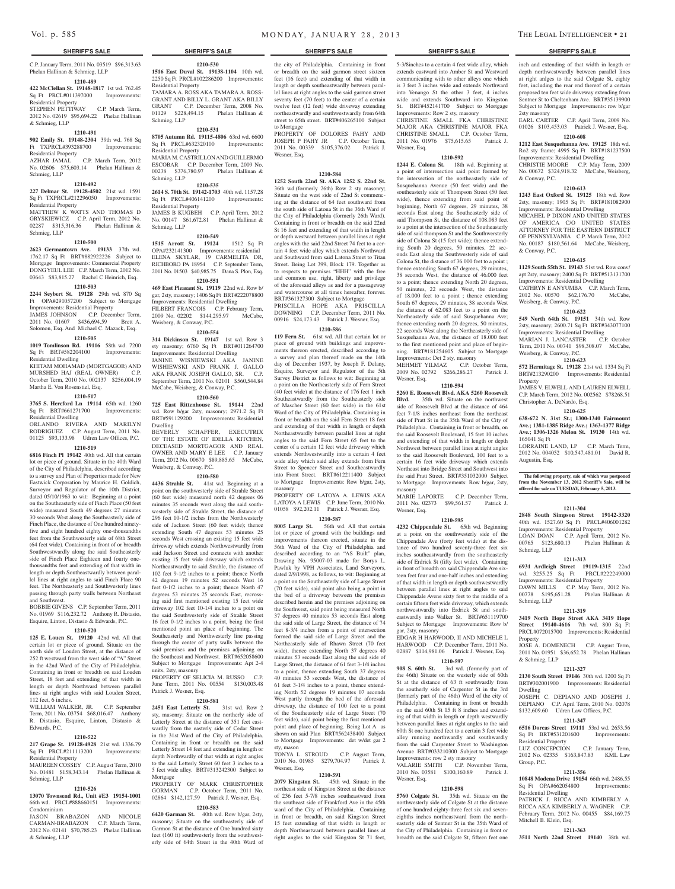## SHERIFF'S SALE

C.P. January Term, 2011 No. 03519 $96,313.63 Phelan Hallinan & Schmieg, LLP

**1210-489**

**422 McClellan St. 19148-1817** 1st wd. 762.45 Sq Ft PRCL#011397000 Improvements: Residential Property

STEPHEN PETTIWAY C.P. March Term, 2012 No. 02619 $95,694.22 Phelan Hallinan & Schmieg, LLP

**1210-491**

**902 Emily St. 19148-2304** 39th wd. 768 Sq Ft TXPRCL#393288700 Improvements: Residential Property

AZHAR JAMAL C.P. March Term, 2012 No. 02606 $75,603.14 Phelan Hallinan & Schmieg, LLP

**1210-492**

**227 Delmar St. 19128-4502** 21st wd. 1591 Sq Ft TXPRCL#212296050 Improvements: Residential Property

MATTHEW K WATTS AND THOMAS D GRYSKIEWICZ C.P. April Term, 2012 No. 02287 $315,316.36 Phelan Hallinan & Schmieg, LLP

**1210-500**

**2623 Germantown Ave. 19133** 37th wd. 1762.17 Sq Ft BRT#882922226 Subject to Mortgage Improvements: Commercial Property DONG YEUL LEE C.P. March Term, 2012 No. 03643 $83,815.27 Rachel C Heinrich, Esq.

**1210-503**

**2244 Seybert St. 19128** 29th wd. 870 Sq Ft OPA#291057200 Subject to Mortgage Improvements: Residential Property

JAMES JOHNSON C.P. December Term, 2011 No. 01607 $436,694.59 Brett A. Solomon, Esq. And Michael C. Mazack, Esq.

**1210-505**

**1019 Tomlinson Rd. 19116** 58th wd. 7200 Sq Ft BRT#582204100 Improvements: Residential Dwelling

KHITAM MOHAMAD (MORTGAGOR) AND MURSHED HAJ (REAL OWNER) C.P. October Term, 2010 No. 002137 $256,004.19 Martha E. Von Rosenstiel, Esq.

**1210-517**

**3765 S. Hereford Ln 19114** 65th wd. 1260 Sq Ft BRT#661271700 Improvements: Residential Dwelling

ORLANDO RIVERA AND MARILYN RODRIGUEZ C.P. August Term, 2011 No. 01125 $93,133.98 Udren Law Offices, P.C.

**1210-519**

**6816 Finch Pl 19142** 40th wd. All that certain lot or piece of ground. Situate in the 40th Ward of the City of Philadelphia, described according to a survey and Plan of Properties made for New Eastwick Corporation by Maurice H. Goldich, Surveyor and Regulator of the 10th District, dated 05/10/1963 to wit: Beginning at a point on the Southeasterly side of Finch Place (50 feet wide) measured South 49 degrees 27 minutes 30 seconds West along the Southeasterly side of Finch Place, the distance of One hundred ninety-five and eight hundred eighty one-thousandths feet from the Southwesterly side of 68th Street (64 feet wide). Containing in front or or breadth Southwestwardly along the said Southeasterly side of Finch Place Eighteen and fourty one-thousandths feet and extending of that width in length or depth Southeastwardly between parallel lines at right angles to said Finch Place 90 feet. The Northeasterly and Southwesterly lines passing through party walls between Northeast and Southwest.

BOBBIE GIVENS C.P. September Term, 2011 No. 01969 $116,232.72 Anthony R. Distasio, Esquire, Linton, Distasio & Edwards, P.C.

**1210-520**

**125 E. Louen St. 19120** 42nd wd. All that certain lot or piece of ground. Situate on the north side of Louden Street, at the distance of 252 ft westward from the west side of "A" Street in the 42nd Ward of the City of Philadelphia. Containing in front or breadth on said Louden Street, 18 feet and extending of that width in length or depth Northward between parallel lines at right angles with said Louden Street, 112 feet, 6 inches.

WILLIAM WALKER, JR. C.P. September Term, 2011 No. 03754 $68,016.47 Anthony R. Distasio, Esquire, Linton, Distasio & Edwards, P.C.

**1210-522**

**217 Grape St. 19128-4928** 21st wd. 1336.79 Sq Ft PRCL#211113200 Improvements: Residential Property

MAUREEN COSSEY C.P. August Term, 2010 No. 01481 $158,343.14 Phelan Hallinan & Schmieg, LLP

**1210-526**

**13070 Townsend Rd., Unit #E3 19154-1001** 66th wd. PRCL#888660151 Improvements: Condominium

JASON BRABAZON AND NICOLE CARMAN-BRABAZON C.P. March Term, 2012 No. 02141 $70,785.23 Phelan Hallinan & Schmieg, LLP

**1210-530**

**1516 East Duval St. 19138-1104** 10th wd. 2250 Sq Ft PRCL#102286200 Improvements: Residential Property

TAMARA A. ROSS AKA TAMARA A. ROSS-GRANT AND BILLY L. GRANT AKA BILLY GRANT C.P. December Term, 2008 No. 01129 $228,494.15 Phelan Hallinan & Schmieg, LLP

**1210-531**

**8705 Autumn Rd. 19115-4806** 63rd wd. 6600 Sq Ft PRCL#632320100 Improvements: Residential Property

MARIA M. CASTRILLON AND GUILLERMO ESCOBAR C.P. December Term, 2009 No. 00238 $376,780.97 Phelan Hallinan & Schmieg, LLP

**1210-535**

**2614 S. 70th St. 19142-1703** 40th wd. 1157.28 Sq Ft PRCL#406141200 Improvements: Residential Property

JAMES B KUGBEH C.P. April Term, 2012 No. 00147 $61,672.81 Phelan Hallinan & Schmieg, LLP

**1210-549**

**1515 Arrott St. 19124** 1512 Sq Ft OPA#232141300 Improvements: residential ELENA SKYLAR, 19 CARMELITA DR, RICHBORO PA 18954 C.P. September Term, 2011 No. 01503 $40,985.75 Dana S. Plon, Esq.

**1210-551**

**469 East Pleasant St. 19119** 22nd wd. Row b/gar, 2sty, masonry; 1406 Sq Ft BRT#222078800 Improvements: Residential Dwelling

FILBERT FRANCOIS C.P. February Term, 2009 No. 02202 $144,295.97 McCabe, Weisberg, & Conway, P.C.

**1210-554**

**314 Dickinson St. 19147** 1st wd. Row 3 sty masonry; 6760 Sq Ft BRT#011264700 Improvements: Residential Dwelling

JANINE WISNIEWSKI AKA JANINE WISHIEWSKI AND FRANK J. GALLO AKA FRANK JOSEPH GALLO, SR. C.P. September Term, 2011 No. 02101 $560,544.84 McCabe, Weisberg, & Conway, P.C.

**1210-560**

**725 East Rittenhouse St. 19144** 22nd wd. Row b/gar 2sty, masonry; 2971.2 Sq Ft BRT#591129200 Improvements: Residential Dwelling

BEVERLY SCHAFFER, EXECUTRIX OF THE ESTATE OF IDELLA KITCHEN, DECEASED MORTGAGOR AND REAL OWNER AND MARY E LEE C.P. January Term, 2012 No. 00670 $89,885.65 McCabe, Weisberg, & Conway, P.C.

**1210-580**

**4436 Strahle St.** 41st wd. Beginning at a point on the southwesterly side of Strahle Street (60 feet wide) measured north 42 degrees 06 minutes 35 seconds west along the said southwesterly side of Strahle Street, the distance of 296 feet 10-1/2 inches from the Northwesterly side of Jackson Street (60 feet wide); thence extending South 47 degrees 53 minutes 25 seconds West crossing an existing 15 feet wide driveway which extends Northwestwardly from said Jackson Street and connects with another existing 15 feet wide driveway which extends Northeastwardly to said Strahle, the distance of 102 feet 9-1/2 inches to a point; thence North 42 degrees 19 minutes 52 seconds West 16 feet 0-1/2 inches to a point; thence North 47 degrees 53 minutes 25 seconds East, recrossing said first mentioned existing 15 feet wide driveway 102 feet 10-1/4 inches to a point on the said Southwesterly side of Strahle Street 16 feet 0-1/2 inches to a point, being the first mentioned point an place of beginning. The Southeasterly and Northwesterly line passing through the center of party walls between the said premises and the premises adjoining on the Southeast and Northwest. BRT#652058600 Subject to Mortgage Improvements: Apt 2-4 units, 2sty, masonry

PROPERTY OF SELICIA M. RUSSO C.P. June Term, 2011 No. 00554 $130,003.48 Patrick J. Wesner, Esq.

**1210-581**

**2451 East Letterly St.** 31st wd. Row 2 sty, masonry; Situate on the northerly side of Letterly Street at the distance of 351 feet eastwardly from the easterly side of Cedar Street in the 31st Ward of the City of Philadelphia. Containing in front or breadth on the said Letterly Street 14 feet and extending in length or depth Northwardly of that width at right angles to the said Letterly Street 60 feet 3 inches to a 5 feet wide alley. BRT#313242300 Subject to Mortgage

PROPERTY OF MARK CHRISTOPHER GORMAN C.P. October Term, 2011 No. 02864 $142,127.59 Patrick J. Wesner, Esq.

**1210-583**

**6420 Garman St.** 40th wd. Row b/gar, 2sty, masonry; Situate on the southeasterly side of Garmon St at the distance of One hundred sixty feet (160 ft) southwesterly from the southwesterly side of 64th Street in the 40th Ward of the city of Philadelphia. Containing in front or breadth on the said garmon street sixteen feet (16 feet) and extending of that width in length or depth southeastwardly between parallel lines at right angles to the said garmon street seventy feet (70 feet) to the center of a certain twelve feet (12 feet) wide driveway extending northeastwardly and southwestwardly from 64th street to 65th street. BRT#406265100 Subject to Mortgage

PROPERTY OF DOLORES FAHY AND JOSEPH P FAHY JR C.P. October Term, 2011 No. 00339 $105,376.02 Patrick J. Wesner, Esq.

**1210-584**

**1252 South 22nd St. AKA 1252 S. 22nd St.** 36th wd.(formerly 26th) Row 2 sty masonry; Situate on the west side of 22nd St commencing at the distance of 64 feet southward from the south side of Latona St in the 36th Ward of the City of Philadelphia (formerly 26th Ward). Containing in front or breadth on the said 22nd St 16 feet and extending of that width in length or depth westward between parallel lines at right angles with the said 22nd Street 74 feet to a certain 4 feet wide alley which extends Northward and Southward from said Latona Street to Titan Street. Being Lot 399, Block 179. Together as to respects to premises "HHH" with the free and common use, right, liberty and privilege of the aforesaid alleys as and for a passageway and watercourse at all times hereafter, forever. BRT#361327300 Subject to Mortgage

PRISCILLA HOPE AKA PRISCILLA DOWNING C.P. December Term, 2011 No. 00916 $24,173.43 Patrick J. Wesner, Esq.

**1210-586**

**119 Fern St.** 61st wd. All that certain lot or piece of ground with buildings and improvements thereon erected, described according to a survey and plan thereof made on the 14th day of December 1937, by Joseph F. Delany, Esquire, Surveyor and Regulator of the 5th Survey District as follows to wit: Beginning at a point on the Northeasterly side of Fern Street (40 feet wide) at the distance of 176 feet 1 inch Southeastwardly from the Southeasterly side of Mascher Street (60 feet wide) in the 61st Ward of the City of Philadelphia. Containing in front or breadth on the said Fern Street 18 feet and extending of that width in length or depth Northeastwardly between parallel lines at right angles to the said Fern Street 65 feet to the center of a certain 12 feet wide driveway which extends Northwestwardly into a certain 4 feet wide alley which said alley extends from Fern Street to Spencer Street and Southeastwardly into Front Street. BRT#612211400 Subject to Mortgage Improvements: Row b/gar, 2sty, masonry

PROPERTY OF LATOYA A. LEWIS AKA LATOYA A LEWIS C.P. June Term, 2010 No. 01058 $92,202.11 Patrick J. Wesner, Esq.

**1210-587**

**8005 Large St.** 56th wd. All that certain lot or piece of ground with the buildings and improvements thereon erected, situate in the 56th Ward of the City of Philadelphia and described according to an "AS Built" plan, Drawing No. 95007-03 made for Borys L. Pawluk by VPH Associates, Land Surveyors, dated 2/9/1998, as follows, to wit: Beginning at a point on the Southeasterly side of Large Street (70 feet wide), said point also being a point in the bed of a driveway between the premises described herein and the premises adjoining on the Southwest, said point being measured North 37 degrees 40 minutes 53 seconds East along the said side of Large Street, the distance of 74 feet 8-3/4 inches from a point of intersection formed the said side of Large Street and the Northeasterly side of Rhawn Street (70 feet wide), thence extending North 37 degrees 40 minutes 53 seconds East along the said side of Large Street, the distance of 61 feet 3-1/4 inches to a point, thence extending South 37 degrees 40 minutes 53 seconds West, the distance of 61 feet 3-1/4 inches to a point, thence extending North 52 degrees 19 minutes 07 seconds West partly through the bed of the aforesaid driveway, the distance of 100 feet to a point of the Southeasterly side of Large Street (70 feet wide), said point being the first mentioned point and place of beginning. Being Lot A as shown on said Plan BRT#562438400 Subject to Mortgage Improvements: det w/det gar 2 sty, mason

TONYA L. STROUD C.P. August Term, 2010 No. 01985 $279,704.97 Patrick J. Wesner, Esq.

**1210-591**

**2079 Kingston St.** 45th wd. Situate in the northeast side of Kingston Street at the distance of 236 feet 5-7/8 inches southeastward from the southeast side of Frankford Ave in the 45th ward of the City of Philadelphia. Containing in front or breadth, on said Kingston Street 15 feet extending of that width in length or depth Northeastward between parallel lines at right angles to the said Kingston St 71 feet, 5-3/8inches to a certain 4 feet wide alley, which extends eastward into Amber St and Westward communicating with to other alleys one which is 3 feet 3 inches wide and extends Northward into Venango St the other 3 feet, 4 inches wide and extends Southward into Tioga St. BRT#452141700 Subject to Mortgage Improvements: Row 2 sty, masonry

CHRISTINE SMALL FKA CHRISTINE MAJOR AKA CHRISTINE MAJOR FKA CHRISTINE SMALL C.P. October Term, 2011 No. 01976 $75,615.65 Patrick J. Wesner, Esq.

**1210-592**

**1244 E. Colona St.** 18th wd. Beginning at a point of interesection said point formed by the intersection of the northeasterly side of Susquehanna Avenue (50 feet wide) and the southeasterly side of Thompson Street (50 feet wide), thence extending from said point of beginning, North 67 degrees, 29 minutes, 38 seconds East along the Southeasterly side of said Thompson St, the distance of 108.083 feet to a point at the intersection of the Southeasterly side of said thompson St and the Southwersterly side of Colona St (15 feet wide); thence extending South 20 degrees, 50 minutes, 22 seconds East along the Southwesterly side of said Colona St, the distance of 36.000 feet to a point ; thence extending South 67 degrees, 29 minutes, 38 seconds West, the distance of 46.000 feet to a point; thence extending North 20 degrees, 50 minutes, 22 seconds West, the distance of 18.000 feet to a point ; thence extending South 67 degrees, 29 minutes, 38 seconds West the distance of 62.083 feet to a point on the Northeasterly side of said Susquehanna Ave; thence extending north 20 degrees, 50 minutes, 22 seconds West along the Northeasterly side of Susquehanna Ave, the distance of 18.000 feet to the first mentioned point and place of beginning. BRT#181254605 Subject to Mortgage Improvements: Det 2 sty, masonry

MEHMET YILMAZ C.P. October Term, 2009 No. 02792 $266,286.27 Patrick J. Wesner, Esq.

**1210-594**

**5260 E. Roosevelt Blvd. AKA 5260 Roosevelt Blvd.** 35th wd. Situate on the northwest side of Roosevelt Blvd at the distance of 464 feet 7-1/8 inches northeast from the northeast side of Pratt St in the 35th Ward of the City of Philadelphia. Containing in front or breadth, on the said Roosevelt Boulevard, 15 feet 10 inches and extending of that width in length or depth Northwest between parallel lines at right angles to the said Roosevelt Boulevard, 100 feet to a certain 16 feet wide driveway which extends Northeast into Bridge Street and Southwest into the said Pratt Street. BRT#351032000 Subject to Mortgage Improvements: Row b/gar, 2sty, masonry

MARIE LAPORTE C.P. December Term, 2011 No. 02373 $99,561.57 Patrick J. Wesner, Esq.

**1210-595**

**4232 Chippendale St.** 65th wd. Beginning at a point on the southwesterly side of the Chippendale Ave (forty feet wide) at the distance of two hundred seventy-three feet six inches southwestwardly from the southeasterly side of Erdrick St (fifty feet wide). Containing in front of breadth on said Chippendale Ave sixteen feet four and one-half inches and extending of that width in length or depth southwestwardly between parallel lines at right angles to said Chippendale Avene sixty feet to the middle of a certain fifteen feet wide driveway, which extends northwestwardly into Erdrick St and southeastwardly into Walker St. BRT#651119700 Subject to Mortgage Improvements: Row b/gar, 2sty, masonry

EDGAR H HARWOOD, II AND MICHELE L HARWOOD C.P. December Term, 2011 No. 02887 $114,981.06 Patrick J. Wesner, Esq.

**1210-597**

**908 S. 60th St.** 3rd wd. (formerly part of the 46th) Situate on the westerly side of 60th St at the distance of 63 ft southwardly from the southerly side of Carpenter St in the 3rd (formerly part of the 46th) Ward of the city of Philadelphia. Containing in front or breadth on the said 60th St 15 ft 8 inches and extending of that width in length or depth westwardly between parallel lines at right angles to the said 60th St one hundred feet to a certain 3 feet wide alley running northwardly and southwardly from the said Carpenter Street to Washington Avenue BRT#033210300 Subject to Mortgage Improvements: row 2 sty masonry

VALARIE SMITH C.P. November Term, 2010 No. 03581 $100,160.89 Patrick J. Wesner, Esq.

**1210-598**

**5760 Colgate St.** 35th wd. Situate on the northwesterly side of Colgate St at the distance of one hundred eighty-three feet six and seven-eighths inches northeastward from the northeasterly side of Sentner St in the 35th Ward of the City of Philadelphia. Containing in front or breadth on the said Colgate St, fifteen feet one inch and extending of that width in length or depth northwestwardly between parallel lines at right anlges to the said Colgate St, eighty feet, including the rear end thereof of a certain proposed ten feet wide driveway extending from Sentner St to Cheltenham Ave. BRT#35139900 Subject to Mortgage Improvements: row b/gar 2sty masonry

EARL CARTER C.P. April Term, 2009 No. 01026 $103,453.03 Patrick J. Wesner, Esq.

**1210-608**

**1212 East Susquehanna Ave. 19125** 18th wd. Ro2 sty frame; 4995 Sq Ft BRT#181237500 Improvements: Residential Dwelling

CHRISTIE MOORE C.P. May Term, 2009 No. 00672 $324,918.32 McCabe, Weisberg, & Conway, P.C.

**1210-613**

**1243 East Oxford St. 19125** 18th wd. Row 2sty, masonry; 1905 Sq Ft BRT#181082900 Improvements: Residential Dwelling

MICAHEL P DIXON AND UNITED STATES OF AMERICA C/O UNITED STATES ATTORNEY FOR THE EASTERN DISTRICT OF PENNSYLVANIA C.P. March Term, 2012 No. 00187 $180,561.64 McCabe, Weisberg, & Conway, P.C.

**1210-615**

**1129 South 55th St. 19143** 51st wd. Row conv/apt 2sty, masonry; 2400 Sq Ft BRT#513131700 Improvements: Residential Dwelling

CATHRYN E ANYUMBA C.P. March Term, 2012 No. 00570 $62,176.70 McCabe, Weisberg, & Conway, P.C.

**1210-622**

**549 North 64th St. 19151** 34th wd. Row 2sty, masonry; 2600.71 Sq Ft BRT#343077100 Improvements: Residential Dwelling

MARIAN J. LANCASTER C.P. October Term, 2011 No. 00741 $98,308.07 McCabe, Weisberg, & Conway, P.C.

**1210-623**

**572 Hermitage St. 19128** 21st wd. 1334 Sq Ft BRT#213290200 Improvements: Residential Property

JAMES V. ELWELL AND LAUREN ELWELL C.P. March Term, 2012 No. 002562 $78268.51 Christopher A. DeNardo, Esq.

**1210-625**

**638-672 N. 31st St.; 1300-1340 Fairmount Ave.; 1381-1385 Ridge Ave.; 1363-1377 Ridge Ave.; 1306-1326 Melon St. 19130** 14th wd. 165041 Sq Ft

LORRAINE LAND, LP C.P. March Term, 2012 No. 004052 $10,547,481.01 David R. Augustin, Esq.

**The following property, sale of which was postponed from the November 13, 2012 Sheriff's Sale, will be offered for sale on TUESDAY, February 5, 2013.**

**1211-304**

**2848 South Simpson Street 19142-3320** 40th wd. 1527.60 Sq Ft PRCL#406001282 Improvements: Residential Property

LOAN DOAN C.P. April Term, 2012 No. 00765 $123,680.13 Phelan Hallinan & Schmieg, LLP

**1211-313**

**6931 Ardleigh Street 19119-1315** 22nd wd. 3255.25 Sq Ft PRCL#222249000 Improvements: Residential Property

DAWN MILLS C.P. May Term, 2012 No. 00778 $195,651.28 Phelan Hallinan & Schmieg, LLP

**1211-319**

**3419 North Hope Street AKA 3419 Hope Street 19140-4616** 7th wd. 800 Sq Ft PRCL#072015700 Improvements: Residential Property

JOSE A. DOMENECH C.P. August Term, 2011 No. 01951 $36,652.78 Phelan Hallinan & Schmieg, LLP

**1211-327**

**2130 South Street 19146** 30th wd. 1200 Sq Ft BRT#302001900 Improvements: Residential Dwelling

JOSEPH C. DEPIANO AND JOSEPH J. DEPIANO C.P. April Term, 2010 No. 02078 $132,609.60 Udren Law Offices, P.C.

**1211-347**

**6516 Dorcas Street 19111** 53rd wd. 2653.56 Sq Ft BRT#531201600 Improvements: Residential Property

LUZ CONCEPCION C.P. January Term, 2012 No. 02335 $163,847.83 KML Law Group, P.C.

**1211-356**

**10848 Modena Drive 19154** 66th wd. 2486.55 Sq Ft OPA#662054800 Improvements: Residential Dwelling

PATRICK J. RICCA AND KIMBERLY A. RICCA AKA KIMBERLY A. WAGNER C.P. February Term, 2012 No. 00455 $84,169.75 Mitchell B. Klein, Esq.

**1211-363**

**3511 North 22nd Street 19140** 38th wd.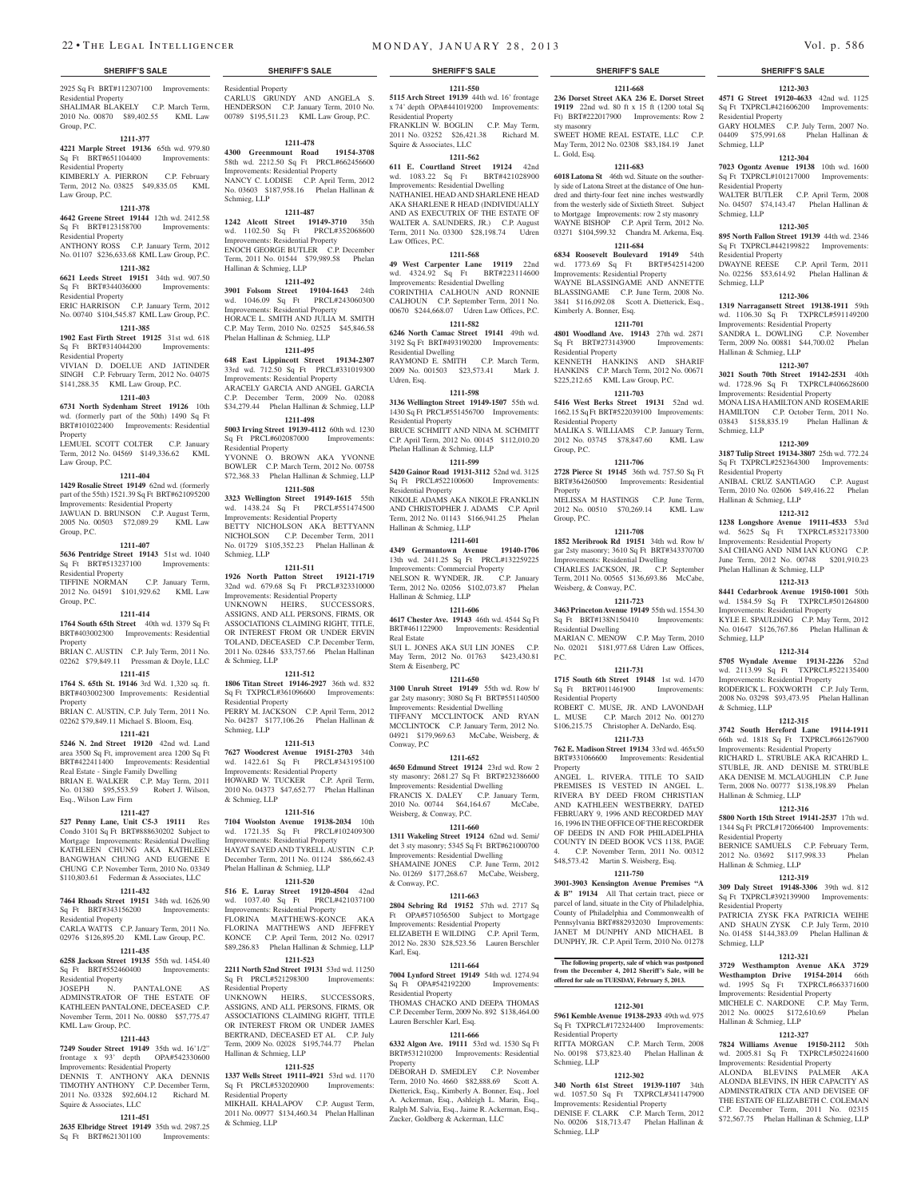2925 Sq Ft BRT#112307100 Improvements: Residential Property
SHALIMAR BLAKELY C.P. March Term, 2010 No. 00870 $89,402.55 KML Law Group, P.C.

**1211-377**

**4221 Marple Street 19136** 65th wd. 979.80 Sq Ft BRT#651104400 Improvements: Residential Property
KIMBERLY A. PIERRON C.P. February Term, 2012 No. 03825 $49,835.05 KML Law Group, P.C.

**1211-378**

**4642 Greene Street 19144** 12th wd. 2412.58 Sq Ft BRT#123158700 Improvements: Residential Property
ANTHONY ROSS C.P. January Term, 2012 No. 01107 $236,633.68 KML Law Group, P.C.

**1211-382**

**6621 Leeds Street 19151** 34th wd. 907.50 Sq Ft BRT#344036000 Improvements: Residential Property
ERIC HARRISON C.P. January Term, 2012 No. 00740 $104,545.87 KML Law Group, P.C.

**1211-385**

**1902 East Firth Street 19125** 31st wd. 618 Sq Ft BRT#314044200 Improvements: Residential Property
VIVIAN D. DOELUE AND JATINDER SINGH C.P. February Term, 2012 No. 04075 $141,288.35 KML Law Group, P.C.

**1211-403**

**6731 North Sydenham Street 19126** 10th wd. (formerly part of the 50th) 1490 Sq Ft BRT#101022400 Improvements: Residential Property
LEMUEL SCOTT COLTER C.P. January Term, 2012 No. 04569 $149,336.62 KML Law Group, P.C.

**1211-404**

**1429 Rosalie Street 19149** 62nd wd. (formerly part of the 55th) 1521.39 Sq Ft BRT#621095200 Improvements: Residential Property
JAWUAN D. BRUNSON C.P. August Term, 2005 No. 00503 $72,089.29 KML Law Group, P.C.

**1211-407**

**5636 Pentridge Street 19143** 51st wd. 1040 Sq Ft BRT#513237100 Improvements: Residential Property
TIFFINE NORMAN C.P. January Term, 2012 No. 04591 $101,929.62 KML Law Group, P.C.

**1211-414**

**1764 South 65th Street** 40th wd. 1379 Sq Ft BRT#403002300 Improvements: Residential Property
BRIAN C. AUSTIN C.P. July Term, 2011 No. 02262 $79,849.11 Pressman & Doyle, LLC

**1211-415**

**1764 S. 65th St. 19146** 3rd Wd. 1,320 sq. ft. BRT#403002300 Improvements: Residential Property
BRIAN C. AUSTIN, C.P. July Term, 2011 No. 02262 $79,849.11 Michael S. Bloom, Esq.

**1211-421**

**5246 N. 2nd Street 19120** 42nd wd. Land area 3500 Sq Ft, improvement area 1200 Sq Ft BRT#422411400 Improvements: Residential Real Estate - Single Family Dwelling
BRIAN E. WALKER C.P. May Term, 2011 No. 01380 $95,553.59 Robert J. Wilson, Esq., Wilson Law Firm

**1211-427**

**527 Penny Lane, Unit C5-3 19111** Res Condo 3101 Sq Ft BRT#888630202 Subject to Mortgage Improvements: Residential Dwelling
KATHLEEN CHUNG AKA KATHLEEN BANGWHAN CHUNG AND EUGENE E CHUNG C.P. November Term, 2010 No. 03349 $110,803.61 Federman & Associates, LLC

**1211-432**

**7464 Rhoads Street 19151** 34th wd. 1626.90 Sq Ft BRT#343156200 Improvements: Residential Property
CARLA WATTS C.P. January Term, 2011 No. 02976 $126,895.20 KML Law Group, P.C.

**1211-435**

**6258 Jackson Street 19135** 55th wd. 1454.40 Sq Ft BRT#552460400 Improvements: Residential Property
JOSEPH N. PANTALONE AS ADMINSTRATOR OF THE ESTATE OF KATHLEEN PANTALONE, DECEASED C.P. November Term, 2011 No. 00880 $77,775.47 KML Law Group, P.C.

**1211-443**

**7249 Souder Street 19149** 35th wd. 16'1/2" frontage x 93' depth OPA#542330600 Improvements: Residential Property
DENNIS T. ANTHONY AKA DENNIS TIMOTHY ANTHONY C.P. December Term, 2011 No. 03328 $92,604.12 Richard M. Squire & Associates, LLC

**1211-451**

**2635 Elbridge Street 19149** 35th wd. 2987.25 Sq Ft BRT#621301100 Improvements: Residential Property
CARLUS GRUNDY AND ANGELA S. HENDERSON C.P. January Term, 2010 No. 00789 $195,511.23 KML Law Group, P.C.

**1211-478**

**4300 Greenmount Road 19154-3708** 58th wd. 2212.50 Sq Ft PRCL#662456600 Improvements: Residential Property
NANCY C. LODISE C.P. April Term, 2012 No. 03603 $187,958.16 Phelan Hallinan & Schmieg, LLP

**1211-487**

**1242 Alcott Street 19149-3710** 35th wd. 1102.50 Sq Ft PRCL#352068600 Improvements: Residential Property
ENOCH GEORGE BUTLER C.P. December Term, 2011 No. 01544 $79,989.58 Phelan Hallinan & Schmieg, LLP

**1211-492**

**3901 Folsom Street 19104-1643** 24th wd. 1046.09 Sq Ft PRCL#243060300 Improvements: Residential Property
HORACE L. SMITH AND JULIA M. SMITH C.P. May Term, 2010 No. 02525 $45,846.58 Phelan Hallinan & Schmieg, LLP

**1211-495**

**648 East Lippincott Street 19134-2307** 33rd wd. 712.50 Sq Ft PRCL#331019300 Improvements: Residential Property
ARACELY GARCIA AND ANGEL GARCIA C.P. December Term, 2009 No. 02088 $34,279.44 Phelan Hallinan & Schmieg, LLP

**1211-498**

**5003 Irving Street 19139-4112** 60th wd. 1230 Sq Ft PRCL#602087000 Improvements: Residential Property
YVONNE O. BROWN AKA YVONNE BOWLER C.P. March Term, 2012 No. 00758 $72,368.33 Phelan Hallinan & Schmieg, LLP

**1211-508**

**3323 Wellington Street 19149-1615** 55th wd. 1438.24 Sq Ft PRCL#551474500 Improvements: Residential Property
BETTY NICHOLSON AKA BETTYANN NICHOLSON C.P. December Term, 2011 No. 01729 $105,352.23 Phelan Hallinan & Schmieg, LLP

**1211-511**

**1926 North Patton Street 19121-1719** 32nd wd. 679.68 Sq Ft PRCL#323310000 Improvements: Residential Property
UNKNOWN HEIRS, SUCCESSORS, ASSIGNS, AND ALL PERSONS, FIRMS, OR ASSOCIATIONS CLAIMING RIGHT, TITLE, OR INTEREST FROM OR UNDER ERVIN TOLAND, DECEASED C.P. December Term, 2011 No. 02846 $33,757.66 Phelan Hallinan & Schmieg, LLP

**1211-512**

**1806 Titan Street 19146-2927** 36th wd. 832 Sq Ft TXPRCL#361096600 Improvements: Residential Property
PERRY M. JACKSON C.P. April Term, 2012 No. 04287 $177,106.26 Phelan Hallinan & Schmieg, LLP

**1211-513**

**7627 Woodcrest Avenue 19151-2703** 34th wd. 1422.61 Sq Ft PRCL#343195100 Improvements: Residential Property
HOWARD W. TUCKER C.P. April Term, 2010 No. 04373 $47,652.77 Phelan Hallinan & Schmieg, LLP

**1211-516**

**7104 Woolston Avenue 19138-2034** 10th wd. 1721.35 Sq Ft PRCL#102409300 Improvements: Residential Property
HAYAT SAYED AND TYRELL AUSTIN C.P. December Term, 2011 No. 01124 $86,662.43 Phelan Hallinan & Schmieg, LLP

**1211-520**

**516 E. Luray Street 19120-4504** 42nd wd. 1037.40 Sq Ft PRCL#421037100 Improvements: Residential Property
FLORINA MATTHEWS-KONCE AKA FLORINA MATTHEWS AND JEFFREY KONCE C.P. April Term, 2012 No. 02917 $89,286.83 Phelan Hallinan & Schmieg, LLP

**1211-523**

**2211 North 52nd Street 19131** 53rd wd. 11250 Sq Ft PRCL#521298300 Improvements: Residential Property
UNKNOWN HEIRS, SUCCESSORS, ASSIGNS, AND ALL PERSONS, FIRMS, OR ASSOCIATIONS CLAIMING RIGHT, TITLE OR INTEREST FROM OR UNDER JAMES BERTRAND, DECEASED ET AL C.P. July Term, 2009 No. 02028 $195,744.77 Phelan Hallinan & Schmieg, LLP

**1211-525**

**1337 Wells Street 19111-4921** 53rd wd. 1170 Sq Ft PRCL#532020900 Improvements: Residential Property
MIKHAIL KHALAPOV C.P. August Term, 2011 No. 00977 $134,460.34 Phelan Hallinan & Schmieg, LLP

**1211-550**

**5115 Arch Street 19139** 44th wd. 16' frontage x 74' depth OPA#441019200 Improvements: Residential Property
FRANKLIN W. BOGLIN C.P. May Term, 2011 No. 03252 $26,421.38 Richard M. Squire & Associates, LLC

**1211-562**

**611 E. Courtland Street 19124** 42nd wd. 1083.22 Sq Ft BRT#421028900 Improvements: Residential Dwelling
NATHANIEL HEAD AND SHARLENE HEAD AKA SHARLENE R HEAD (INDIVIDUALLY AND AS EXECUTRIX OF THE ESTATE OF WALTER A. SAUNDERS, JR.) C.P. August Term, 2011 No. 03300 $28,198.74 Udren Law Offices, P.C.

**1211-568**

**49 West Carpenter Lane 19119** 22nd wd. 4324.92 Sq Ft BRT#223114600 Improvements: Residential Dwelling
CORINTHIA CALHOUN AND RONNIE CALHOUN C.P. September Term, 2011 No. 00670 $244,668.07 Udren Law Offices, P.C.

**1211-582**

**6246 North Camac Street 19141** 49th wd. 3192 Sq Ft BRT#493190200 Improvements: Residential Dwelling
RAYMOND E. SMITH C.P. March Term, 2009 No. 001503 $23,573.41 Mark J. Udren, Esq.

**1211-598**

**3136 Wellington Street 19149-1507** 55th wd. 1430 Sq Ft PRCL#551456700 Improvements: Residential Property
BRUCE SCHMITT AND NINA M. SCHMITT C.P. April Term, 2012 No. 00145 $112,010.20 Phelan Hallinan & Schmieg, LLP

**1211-599**

**5420 Gainor Road 19131-3112** 52nd wd. 3125 Sq Ft PRCL#522100600 Improvements: Residential Property
NIKOLE ADAMS AKA NIKOLE FRANKLIN AND CHRISTOPHER J. ADAMS C.P. April Term, 2012 No. 01143 $166,941.25 Phelan Hallinan & Schmieg, LLP

**1211-601**

**4349 Germantown Avenue 19140-1706** 13th wd. 2411.25 Sq Ft PRCL#132259225 Improvements: Commercial Property
NELSON R. WYNDER, JR. C.P. January Term, 2012 No. 02056 $102,073.87 Phelan Hallinan & Schmieg, LLP

**1211-606**

**4617 Chester Ave. 19143** 46th wd. 4544 Sq Ft BRT#461122900 Improvements: Residential Real Estate
SUI L. JONES AKA SUI LIN JONES C.P. May Term, 2012 No. 01763 $423,430.81 Stern & Eisenberg, PC

**1211-650**

**3100 Unruh Street 19149** 55th wd. Row b/ gar 2sty masonry; 3080 Sq Ft BRT#551140500 Improvements: Residential Dwelling
TIFFANY MCCLINTOCK AND RYAN MCCLINTOCK C.P. January Term, 2012 No. 04921 $179,969.63 McCabe, Weisberg & Conway, P.C.

**1211-652**

**4650 Edmund Street 19124** 23rd wd. Row 2 sty masonry; 2681.27 Sq Ft BRT#232386600 Improvements: Residential Dwelling
FRANCIS X. DALEY C.P. January Term, 2010 No. 00744 $64,164.67 McCabe, Weisberg & Conway, P.C.

**1211-660**

**1311 Wakeling Street 19124** 62nd wd. Semi/ det 3 sty masonry; 5345 Sq Ft BRT#621000700 Improvements: Residential Dwelling
SHAMAINE JONES C.P. June Term, 2012 No. 01269 $177,268.67 McCabe, Weisberg, & Conway, P.C.

**1211-663**

**2804 Sebring Rd 19152** 57th wd. 2717 Sq Ft OPA#571056500 Subject to Mortgage Improvements: Residential Property
ELIZABETH E WILDING C.P. April Term, 2012 No. 2830 $28,523.56 Lauren Berschler Karl, Esq.

**1211-664**

**7004 Lynford Street 19149** 54th wd. 1274.94 Sq Ft OPA#542192200 Improvements: Residential Property
THOMAS CHACKO AND DEEPA THOMAS C.P. December Term, 2009 No. 892 $138,464.00 Lauren Berschler Karl, Esq.

**1211-666**

**6332 Algon Ave. 19111** 53rd wd. 1530 Sq Ft BRT#531210200 Improvements: Residential Property
DEBORAH D. SMEDLEY C.P. November Term, 2010 No. 4660 $82,888.69 Scott A. Dietterick, Esq., Kimberly A. Bonner, Esq., Joel A. Ackerman, Esq., Ashleigh L. Marin, Esq., Ralph M. Salvia, Esq., Jaime R. Ackerman, Esq., Zucker, Goldberg & Ackerman, LLC

**1211-668**

**236 Dorset Street AKA 236 E. Dorset Street 19119** 22nd wd. 80 ft x 15 ft (1200 total Sq Ft) BRT#222017900 Improvements: Row 2 sty masonry
SWEET HOME REAL ESTATE, LLC C.P. May Term, 2012 No. 02308 $83,184.19 Janet L. Gold, Esq.

**1211-683**

**6018 Latona St** 46th wd. Situate on the southerly side of Latona Street at the distance of One hundred and thirty-four feet nine inches westwardly from the westerly side of Sixtieth Street. Subject to Mortgage Improvements: row 2 sty masonry
WAYNE BISHOP C.P. April Term, 2012 No. 03271 $104,599.32 Chandra M. Arkema, Esq.

**1211-684**

**6834 Roosevelt Boulevard 19149** 54th wd. 1773.69 Sq Ft BRT#542514200 Improvements: Residential Property
WAYNE BLASSINGAME AND ANNETTE BLASSINGAME C.P. June Term, 2008 No. 3841 $116,092.08 Scott A. Dietterick, Esq., Kimberly A. Bonner, Esq.

**1211-701**

**4801 Woodland Ave. 19143** 27th wd. 2871 Sq Ft BRT#273143900 Improvements: Residential Property
KENNETH HANKINS AND SHARIF HANKINS C.P. March Term, 2012 No. 00671 $225,212.65 KML Law Group, P.C.

**1211-703**

**5416 West Berks Street 19131** 52nd wd. 1662.15 Sq Ft BRT#522039100 Improvements: Residential Property
MALIKA S. WILLIAMS C.P. January Term, 2012 No. 03745 $78,847.60 KML Law Group, P.C.

**1211-706**

**2728 Pierce St 19145** 36th wd. 757.50 Sq Ft BRT#364260500 Improvements: Residential Property
MELISSA M HASTINGS C.P. June Term, 2012 No. 00510 $70,269.14 KML Law Group, P.C.

**1211-708**

**1852 Meribrook Rd 19151** 34th wd. Row b/ gar 2sty masonry; 3610 Sq Ft BRT#343370700 Improvements: Residential Dwelling
CHARLES JACKSON, JR. C.P. September Term, 2011 No. 00565 $136,693.86 McCabe, Weisberg, & Conway, P.C.

**1211-723**

**3463 Princeton Avenue 19149** 55th wd. 1554.30 Sq Ft BRT#138N150410 Improvements: Residential Dwelling
MARIAN C. MENOW C.P. May Term, 2010 No. 02021 $181,977.68 Udren Law Offices, P.C.

**1211-731**

**1715 South 6th Street 19148** 1st wd. 1470 Sq Ft BRT#011461900 Improvements: Residential Property
ROBERT C. MUSE, JR. AND LAVONDAH L. MUSE C.P. March 2012 No. 01270 $106,215.75 Christopher A. DeNardo, Esq.

**1211-733**

**762 E. Madison Street 19134** 33rd wd. 465x50 BRT#331066600 Improvements: Residential Property
ANGEL L. RIVERA. TITLE TO SAID PREMISES IS VESTED IN ANGEL L. RIVERA BY DEED FROM CHRISTIAN AND KATHLEEN WESTBERRY, DATED FEBRUARY 9, 1996 AND RECORDED MAY 16, 1996 IN THE OFFICE OF THE RECORDER OF DEEDS IN AND FOR PHILADELPHIA COUNTY IN DEED BOOK VCS 1138, PAGE 4. C.P. November Term, 2011 No. 00312 $48,573.42 Martin S. Weisberg, Esq.

**1211-750**

**3901-3903 Kensington Avenue Premises "A & B" 19134** All That certain tract, piece or parcel of land, situate in the City of Philadelphia, County of Philadelphia and Commonwealth of Pennsylvania BRT#882932030 Improvements:
JANET M DUNPHY AND MICHAEL B DUNPHY, JR. C.P. April Term, 2010 No. 01278

**The following property, sale of which was postponed from the December 4, 2012 Sheriff's Sale, will be offered for sale on TUESDAY, February 5, 2013.**

**1212-301**

**5961 Kemble Avenue 19138-2933** 49th wd. 975 Sq Ft TXPRCL#172324400 Improvements: Residential Property
RITTA MORGAN C.P. March Term, 2008 No. 00198 $73,823.40 Phelan Hallinan & Schmieg, LLP

**1212-302**

**340 North 61st Street 19139-1107** 34th wd. 1057.50 Sq Ft TXPRCL#341147900 Improvements: Residential Property
DENISE F. CLARK C.P. March Term, 2012 No. 00206 $18,713.47 Phelan Hallinan & Schmieg, LLP

**1212-303**

**4571 G Street 19120-4633** 42nd wd. 1125 Sq Ft TXPRCL#421606200 Improvements: Residential Property
GARY HOLMES C.P. July Term, 2007 No. 04409 $75,991.68 Phelan Hallinan & Schmieg, LLP

**1212-304**

**7023 Ogontz Avenue 19138** 10th wd. 1600 Sq Ft TXPRCL#101217000 Improvements: Residential Property
WALTER BUTLER C.P. April Term, 2008 No. 04507 $74,143.47 Phelan Hallinan & Schmieg, LLP

**1212-305**

**895 North Fallon Street 19139** 44th wd. 2346 Sq Ft TXPRCL#442199822 Improvements: Residential Property
DWAYNE REESE C.P. April Term, 2011 No. 02256 $53,614.92 Phelan Hallinan & Schmieg, LLP

**1212-306**

**1319 Narragansett Street 19138-1911** 59th wd. 1106.30 Sq Ft TXPRCL#591149200 Improvements: Residential Property
SANDRA L. DOWLING C.P. November Term, 2009 No. 00881 $44,700.02 Phelan Hallinan & Schmieg, LLP

**1212-307**

**3021 South 70th Street 19142-2531** 40th wd. 1728.96 Sq Ft TXPRCL#406628600 Improvements: Residential Property
MONA LISA HAMILTON AND ROSEMARIE HAMILTON C.P. October Term, 2011 No. 03843 $158,835.19 Phelan Hallinan & Schmieg, LLP

**1212-309**

**3187 Tulip Street 19134-3807** 25th wd. 772.24 Sq Ft TXPRCL#252364300 Improvements: Residential Property
ANIBAL CRUZ SANTIAGO C.P. August Term, 2010 No. 02606 $49,416.22 Phelan Hallinan & Schmieg, LLP

**1212-312**

**1238 Longshore Avenue 19111-4533** 53rd wd. 5625 Sq Ft TXPRCL#532173300 Improvements: Residential Property
SAI CHIANG AND NIM IAN KUONG C.P. June Term, 2012 No. 00748 $201,910.23 Phelan Hallinan & Schmieg, LLP

**1212-313**

**8441 Cedarbrook Avenue 19150-1001** 50th wd. 1584.59 Sq Ft TXPRCL#501264800 Improvements: Residential Property
KYLE E. SPAULDING C.P. May Term, 2012 No. 01647 $126,767.86 Phelan Hallinan & Schmieg, LLP

**1212-314**

**5705 Wyndale Avenue 19131-2226** 52nd wd. 2113.99 Sq Ft TXPRCL#522135400 Improvements: Residential Property
RODERICK L. FOXWORTH C.P. July Term, 2008 No. 03298 $93,473.95 Phelan Hallinan & Schmieg, LLP

**1212-315**

**3742 South Hereford Lane 19114-1911** 66th wd. 1818 Sq Ft TXPRCL#661267900 Improvements: Residential Property
RICHARD L. STRUBLE AKA RICAHRD L. STUBLE, JR. AND DENISE M. STRUBLE AKA DENISE M. MCLAUGHLIN C.P. June Term, 2008 No. 00777 $138,198.89 Phelan Hallinan & Schmieg, LLP

**1212-316**

**5800 North 15th Street 19141-2537** 17th wd. 1344 Sq Ft PRCL#172066400 Improvements: Residential Property
BERNICE SAMUELS C.P. February Term, 2012 No. 03692 $117,998.33 Phelan Hallinan & Schmieg, LLP

**1212-319**

**309 Daly Street 19148-3306** 39th wd. 812 Sq Ft TXPRCL#392139900 Improvements: Residential Property
PATRICIA ZYSK FKA PATRICIA WEIHE AND SHAUN ZYSK C.P. July Term, 2010 No. 01458 $144,383.09 Phelan Hallinan & Schmieg, LLP

**1212-321**

**3729 Westhampton Avenue AKA 3729 Westhampton Drive 19154-2014** 66th wd. 1995 Sq Ft TXPRCL#663371600 Improvements: Residential Property
MICHELE C. NARDONE C.P. May Term, 2012 No. 00025 $172,610.69 Phelan Hallinan & Schmieg, LLP

**1212-327**

**7824 Williams Avenue 19150-2112** 50th wd. 2005.81 Sq Ft TXPRCL#502241600 Improvements: Residential Property
ALONDA BLEVINS PALMER AKA ALONDA BLEVINS, IN HER CAPACITY AS ADMINSTRATRIX CTA AND DEVISEE OF THE ESTATE OF ELIZABETH C. COLEMAN C.P. December Term, 2011 No. 02315 $72,567.75 Phelan Hallinan & Schmieg, LLP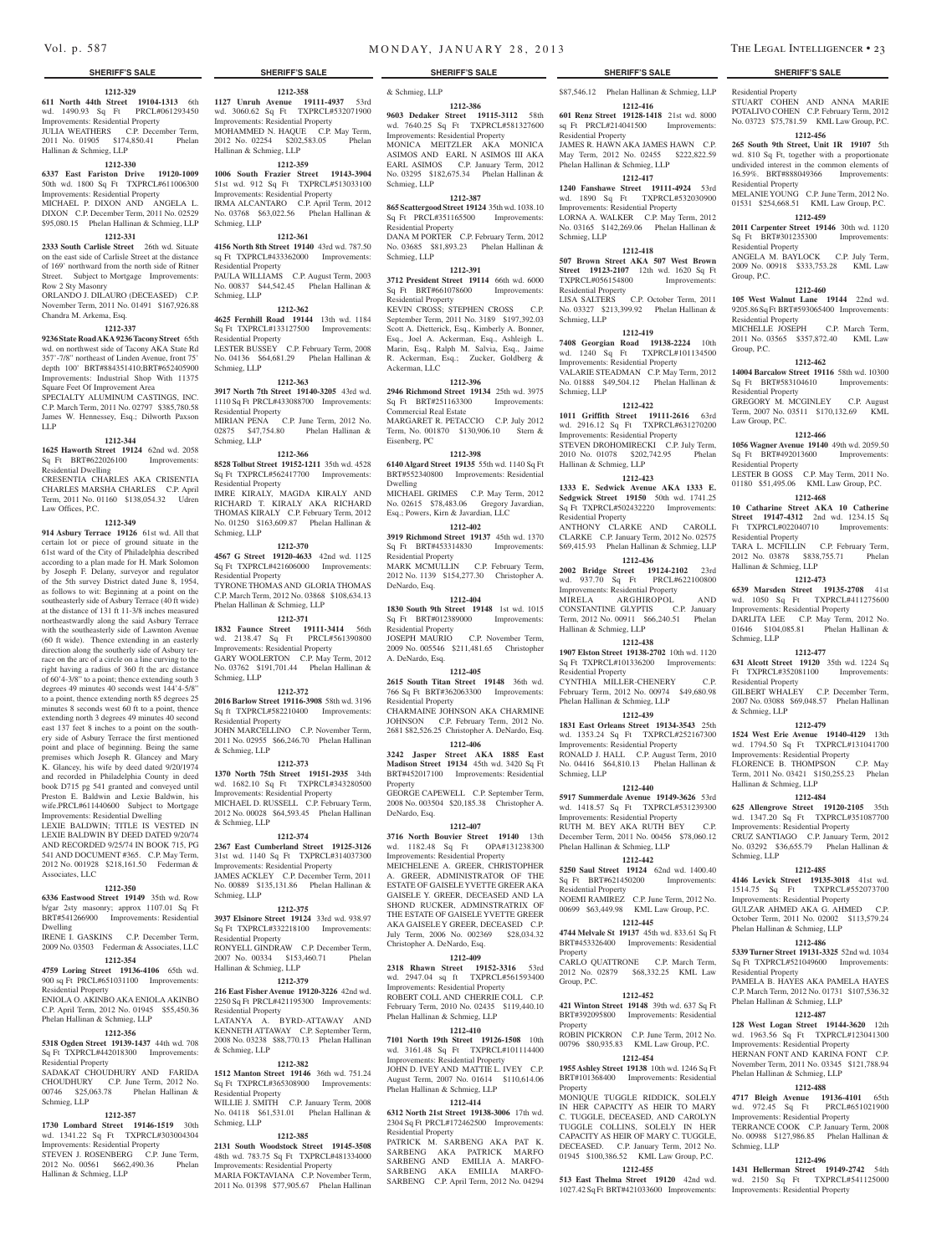## SHERIFF'S SALE

**1212-329**

**611 North 44th Street 19104-1313** 6th wd. 1490.93 Sq Ft PRCL#061293450 Improvements: Residential Property
JULIA WEATHERS C.P. December Term, 2011 No. 01905 $174,850.41 Phelan Hallinan & Schmieg, LLP

**1212-330**

**6337 East Fariston Drive 19120-1009** 50th wd. 1800 Sq Ft TXPRCL#611006300 Improvements: Residential Property
MICHAEL P. DIXON AND ANGELA L. DIXON C.P. December Term, 2011 No. 02529 $95,080.15 Phelan Hallinan & Schmieg, LLP

**1212-331**

**2333 South Carlisle Street** 26th wd. Situate on the east side of Carlisle Street at the distance of 169' northward from the north side of Ritner Street. Subject to Mortgage Improvements: Row 2 Sty Masonry
ORLANDO J. DILAURO (DECEASED) C.P. November Term, 2011 No. 01491 $167,926.88 Chandra M. Arkema, Esq.

**1212-337**

**9236 State Road AKA 9236 Tacony Street** 65th wd. on northwest side of Tacony AKA State Rd 357'-7/8" northeast of Linden Avenue, front 75' depth 100' BRT#884351410;BRT#652405900 Improvements: Industrial Shop With 11375 Square Feet Of Improvement Area
SPECIALTY ALUMINUM CASTINGS, INC. C.P. March Term, 2011 No. 02797 $385,780.58 James W. Hennessey, Esq.; Dilworth Paxson LLP

**1212-344**

**1625 Haworth Street 19124** 62nd wd. 2058 Sq Ft BRT#622026100 Improvements: Residential Dwelling
CRESENTIA CHARLES AKA CRISENTIA CHARLES MARSHA CHARLES C.P. April Term, 2011 No. 01160 $138,054.32 Udren Law Offices, P.C.

**1212-349**

**914 Asbury Terrace 19126** 61st wd. All that certain lot or piece of ground situate in the 61st ward of the City of Philadelphia described according to a plan made for H. Mark Solomon by Joseph F. Delany, surveyor and regulator of the 5th survey District dated June 8, 1954, as follows to wit: Beginning at a point on the southeasterly side of Asbury Terrace (40 ft wide) at the distance of 131 ft 11-3/8 inches measured northeastwardly along the said Asbury Terrace with the southeasterly side of Lawnton Avenue (60 ft wide). Thence extending in an easterly direction along the southerly side of Asbury terrace on the arc of a circle on a line curving to the right having a radius of 360 ft the arc distance of 60'4-3/8" to a point; thence extending south 3 degrees 49 minutes 40 seconds west 144'4-5/8" to a point, thence extending north 85 degrees 25 minutes 8 seconds west 60 ft to a point, thence extending north 3 degrees 49 minutes 40 second east 137 feet 8 inches to a point on the southery side of Asbury Terrace the first mentioned point and place of beginning. Being the same premises which Joseph R. Glancey and Mary K. Glancey, his wife by deed dated 9/20/1974 and recorded in Philadelphia County in deed book D715 pg 541 granted and conveyed until Preston E. Baldwin and Lexie Baldwin, his wife.PRCL#611440600 Subject to Mortgage Improvements: Residential Dwelling
LEXIE BALDWIN; TITLE IS VESTED IN LEXIE BALDWIN BY DEED DATED 9/20/74 AND RECORDED 9/25/74 IN BOOK 715, PG 541 AND DOCUMENT #365. C.P. May Term, 2012 No. 001928 $218,161.50 Federman & Associates, LLC

**1212-350**

**6336 Eastwood Street 19149** 35th wd. Row b/gar 2sty masonry; approx 1107.01 Sq Ft BRT#541266900 Improvements: Residential Dwelling
IRENE I. GASKINS C.P. December Term, 2009 No. 03503 Federman & Associates, LLC

**1212-354**

**4759 Loring Street 19136-4106** 65th wd. 900 sq Ft PRCL#651031100 Improvements: Residential Property
ENIOLA O. AKINBO AKA ENIOLA AKINBO C.P. April Term, 2012 No. 01945 $55,450.36 Phelan Hallinan & Schmieg, LLP

**1212-356**

**5318 Ogden Street 19139-1437** 44th wd. 708 Sq Ft TXPRCL#442018300 Improvements: Residential Property
SADAKAT CHOUDHURY AND FARIDA CHOUDHURY C.P. June Term, 2012 No. 00746 $25,063.78 Phelan Hallinan & Schmieg, LLP

**1212-357**

**1730 Lombard Street 19146-1519** 30th wd. 1341.22 Sq Ft TXPRCL#303004304 Improvements: Residential Property
STEVEN J. ROSENBERG C.P. June Term, 2012 No. 00561 $662,490.36 Phelan Hallinan & Schmieg, LLP

**1212-358**

**1127 Unruh Avenue 19111-4937** 53rd wd. 3060.62 Sq Ft TXPRCL#532071900 Improvements: Residential Property
MOHAMMED N. HAQUE C.P. May Term, 2012 No. 02254 $202,583.05 Phelan Hallinan & Schmieg, LLP

**1212-359**

**1006 South Frazier Street 19143-3904** 51st wd. 912 Sq Ft TXPRCL#513033100 Improvements: Residential Property
IRMA ALCANTARO C.P. April Term, 2012 No. 03768 $63,022.56 Phelan Hallinan & Schmieg, LLP

**1212-361**

**4156 North 8th Street 19140** 43rd wd. 787.50 sq Ft TXPRCL#433362000 Improvements: Residential Property
PAULA WILLIAMS C.P. August Term, 2003 No. 00837 $44,542.45 Phelan Hallinan & Schmieg, LLP

**1212-362**

**4625 Fernhill Road 19144** 13th wd. 1184 Sq Ft TXPRCL#133127500 Improvements: Residential Property
LESTER BUSSEY C.P. February Term, 2008 No. 04136 $64,681.29 Phelan Hallinan & Schmieg, LLP

**1212-363**

**3917 North 7th Street 19140-3205** 43rd wd. 1110 Sq Ft PRCL#433088700 Improvements: Residential Property
MIRIAN PENA C.P. June Term, 2012 No. 02875 $47,754.80 Phelan Hallinan & Schmieg, LLP

**1212-366**

**8528 Tolbut Street 19152-1211** 35th wd. 4528 Sq Ft TXPRCL#562417700 Improvements: Residential Property
IMRE KIRALY, MAGDA KIRALY AND RICHARD T. KIRALY AKA RICHARD THOMAS KIRALY C.P. February Term, 2012 No. 01250 $163,609.87 Phelan Hallinan & Schmieg, LLP

**1212-370**

**4567 G Street 19120-4633** 42nd wd. 1125 Sq Ft TXPRCL#421606000 Improvements: Residential Property
TYRONE THOMAS AND GLORIA THOMAS C.P. March Term, 2012 No. 03868 $108,634.13 Phelan Hallinan & Schmieg, LLP

**1212-371**

**1832 Faunce Street 19111-3414** 56th wd. 2138.47 Sq Ft PRCL#561390800 Improvements: Residential Property
GARY WOOLERTON C.P. May Term, 2012 No. 03762 $191,701.44 Phelan Hallinan & Schmieg, LLP

**1212-372**

**2016 Barlow Street 19116-3908** 58th wd. 3196 Sq Ft TXPRCL#582210400 Improvements: Residential Property
JOHN MARCELLINO C.P. November Term, 2011 No. 02955 $66,246.70 Phelan Hallinan & Schmieg, LLP

**1212-373**

**1370 North 75th Street 19151-2935** 34th wd. 1682.10 Sq Ft TXPRCL#343280500 Improvements: Residential Property
MICHAEL D. RUSSELL C.P. February Term, 2012 No. 00028 $64,593.45 Phelan Hallinan & Schmieg, LLP

**1212-374**

**2367 East Cumberland Street 19125-3126** 31st wd. 1140 Sq Ft TXPRCL#314037300 Improvements: Residential Property
JAMES ACKLEY C.P. December Term, 2011 No. 00889 $135,131.86 Phelan Hallinan & Schmieg, LLP

**1212-375**

**3937 Elsinore Street 19124** 33rd wd. 938.97 Sq Ft TXPRCL#332218100 Improvements: Residential Property
RONYELL GINDRAW C.P. December Term, 2007 No. 00334 $153,460.71 Phelan Hallinan & Schmieg, LLP

**1212-379**

**216 East Fisher Avenue 19120-3226** 42nd wd. 2250 Sq Ft PRCL#421195300 Improvements: Residential Property
LATANYA A. BYRD-ATTAWAY AND KENNETH ATTAWAY C.P. September Term, 2008 No. 03238 $88,770.13 Phelan Hallinan & Schmieg, LLP

**1212-382**

**1512 Manton Street 19146** 36th wd. 751.24 Sq Ft TXPRCL#365308900 Improvements: Residential Property
WILLIE J. SMITH C.P. January Term, 2008 No. 04118 $61,531.01 Phelan Hallinan & Schmieg, LLP

**1212-385**

**2131 South Woodstock Street 19145-3508** 48th wd. 783.75 Sq Ft TXPRCL#481334000 Improvements: Residential Property
MARIA FOKTAVIANA C.P. November Term, 2011 No. 01398 $77,905.67 Phelan Hallinan & Schmieg, LLP

**1212-386**

**9603 Dedaker Street 19115-3112** 58th wd. 7640.25 Sq Ft TXPRCL#581327600 Improvements: Residential Property
MONICA MEITZLER AKA MONICA ASIMOS AND EARL N ASIMOS III AKA EARL ASIMOS C.P. January Term, 2012 No. 03295 $182,675.34 Phelan Hallinan & Schmieg, LLP

**1212-387**

**865 Scattergood Street 19124** 35th wd. 1038.10 Sq Ft PRCL#351165500 Improvements: Residential Property
DANA M PORTER C.P. February Term, 2012 No. 03685 $81,893.23 Phelan Hallinan & Schmieg, LLP

**1212-391**

**3712 President Street 19114** 66th wd. 6000 Sq Ft BRT#661078600 Improvements: Residential Property
KEVIN CROSS; STEPHEN CROSS C.P. September Term, 2011 No. 3189 $197,392.03 Scott A. Dietterick, Esq., Kimberly A. Bonner, Esq., Joel A. Ackerman, Esq., Ashleigh L. Marin, Esq., Ralph M. Salvia, Esq., Jaime R. Ackerman, Esq.; Zucker, Goldberg & Ackerman, LLC

**1212-396**

**2946 Richmond Street 19134** 25th wd. 3975 Sq Ft BRT#251163300 Improvements: Commercial Real Estate
MARGARET R. PETACCIO C.P. July 2012 Term, No. 001870 $130,906.10 Stern & Eisenberg, PC

**1212-398**

**6140 Algard Street 19135** 55th wd. 1140 Sq Ft BRT#552340800 Improvements: Residential Dwelling
MICHAEL GRIMES C.P. May Term, 2012 No. 02615 $78,483.06 Gregory Javardian, Esq.; Powers, Kirn & Javardian, LLC

**1212-402**

**3919 Richmond Street 19137** 45th wd. 1370 Sq Ft BRT#453314830 Improvements: Residential Property
MARK MCMULLIN C.P. February Term, 2012 No. 1139 $154,277.30 Christopher A. DeNardo, Esq.

**1212-404**

**1830 South 9th Street 19148** 1st wd. 1015 Sq Ft BRT#012389000 Improvements: Residential Property
JOSEPH MAURIO C.P. November Term, 2009 No. 005546 $211,481.65 Christopher A. DeNardo, Esq.

**1212-405**

**2615 South Titan Street 19148** 36th wd. 766 Sq Ft BRT#362063300 Improvements: Residential Property
CHARMAINE JOHNSON AKA CHARMINE JOHNSON C.P. February Term, 2012 No. 2681 $82,526.25 Christopher A. DeNardo, Esq.

**1212-406**

**3242 Jasper Street AKA 1885 East Madison Street 19134** 45th wd. 3420 Sq Ft BRT#452017100 Improvements: Residential Property
GEORGE CAPEWELL C.P. September Term, 2008 No. 003504 $20,185.38 Christopher A. DeNardo, Esq.

**1212-407**

**3716 North Bouvier Street 19140** 13th wd. 1182.48 Sq Ft OPA#131238300 Improvements: Residential Property
MEICHELENE A. GREER, CHRISTOPHER A. GREER, ADMINISTRATOR OF THE ESTATE OF GAISELE YVETTE GREER AKA GAISELE Y. GREER, DECEASED AND LA SHOND RUCKER, ADMINSTRATRIX OF THE ESTATE OF GAISELE YVETTE GREER AKA GAISELE Y GREER, DECEASED C.P. July Term, 2006 No. 002369 $28,034.32 Christopher A. DeNardo, Esq.

**1212-409**

**2318 Rhawn Street 19152-3316** 53rd wd. 2947.04 sq Ft TXPRCL#561593400 Improvements: Residential Property
ROBERT COLL AND CHERRIE COLL C.P. February Term, 2010 No. 02435 $119,440.10 Phelan Hallinan & Schmieg, LLP

**1212-410**

**7101 North 19th Street 19126-1508** 10th wd. 3161.48 Sq Ft TXPRCL#101114400 Improvements: Residential Property
JOHN D. IVEY AND MATTIE L. IVEY C.P. August Term, 2007 No. 01614 $110,614.06 Phelan Hallinan & Schmieg, LLP

**1212-414**

**6312 North 21st Street 19138-3006** 17th wd. 2304 Sq Ft PRCL#172462500 Improvements: Residential Property
PATRICK M. SARBENG AKA PAT K. SARBENG AKA PATRICK MARFO SARBENG AND EMILIA A. MARFO-SARBENG AKA EMILIA MARFO-SARBENG C.P. April Term, 2012 No. 04294 $87,546.12 Phelan Hallinan & Schmieg, LLP

**1212-416**

**601 Renz Street 19128-1418** 21st wd. 8000 sq Ft PRCL#214041500 Improvements: Residential Property
JAMES R. HAWN AKA JAMES HAWN C.P. May Term, 2012 No. 02455 $222,822.59 Phelan Hallinan & Schmieg, LLP

**1212-417**

**1240 Fanshawe Street 19111-4924** 53rd wd. 1890 Sq Ft TXPRCL#532030900 Improvements: Residential Property
LORNA A. WALKER C.P. May Term, 2012 No. 03165 $142,269.06 Phelan Hallinan & Schmieg, LLP

**1212-418**

**507 Brown Street AKA 507 West Brown Street 19123-2107** 12th wd. 1620 Sq Ft TXPRCL#056154800 Improvements: Residential Property
LISA SALTERS C.P. October Term, 2011 No. 03327 $213,399.92 Phelan Hallinan & Schmieg, LLP

**1212-419**

**7408 Georgian Road 19138-2224** 10th wd. 1240 Sq Ft TXPRCL#101134500 Improvements: Residential Property
VALARIE STEADMAN C.P. May Term, 2012 No. 01888 $49,504.12 Phelan Hallinan & Schmieg, LLP

**1212-422**

**1011 Griffith Street 19111-2616** 63rd wd. 2916.12 Sq Ft TXPRCL#631270200 Improvements: Residential Property
STEVEN DROHOMIRECKI C.P. July Term, 2010 No. 01078 $202,742.95 Phelan Hallinan & Schmieg, LLP

**1212-423**

**1333 E. Sedwick Avenue AKA 1333 E. Sedgwick Street 19150** 50th wd. 1741.25 Sq Ft TXPRCL#502432220 Improvements: Residential Property
ANTHONY CLARKE AND CAROLL CLARKE C.P. January Term, 2012 No. 02575 $69,415.93 Phelan Hallinan & Schmieg, LLP

**1212-436**

**2002 Bridge Street 19124-2102** 23rd wd. 937.70 Sq Ft PRCL#622100800 Improvements: Residential Property
MIRELA ARGHIROPOL AND CONSTANTINE GLYPTIS C.P. January Term, 2012 No. 00911 $66,240.51 Phelan Hallinan & Schmieg, LLP

**1212-438**

**1907 Elston Street 19138-2702** 10th wd. 1120 Sq Ft TXPRCL#101336200 Improvements: Residential Property
CYNTHIA MILLER-CHENERY C.P. February Term, 2012 No. 00974 $49,680.98 Phelan Hallinan & Schmieg, LLP

**1212-439**

**1831 East Orleans Street 19134-3543** 25th wd. 1353.24 Sq Ft TXPRCL#252167300 Improvements: Residential Property
RONALD J. HALL C.P. August Term, 2010 No. 04416 $64,810.13 Phelan Hallinan & Schmieg, LLP

**1212-440**

**5917 Summerdale Avenue 19149-3626** 53rd wd. 1418.57 Sq Ft TXPRCL#531239300 Improvements: Residential Property
RUTH M. BEY AKA RUTH BEY C.P. December Term, 2011 No. 00456 $78,060.12 Phelan Hallinan & Schmieg, LLP

**1212-442**

**5250 Saul Street 19124** 62nd wd. 1400.40 Sq Ft BRT#621450200 Improvements: Residential Property
NOEMI RAMIREZ C.P. June Term, 2012 No. 00699 $63,449.98 KML Law Group, P.C.

**1212-445**

**4744 Melvale St 19137** 45th wd. 833.61 Sq Ft BRT#453326400 Improvements: Residential Property
CARLO QUATTRONE C.P. March Term, 2012 No. 02879 $68,332.25 KML Law Group, P.C.

**1212-452**

**421 Winton Street 19148** 39th wd. 637 Sq Ft BRT#392095800 Improvements: Residential Property
ROBIN PICKRON C.P. June Term, 2012 No. 00796 $80,935.83 KML Law Group, P.C.

**1212-454**

**1955 Ashley Street 19138** 10th wd. 1246 Sq Ft BRT#101368400 Improvements: Residential Property
MONIQUE TUGGLE RIDDICK, SOLELY IN HER CAPACITY AS HEIR TO MARY C. TUGGLE, DECEASED, AND CAROLYN TUGGLE COLLINS, SOLELY IN HER CAPACITY AS HEIR OF MARY C. TUGGLE, DECEASED. C.P. January Term, 2012 No. 01945 $100,386.52 KML Law Group, P.C.

**1212-455**

**513 East Thelma Street 19120** 42nd wd. 1027.42 Sq Ft BRT#421033600 Improvements: Residential Property
STUART COHEN AND ANNA MARIE POTALIVO COHEN C.P. February Term, 2012 No. 03723 $75,781.59 KML Law Group, P.C.

**1212-456**

**265 South 9th Street, Unit 1R 19107** 5th wd. 810 Sq Ft, together with a proportionate undivided interest in the common elements of 16.59%. BRT#888049366 Improvements: Residential Property
MELANIE YOUNG C.P. June Term, 2012 No. 01531 $254,668.51 KML Law Group, P.C.

**1212-459**

**2011 Carpenter Street 19146** 30th wd. 1120 Sq Ft BRT#301235300 Improvements: Residential Property
ANGELA M. BAYLOCK C.P. July Term, 2009 No. 00918 $333,753.28 KML Law Group, P.C.

**1212-460**

**105 West Walnut Lane 19144** 22nd wd. 9205.86 Sq Ft BRT#593065400 Improvements: Residential Property
MICHELLE JOSEPH C.P. March Term, 2011 No. 03565 $357,872.40 KML Law Group, P.C.

**1212-462**

**14004 Barcalow Street 19116** 58th wd. 10300 Sq Ft BRT#583104610 Improvements: Residential Property
GREGORY M. MCGINLEY C.P. August Term, 2007 No. 03511 $170,132.69 KML Law Group, P.C.

**1212-466**

**1056 Wagner Avenue 19140** 49th wd. 2059.50 Sq Ft BRT#492013600 Improvements: Residential Property
LESTER B GOSS C.P. May Term, 2011 No. 01180 $51,495.06 KML Law Group, P.C.

**1212-468**

**10 Catharine Street AKA 10 Catherine Street 19147-4312** 2nd wd. 1234.15 Sq Ft TXPRCL#022040710 Improvements: Residential Property
TARA L. MCFILLIN C.P. February Term, 2012 No. 03878 $838,755.71 Phelan Hallinan & Schmieg, LLP

**1212-473**

**6539 Marsden Street 19135-2708** 41st wd. 1050 Sq Ft TXPRCL#411275600 Improvements: Residential Property
DARLITA LEE C.P. May Term, 2012 No. 01646 $104,085.81 Phelan Hallinan & Schmieg, LLP

**1212-477**

**631 Alcott Street 19120** 35th wd. 1224 Sq Ft TXPRCL#352081100 Improvements: Residential Property
GILBERT WHALEY C.P. December Term, 2007 No. 03088 $69,048.57 Phelan Hallinan & Schmieg, LLP

**1212-479**

**1524 West Erie Avenue 19140-4129** 13th wd. 1794.50 Sq Ft TXPRCL#131041700 Improvements: Residential Property
FLORENCE B. THOMPSON C.P. May Term, 2011 No. 03421 $150,255.23 Phelan Hallinan & Schmieg, LLP

**1212-484**

**625 Allengrove Street 19120-2105** 35th wd. 1347.20 Sq Ft TXPRCL#351087700 Improvements: Residential Property
CRUZ SANTIAGO C.P. January Term, 2012 No. 03292 $36,655.79 Phelan Hallinan & Schmieg, LLP

**1212-485**

**4146 Levick Street 19135-3018** 41st wd. 1514.75 Sq Ft TXPRCL#552073700 Improvements: Residential Property
GULZAR AHMED AKA G. AHMED C.P. October Term, 2011 No. 02002 $113,579.24 Phelan Hallinan & Schmieg, LLP

**1212-486**

**5339 Turner Street 19131-3325** 52nd wd. 1034 Sq Ft TXPRCL#521049600 Improvements: Residential Property
PAMELA B. HAYES AKA PAMELA HAYES C.P. March Term, 2012 No. 01731 $107,536.32 Phelan Hallinan & Schmieg, LLP

**1212-487**

**128 West Logan Street 19144-3620** 12th wd. 1963.56 Sq Ft TXPRCL#123041300 Improvements: Residential Property
HERNAN FONT AND KARINA FONT C.P. November Term, 2011 No. 03345 $121,788.94 Phelan Hallinan & Schmieg, LLP

**1212-488**

**4717 Bleigh Avenue 19136-4101** 65th wd. 972.45 Sq Ft PRCL#651021900 Improvements: Residential Property
TERRANCE COOK C.P. January Term, 2008 No. 00988 $127,986.85 Phelan Hallinan & Schmieg, LLP

**1212-496**

**1431 Hellerman Street 19149-2742** 54th wd. 2150 Sq Ft TXPRCL#541125000 Improvements: Residential Property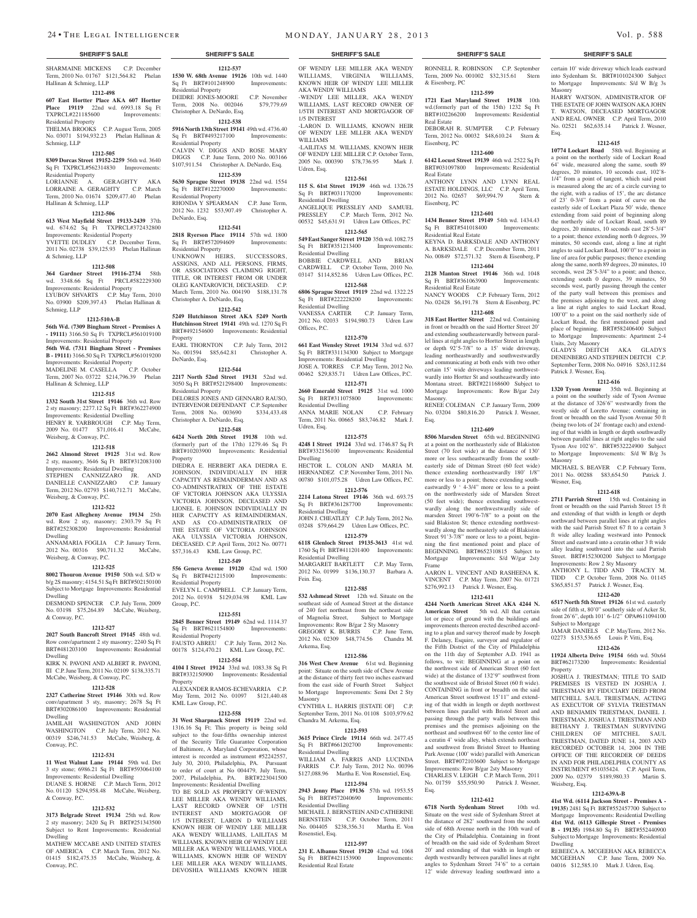## SHERIFF'S SALE

SHARMAINE MICKENS C.P. December Term, 2010 No. 01767 $121,564.82 Phelan Hallinan & Schmieg, LLP

**1212-498**

**607 East Hortter Place AKA 607 Hortter Place 19119** 22nd wd. 6993.18 Sq Ft TXPRCL#221185600 Improvements: Residential Property

THELMA BROOKS C.P. August Term, 2005 No. 03071 $194,932.23 Phelan Hallinan & Schmieg, LLP

**1212-505**

**8309 Dorcas Street 19152-2259** 56th wd. 3640 Sq Ft TXPRCL#562314830 Improvements: Residential Property

LORIANNE A. GERAGHTY AKA LORRAINE A. GERAGHTY C.P. March Term, 2010 No. 01674 $209,477.40 Phelan Hallinan & Schmieg, LLP

**1212-506**

**613 West Mayfield Street 19133-2439** 37th wd. 674.62 Sq Ft TXPRCL#372432800 Improvements: Residential Property

YVETTE DUDLEY C.P. December Term, 2011 No. 02738 $39,125.93 Phelan Hallinan & Schmieg, LLP

**1212-508**

**364 Gardner Street 19116-2734** 58th wd. 3348.66 Sq Ft PRCL#582229300 Improvements: Residential Property

LYUBOV SHVARTS C.P. May Term, 2010 No. 03900 $209,397.43 Phelan Hallinan & Schmieg, LLP

**1212-510A-B**

**56th Wd. (7309 Bingham Street - Premises A - 19111)** 3166.50 Sq Ft TXPRCL#561019100 Improvements: Residential Property

**56th Wd. (7311 Bingham Street - Premises B - 19111)** 3166.50 Sq Ft TXPRCL#561019200 Improvements: Residential Property

MADELINE M. CASELLA C.P. October Term, 2007 No. 03722 $214,796.39 Phelan Hallinan & Schmieg, LLP

**1212-515**

**1332 South 31st Street 19146** 36th wd. Row 2 sty masonry; 2277.12 Sq Ft BRT#362274900 Improvements: Residential Dwelling

HENRY R. YARBROUGH C.P. May Term, 2009 No. 01477 $71,016.41 McCabe, Weisberg, & Conway, P.C.

**1212-518**

**2662 Almond Street 19125** 31st wd. Row 2 sty, masonry, 3646 Sq Ft BRT#312083100 Improvements: Residential Dwelling

STEPHEN CANNIZZARO JR. AND DANIELLE CANNIZZARO C.P. January Term, 2012 No. 02793 $140,712.71 McCabe, Weisberg, & Conway, P.C.

**1212-522**

**2070 East Allegheny Avenue 19134** 25th wd. Row 2 sty, masonry; 2303.79 Sq Ft BRT#252308200 Improvements: Residential Dwelling

ANNAMARIA FOGLIA C.P. January Term, 2012 No. 00316 $90,711.32 McCabe, Weisberg, & Conway, P.C.

**1212-525**

**8002 Thouron Avenue 19150** 50th wd. S/D w b/g 2S masonry; 4154.51 Sq Ft BRT#502150100 Subject to Mortgage Improvements: Residential Dwelling

DESMOND SPENCER C.P. July Term, 2009 No. 03198 $75,264.89 McCabe, Weisberg, & Conway, P.C.

**1212-527**

**2027 South Bancroft Street 19145** 48th wd. Row conv/apartment 2 sty masonry; 2240 Sq Ft BRT#481203100 Improvements: Residential Dwelling

KIRK N. PAVONI AND ALBERT R. PAVONI, III C.P. June Term, 2011 No. 02109 $138,335.71 McCabe, Weisberg, & Conway, P.C.

**1212-528**

**2327 Catherine Street 19146** 30th wd. Row conv/apartment 3 sty, masonry; 2678 Sq Ft BRT#302086100 Improvements: Residential Dwelling

JAMILAH WASHINGTON AND JOHN WASHINGTON C.P. July Term, 2012 No. 00319 $246,741.53 McCabe, Weisberg, & Conway, P.C.

**1212-531**

**11 West Walnut Lane 19144** 59th wd. Det 3 sty stone; 6986.21 Sq Ft BRT#593064100 Improvements: Residential Dwelling

DUANE S. HORNE C.P. March Term, 2012 No. 01120 $294,958.48 McCabe, Weisberg, & Conway, P.C.

**1212-532**

**3173 Belgrade Street 19134** 25th wd. Row 2 sty masonry; 2420 Sq Ft BRT#251343500 Subject to Rent Improvements: Residential Dwelling

MATHEW MCCABE AND UNITED STATES OF AMERICA C.P. March Term, 2012 No. 01415 $182,475.35 McCabe, Weisberg, & Conway, P.C.

**1212-537**

**1530 W. 68th Avenue 19126** 10th wd. 1440 Sq Ft BRT#101248900 Improvements: Residential Property

DEIDRE JONES-MOORE C.P. November Term, 2008 No. 002046 $79,779.69 Christopher A. DeNardo, Esq.

**1212-538**

**5916 North 13th Street 19141** 49th wd. 4736.40 Sq Ft BRT#493217100 Improvements: Residential Property

CALVIN V. DIGGS AND ROSE MARY DIGGS C.P. June Term, 2010 No. 003166 $107,911.54 Christopher A. DeNardo, Esq.

**1212-539**

**5630 Sprague Street 19138** 22nd wd. 1554 Sq Ft BRT#122270000 Improvements: Residential Property

RHONDA Y SPEARMAN C.P. June Term, 2012 No. 1232 $53,907.49 Christopher A. DeNardo, Esq.

**1212-541**

**2818 Ryerson Place 19114** 57th wd. 1800 Sq Ft BRT#572094609 Improvements: Residential Property

UNKNOWN HEIRS, SUCCESSORS, ASSIGNS, AND ALL PERSONS, FIRMS, OR ASSOCIATIONS CLAIMING RIGHT, TITLE, OR INTEREST FROM OR UNDER OLEG KANTAROVICH, DECEASED. C.P. March Term, 2010 No. 004190 $188,131.78 Christopher A. DeNardo, Esq.

**1212-542**

**5249 Hutchinson Street AKA 5249 North Hutchinson Street 19141** 49th wd. 1270 Sq Ft BRT#492154600 Improvements: Residential Property

EARL THORNTON C.P. July Term, 2012 No. 001594 $85,642.81 Christopher A. DeNardo, Esq.

**1212-544**

**2217 North 52nd Street 19131** 52nd wd. 3050 Sq Ft BRT#521298400 Improvements: Residential Property

DELORES JONES AND GENNARO RAUSO, INTERVENOR DEFENDANT C.P. September Term, 2008 No. 003690 $334,433.48 Christopher A. DeNardo, Esq.

**1212-548**

**6424 North 20th Street 19138** 10th wd. (formerly part of the 17th) 1279.46 Sq Ft BRT#102035900 Improvements: Residential Property

DIEDRA E. HERBERT AKA DIEDRA E. JOHNSON, INDIVIDUALLY IN HER CAPACITY AS REMAINDERMAN AND AS CO-ADMINISTRATRIX OF THE ESTATE OF VICTORIA JOHNSON AKA ULYSSIA VICTORIA JOHNSON, DECEASED AND LIONEL E. JOHNSON INDIVIDUALLY IN HER CAPACITY AS REMAINDERMAN, AND AS CO-ADMINISTRATRIX OF THE ESTATE OF VICTORIA JOHNSON AKA ULYSSIA VICTORIA JOHNSON, DECEASED. C.P. April Term, 2012 No. 00771 $57,316.43 KML Law Group, P.C.

**1212-549**

**556 Geneva Avenue 19120** 42nd wd. 1500 Sq Ft BRT#421215100 Improvements: Residential Property

EVELYN L. CAMPBELL C.P. January Term, 2012 No. 01938 $129,034.98 KML Law Group, P.C.

**1212-551**

**2845 Benner Street 19149** 62nd wd. 1114.37 Sq Ft BRT#621154800 Improvements: Residential Property

FAUSTO ABREU C.P. July Term, 2012 No. 00178 $124,470.21 KML Law Group, P.C.

**1212-554**

**4104 I Street 19124** 33rd wd. 1083.38 Sq Ft BRT#332150900 Improvements: Residential Property

ALEXANDER RAMOS-ECHEVARRIA C.P. May Term, 2012 No. 01097 $121,440.48 KML Law Group, P.C.

**1212-558**

**31 West Sharpnack Street 19119** 22nd wd. 1316.16 Sq Ft; This property is being sold subject to the four-fifths ownership interest of the Security Title Guarantee Corporation of Baltimore, A Maryland Corporation, whose interest is recorded as instrument #52242557, July 30, 2010, Philadelphia, PA. Pursuant to order of court at No 004479, July Term, 2007, Philadelphia, PA. BRT#223041500 Improvements: Residential Dwelling

TO BE SOLD AS PROPERTY OF:WENDY LEE MILLER AKA WENDY WILLIAMS, LAST RECORD OWNER OF 1/5TH INTEREST AND MORTGAGOR OF 1/5 INTEREST, LARON D WILLIAMS KNOWN HEIR OF WENDY LEE MILLER AKA WENDY WILLIAMS, LAILITAS M WILLIAMS, KNOWN HEIR OF WENDY LEE MILLER AKA WENDY WILLIAMS, VIOLA WILLIAMS, KNOWN HEIR OF WENDY LEE MILLER AKA WENDY WILLIAMS, DEVOSHIA WILLIAMS KNOWN HEIR OF WENDY LEE MILLER AKA WENDY WILLIAMS, VIRGINIA WILLIAMS, KNOWN HEIR OF WENDY LEE MILLER AKA WENDY WILLIAMS

-WENDY LEE MILLER, AKA WENDY WILLIAMS, LAST RECORD OWNER OF 1/5TH INTEREST AND MORTGAGOR OF 1/5 INTEREST

-LARON D. WILLIAMS, KNOWN HEIR OF WENDY LEE MLLER AKA WENDY WILLIAMS

-LAILITAS M. WILLIAMS, KNOWN HEIR OF WENDY LEE MILLER C.P. October Term, 2005 No. 000390 $78,736.95 Mark J. Udren, Esq.

**1212-561**

**115 S. 61st Street 19139** 46th wd. 1326.75 Sq Ft BRT#031170200 Improvements: Residential Dwelling

ANGELIQUE PRESSLEY AND SAMUEL PRESSLEY C.P. March Term, 2012 No. 00532 $45,631.91 Udren Law Offices, P.C.

**1212-565**

**549 East Sanger Street 19120** 35th wd. 1082.75 Sq Ft BRT#351213400 Improvements: Residential Dwelling

BOBBIE CARDWELL AND BRIAN CARDWELL C.P. October Term, 2010 No. 03147 $114,852.86 Udren Law Offices, P.C.

**1212-568**

**6806 Sprague Street 19119** 22nd wd. 1322.25 Sq Ft BRT#222228200 Improvements: Residential Dwelling

VANESSA CARTER C.P. January Term, 2012 No. 02033 $194,980.73 Udren Law Offices, P.C.

**1212-570**

**661 East Wensley Street 19134** 33rd wd. 637 Sq Ft BRT#331134300 Subject to Mortgage Improvements: Residential Dwelling

JOSE A. TORRES C.P. May Term, 2012 No. 00462 $29,835.71 Udren Law Offices, P.C.

**1212-571**

**2660 Emerald Street 19125** 31st wd. 1000 Sq Ft BRT#311075800 Improvements: Residential Dwelling

ANNA MARIE NOLAN C.P. February Term, 2011 No. 00665 $83,746.82 Mark J. Udren, Esq.

**1212-575**

**4248 I Street 19124** 33rd wd. 1746.87 Sq Ft BRT#332156100 Improvements: Residential Dwelling

HECTOR L. COLON AND MARIA M. HERNANDEZ C.P. November Term, 2011 No. 00780 $101,075.28 Udren Law Offices, P.C.

**1212-576**

**2214 Latona Street 19146** 36th wd. 693.75 Sq Ft BRT#361287700 Improvements: Residential Dwelling

JOHN J. CHEATLEY C.P. July Term, 2012 No. 03248 $79,664.29 Udren Law Offices, P.C.

**1212-579**

**6118 Glenloch Street 19135-3613** 41st wd. 1760 Sq Ft BRT#411201400 Improvements: Residential Dwelling

MARGARET BARTLETT C.P. May Term, 2012 No. 01999 $136,130.37 Barbara A. Fein. Esq.

**1212-585**

**532 Ashmead Street** 12th wd. Situate on the southeast side of Asmead Street at the distance of 240 feet northeast from the northeast side of Magnolia Street, Subject to Mortgage Improvements: Row B/gar 2 Sty Masonry

GREGORY K. BURRIS C.P. June Term, 2012 No. 02309 $48,774.56 Chandra M. Arkema, Esq.

**1212-586**

**316 West Chew Avenue** 61st wd. Beginning point: Situate on the south side of Chew Avenue at the distance of thirty feet two inches eastward from the east side of Fourth Street Subject to Mortgage Improvements: Semi Det 2 Sty Masonry

CYNTHIA L. HARRIS [ESTATE OF] C.P. September Term, 2011 No. 01108 $103,979.62 Chandra M. Arkema, Esq.

**1212-593**

**3615 Prince Circle 19114** 66th wd. 2477.45 Sq Ft BRT#661202700 Improvements: Residential Dwelling

WILLIAM A. FARRIS AND LUCINDA FARRIS C.P. July Term, 2012 No. 00396 $127,088.96 Martha E. Von Rosenstiel, Esq.

**1212-594**

**2943 Jenny Place 19136** 57th wd. 1953.55 Sq Ft BRT#572040690 Improvements: Residential Dwelling

MICHAEL J. BERNSTEIN AND CATHERINE BERNSTEIN C.P. October Term, 2011 No. 004405 $238,356.31 Martha E. Von Rosenstiel, Esq.

**1212-597**

**231 E. Albanus Street 19120** 42nd wd. 1068 Sq Ft BRT#421153900 Improvements: Residential Real Estate

RONNELL R. ROBINSON C.P. September Term, 2009 No. 001002 $32,315.61 Stern & Eisenberg, PC

**1212-599**

**1721 East Maryland Street 19138** 10th wd.(formerly part of the 15th) 1232 Sq Ft BRT#102266200 Improvements: Residential Real Estate

DEBORAH R. SUMPTER C.P. February Term, 2012 No. 00032 $48,610.24 Stern & Eisenberg, PC

**1212-600**

**6142 Locust Street 19139** 46th wd. 2522 Sq Ft BRT#031097800 Improvements: Residential Real Estate

ANTHONY LYNN AND LYNN REAL ESTATE HOLDINGS, LLC C.P. April Term, 2012 No. 02657 $69,994.79 Stern & Eisenberg, PC

**1212-601**

**1434 Benner Street 19149** 54th wd. 1434.43 Sq Ft BRT#541018400 Improvements: Residential Real Estate

KEYNA D. BARKSDALE AND ANTHONY A. BARKSDALE C.P. December Term, 2011 No. 00849 $72,571.32 Stern & Eisenberg, P

**1212-604**

**2128 Manton Street 19146** 36th wd. 1048 Sq Ft BRT#361063900 Improvements: Residential Real Estate

NANCY WOODS C.P. February Term, 2012 No. 02428 $6,191.78 Stern & Eisenberg, PC

**1212-608**

**318 East Hortter Street** 22nd wd. Containing in front or breadth on the said Hortter Street 20' and extending southeastwardly between parallel lines at right angles to Hortter Street in length or depth 92'5-7/8" to a 15' wide driveway, leading northeastwardly and southwestwardly and communicating at both ends with two other certain 15' wide driveways leading northwestwardly into Hortter St and southeastwardly into Montana street. BRT#221168600 Subject to Mortgage Improvements: Row B/gar 2sty Masonry.

RENEE COLEMAN C.P. January Term, 2009 No. 03204 $80,816.20 Patrick J. Wesner, Esq.

**1212-609**

**8506 Marsden Street** 65th wd. BEGINNING at a point on the northeasterly side of Blakiston Street (70 feet wide) at the distance of 130' more or less southeastwardly from the southeasterly side of Ditman Street (60 feet wide) thence extending northeastwardly 180' 1/8" more or less to a point; thence extending southeastwardly 9 ' 4-3/4" more or less to a point on the northwesterly side of Marsden Street (50 feet wide); thence extending southwestwardly along the northwestwardly side of marsden Street 190'6-7/8" to a point on the said Blakiston St; thence extending northwestwardly along the northeasterly side of Blakiston Street 91'3-7/8" more or less to a point, beginning the first mentioned point and place of BEGINNING. BRT#652310815 Subject to Mortgage Improvements: S/d W/gar 2sty Frame

AARON L. VINCENT AND RASHEENA K. VINCENT C.P. May Term, 2007 No. 01721 $276,992.13 Patrick J. Wesner, Esq.

**1212-611**

**4244 North American Street AKA 4244 N. American Street** 5th wd. All that certain lot or piece of ground with the buildings and improvements thereon erected described according to a plan and survey thereof made by Joseph F. Delaney, Esquire, surveyor and regulator of the Fifth District of the City of Philadelphia on the 11th day of September A.D. 1941 as follows, to wit: BEGINNING at a point on the northwest side of American Street (60 feet wide) at the distance of 132'9" southwest from the southwest side of Bristol Street (60 ft wide). CONTAINING in front or breadth on the said American Street southwest 15'11" and extending of that width in length or depth northwest between lines parallel with Bristol Street and passing through the party walls between this premises and the premises adjoining on the northeast and southwest 60' to the center line of a ceratin 4' wide alley, which extends northeast and southwest from Bristol Street to Hunting Park Avenue (100' wide) parallel with American Street. BRT#072103600 Subject to Mortgage Improvements: Row B/gar 2sty Masonry

CHARLES V. LEIGH C.P. March Term, 2011 No. 01759 $55,950.90 Patrick J. Wesner, Esq.

**1212-612**

**6718 North Sydenham Street** 10th wd. Situate on the west side of Sydenham Street at the distance of 282' southward from the south side of 68th Avenue north in the 10th ward of the City of Philadelphia. Containing in front of breadth on the said side of Sydenham Street 20' and extending of that width in length or depth westwardly between parallel lines at right angles to Sydenham Street 74'6" to a certain 12' wide driveway leading southward into a certain 10' wide driveway which leads eastward into Sydenham St. BRT#101024300 Subject to Mortgage Improvements: S/d W B/g 3s Masonry

HARRY WATSON, ADMINISTRATOR OF THE ESTATE OF JOHN WATSON AKA JOHN T. WATSON, DECEASED MORTGAGOR AND REAL OWNER C.P. April Term, 2010 No. 02521 $62,635.14 Patrick J. Wesner, Esq.

**1212-615**

**10774 Lockart Road** 58th wd. Beginning at a point on the northerly side of Lockart Road 64' wide, measured along the same, south 89 degrees, 20 minutes, 10 seconds east, 102'8-1/4" from a point of tangent, which said point is measured along the arc of a circle curving to the right, with a radius of 15', the arc distance of 23' 0-3/4" from a point of curve on the easterly side of Lockart Plaza 50' wide, thence extending from said point of beginning along the northerly side of Lockart Road, south 89 degrees, 20 minutes, 10 seconds east 28'5-3/4" to a point; thence extending north 0 degrees, 39 minutes, 50 seconds east, along a line at right angles to said Lockart Road, 100'0" to a point in line of area for public purposes; thence extending along the same, north 89 degrees, 20 minutes, 10 seconds, west 28'5-3/4" to a point; and thence, extending south 0 degrees, 39 minutes, 50 seconds west, partly passing through the center of the party wall between this premises and the premises adjoining to the west, and along a line at right angles to said Lockart Road, 100'0" to a point on the said northerly side of Lockart Road, the first mentioned point and place of beginning. BRT#582406400 Subject to Mortgage Improvements: Apartment 2-4 Units, 2sty Masonry

GLADYS DEITCH AKA GLADYS DENENBERG AND STEPHEN DEITCH C.P. September Term, 2008 No. 04916 $263,112.84 Patrick J. Wesner, Esq.

**1212-616**

**1320 Tyson Avenue** 35th wd. Beginning at a point on the southerly side of Tyson Avenue at the distance of 326'6" westwardly from the westly side of Loretto Avenue; containing in front or breadth on the said Tyson Avenue 50 ft (being two lots of 24' frontage each) and extending of that width in length or depth southwardly between parallel lines at right angles to the said Tyson Ave 102'6". BRT#532224900 Subject to Mortgage Improvements: S/d W B/g 3s Masonry

MICHAEL S. BEAVER C.P. February Term, 2011 No. 00288 $83,654.50 Patrick J. Wesner, Esq.

**1212-618**

**2711 Parrish Street** 15th wd. Containing in front or breadth on the said Parrish Street 15 ft and extending of that width in length or depth northward between parallel lines at right angles with the said Parrish Street 67 ft to a certain 3 ft wide alley leading westward into Pennock Street and eastward into a ceratin other 3 ft wide alley leading southward into the said Parrish Street. BRT#152300200 Subject to Mortgage Improvements: Row 2 Sty Masonry

ANTHONY L. TIDD AND TRACEY M. TIDD C.P. October Term, 2008 No. 01145 $365,851.57 Patrick J. Wesner, Esq.

**1212-620**

**6517 North 5th Street 19126** 61st wd. easterly side of fifth st, 80'0" southerly side of Acker St, front 26'6", depth 101' 6-1/2" OPA#611094100 Subject to Mortgage

JAMAR DANIELS C.P. MayTerm, 2012 No. 02273 $153,536.65 Louis P. Vitti, Esq.

**1212-626**

**11924 Alberta Drive 19154** 66th wd. 50x64 BRT#62173200 Improvements: Residential Property

JOSHUA J. TRIESTMAN; TITLE TO SAID PREMISES IS VESTED IN JOSHUA J. TRIESTMAN BY FIDUCIARY DEED FROM MITCHELL SAUL TRIESTMAN, ACTING AS EXECUTOR OF SYLVIA TRIESTMAN AND BENJAMIN TRIESTMAN, DANIEL J. TRIESTMAN, JOSHUA J. TRIESTMAN AND BETHANY J. TRIESTMAN SURVIVING CHILDREN OF MITCHEL SAUL TRIESTMAN, DATED JUNE 14, 2003 AND RECORDED OCTOBER 14, 2004 IN THE OFFICE OF THE RECORDER OF DEEDS IN AND FOR PHILADELPHIA COUNTY AS INSTRUMENT #51035424. C.P. April Term, 2009 No. 02379 $189,980.33 Martin S. Weisberg, Esq.

**1212-639A-B**

**41st Wd. (6114 Jackson Street - Premises A - 19135)** 2481 Sq Ft BRT#552457700 Subject to Mortgage Improvements: Residential Dwelling **41st Wd. (6113 Gillespie Street - Premises B - 19135)** 1984.80 Sq Ft BRT#552440900 Subject to Mortgage Improvements: Residential Dwelling

REBEECA A. MCGEEHAN AKA REBECCA MCGEEHAN C.P. June Term, 2009 No. 04016 $12,585.10 Mark J. Udren, Esq.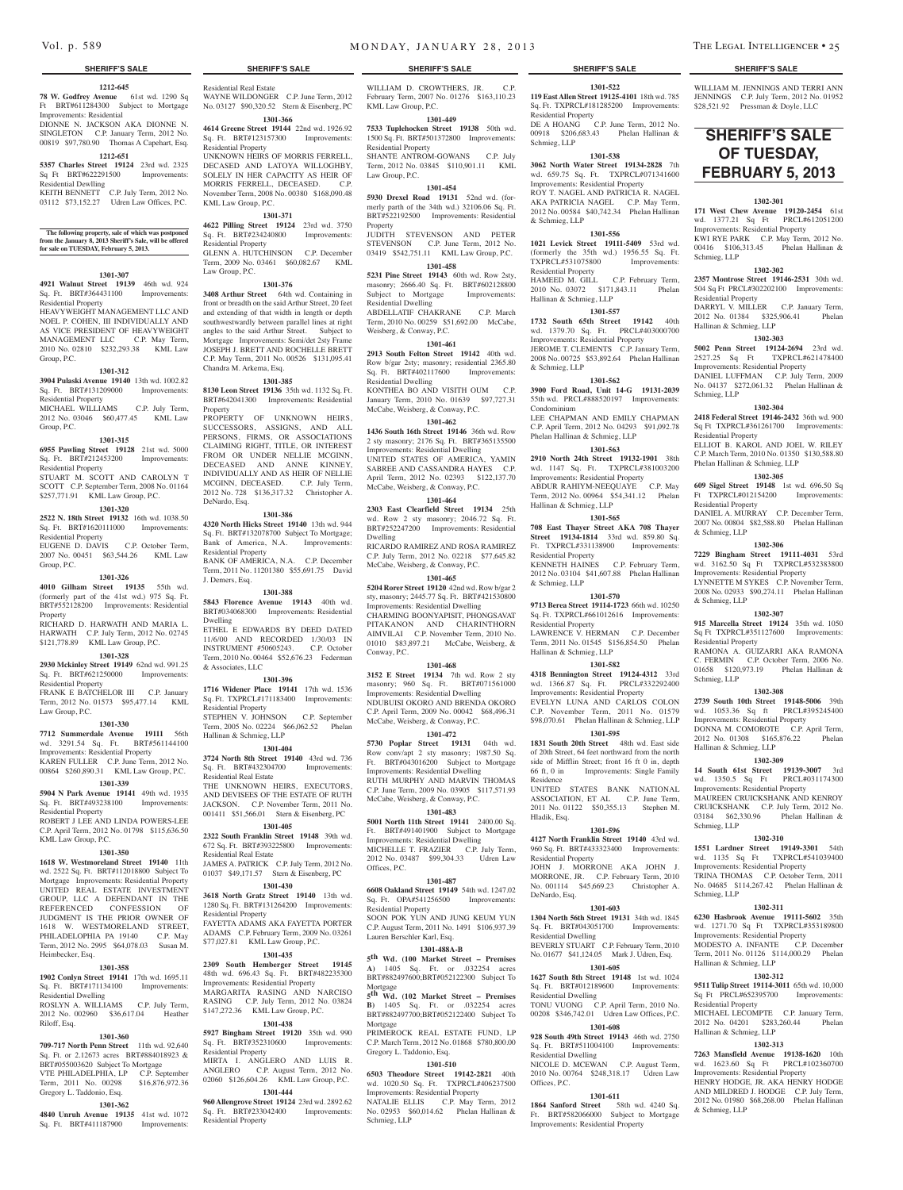**SHERIFF'S SALE**

**1212-645**

**78 W. Godfrey Avenue** 61st wd. 1290 Sq Ft BRT#611284300 Subject to Mortgage Improvements: Residential

DIONNE N. JACKSON AKA DIONNE N. SINGLETON C.P. January Term, 2012 No. 00819 $97,780.90 Thomas A Capehart, Esq.

**1212-651**

**5357 Charles Street 19124** 23rd wd. 2325 Sq Ft BRT#622291500 Improvements: Residential Dwelling

KEITH BENNETT C.P. July Term, 2012 No. 03112 $73,152.27 Udren Law Offices, P.C.

**The following property, sale of which was postponed from the January 8, 2013 Sheriff's Sale, will be offered for sale on TUESDAY, February 5, 2013.**

**1301-307**

**4921 Walnut Street 19139** 46th wd. 924 Sq. Ft. BRT#364431100 Improvements: Residential Property

HEAVYWEIGHT MANAGEMENT LLC AND NOEL P. COHEN, III INDIVIDUALLY AND AS VICE PRESIDENT OF HEAVYWEIGHT MANAGEMENT LLC C.P. May Term, 2010 No. 02810 $232,293.38 KML Law Group, P.C.

**1301-312**

**3904 Pulaski Avenue 19140** 13th wd. 1002.82 Sq. Ft. BRT#131209000 Improvements: Residential Property

MICHAEL WILLIAMS C.P. July Term, 2012 No. 03046 $60,477.45 KML Law Group, P.C.

**1301-315**

**6955 Pawling Street 19128** 21st wd. 5000 Sq. Ft. BRT#212453200 Improvements: Residential Property

STUART M. SCOTT AND CAROLYN T SCOTT C.P. September Term, 2008 No. 01164 $257,771.91 KML Law Group, P.C.

**1301-320**

**2522 N. 18th Street 19132** 16th wd. 1038.50 Sq. Ft. BRT#1620111000 Improvements: Residential Property

EUGENE D. DAVIS C.P. October Term, 2007 No. 00451 $63,544.26 KML Law Group, P.C.

**1301-326**

**4010 Gilham Street 19135** 55th wd. (formerly part of the 41st wd.) 975 Sq. Ft. BRT#552128200 Improvements: Residential Property

RICHARD D. HARWATH AND MARIA L. HARWATH C.P. July Term, 2012 No. 02745 $121,778.89 KML Law Group, P.C.

**1301-328**

**2930 Mckinley Street 19149** 62nd wd. 991.25 Sq. Ft. BRT#621250000 Improvements: Residential Property

FRANK E BATCHELOR III C.P. January Term, 2012 No. 01573 $95,477.14 KML Law Group, P.C.

**1301-330**

**7712 Summerdale Avenue 19111** 56th wd. 3291.54 Sq. Ft. BRT#561144100 Improvements: Residential Property

KAREN FULLER C.P. June Term, 2012 No. 00864 $260,890.31 KML Law Group, P.C.

**1301-339**

**5904 N Park Avenue 19141** 49th wd. 1935 Sq. Ft. BRT#493238100 Improvements: Residential Property

ROBERT J LEE AND LINDA POWERS-LEE C.P. April Term, 2012 No. 01798 $115,636.50 KML Law Group, P.C.

**1301-350**

**1618 W. Westmoreland Street 19140** 11th wd. 2522 Sq. Ft. BRT#112018800 Subject To Mortgage Improvements: Residential Property

UNITED REAL ESTATE INVESTMENT GROUP, LLC A DEFENDANT IN THE REFERENCED CONFESSION OF JUDGMENT IS THE PRIOR OWNER OF 1618 W. WESTMORELAND STREET, PHILADELPHIA PA 19140 C.P. May Term, 2012 No. 2995 $64,078.03 Susan M. Heimbecker, Esq.

**1301-358**

**1902 Conlyn Street 19141** 17th wd. 1695.11 Sq. Ft. BRT#171134100 Improvements: Residential Dwelling

ROSLYN A. WILLIAMS C.P. July Term, 2012 No. 002960 $36,617.04 Heather Riloff, Esq.

**1301-360**

**709-717 North Penn Street** 11th wd. 92,640 Sq. Ft. or 2.12673 acres BRT#884018923 & BRT#055003620 Subject To Mortgage

VTE PHILADELPHIA, LP C.P. September Term, 2011 No. 00298 $16,876,972.36 Gregory L. Taddonio, Esq.

**1301-362**

**4840 Unruh Avenue 19135** 41st wd. 1072 Sq. Ft. BRT#411187900 Improvements: Residential Real Estate

WAYNE WILDONGER C.P. June Term, 2012 No. 03127 $90,320.52 Stern & Eisenberg, PC

**1301-366**

**4614 Greene Street 19144** 22nd wd. 1926.92 Sq. Ft. BRT#123157300 Improvements: Residential Property

UNKNOWN HEIRS OF MORRIS FERRELL, DECASED AND LATOYA WILLOGHBY, SOLELY IN HER CAPACITY AS HEIR OF MORRIS FERRELL, DECEASED. C.P. November Term, 2008 No. 00380 $168,090.48 KML Law Group, P.C.

**1301-371**

**4622 Pilling Street 19124** 23rd wd. 3750 Sq. Ft. BRT#234240800 Improvements: Residential Property

GLENN A. HUTCHINSON C.P. December Term, 2009 No. 03461 $60,082.67 KML Law Group, P.C.

**1301-376**

**3408 Arthur Street** 64th wd. Containing in front or breadth on the said Arthur Street, 20 feet and extending of that width in length or depth southwestwardly between parallel lines at right angles to the said Arthur Street. Subject to Mortgage Improvements: Semi/det 2sty Frame

JOSEPH J. BRETT AND ROCHELLE BRETT C.P. May Term, 2011 No. 00526 $131,095.41 Chandra M. Arkema, Esq.

**1301-385**

**8130 Leon Street 19136** 35th wd. 1132 Sq. Ft. BRT#642041300 Improvements: Residential Property

PROPERTY OF UNKNOWN HEIRS, SUCCESSORS, ASSIGNS, AND ALL PERSONS, FIRMS, OR ASSOCIATIONS CLAIMING RIGHT, TITLE, OR INTEREST FROM OR UNDER NELLIE MCGINN, DECEASED AND ANNE KINNEY, INDIVIDUALLY AND AS HEIR OF NELLIE MCGINN, DECEASED. C.P. July Term, 2012 No. 728 $136,317.32 Christopher A. DeNardo, Esq.

**1301-386**

**4320 North Hicks Street 19140** 13th wd. 944 Sq. Ft. BRT#132078700 Subject To Mortgage; Bank of America, N.A. Improvements: Residential Property

BANK OF AMERICA, N.A. C.P. December Term, 2011 No. 11201380 $55,691.75 David J. Demers, Esq.

**1301-388**

**5843 Florence Avenue 19143** 40th wd. BRT#034068300 Improvements: Residential Dwelling

ETHEL E EDWARDS BY DEED DATED 11/6/00 AND RECORDED 1/30/03 IN INSTRUMENT #50605243. C.P. October Term, 2010 No. 00464 $52,676.23 Federman & Associates, LLC

**1301-396**

**1716 Widener Place 19141** 17th wd. 1536 Sq. Ft. TXPRCL#171183400 Improvements: Residential Property

STEPHEN V. JOHNSON C.P. September Term, 2005 No. 02224 $66,062.52 Phelan Hallinan & Schmieg, LLP

**1301-404**

**3724 North 8th Street 19140** 43rd wd. 736 Sq. Ft. BRT#432304700 Improvements: Residential Real Estate

THE UNKNOWN HEIRS, EXECUTORS, AND DEVISEES OF THE ESTATE OF RUTH JACKSON. C.P. November Term, 2011 No. 001411 $51,566.01 Stern & Eisenberg, PC

**1301-405**

**2322 South Franklin Street 19148** 39th wd. 672 Sq. Ft. BRT#393225800 Improvements: Residential Real Estate

JAMES A. PATRICK C.P. July Term, 2012 No. 01037 $49,171.57 Stern & Eisenberg, PC

**1301-430**

**3618 North Gratz Street 19140** 13th wd. 1280 Sq. Ft. BRT#131264200 Improvements: Residential Property

FAYETTA ADAMS AKA FAYETTA PORTER ADAMS C.P. February Term, 2009 No. 03261 $77,027.81 KML Law Group, P.C.

**1301-435**

**2309 South Hemberger Street 19145** 48th wd. 696.43 Sq. Ft. BRT#482235300 Improvements: Residential Property

MARGARITA RASING AND NARCISO RASING C.P. July Term, 2012 No. 03824 $147,272.36 KML Law Group, P.C.

**1301-438**

**5927 Bingham Street 19120** 35th wd. 990 Sq. Ft. BRT#352310600 Improvements: Residential Property

MIRTA I. ANGLERO AND LUIS R. ANGLERO C.P. August Term, 2012 No. 02060 $126,604.26 KML Law Group, P.C.

**1301-444**

**960 Allengrove Street 19124** 23rd wd. 2892.62 Sq. Ft. BRT#233042400 Improvements: Residential Property

WILLIAM D. CROWTHERS, JR. C.P. February Term, 2007 No. 01276 $163,110.23 KML Law Group, P.C.

**1301-449**

**7533 Tuplehocken Street 19138** 50th wd. 1500 Sq. Ft. BRT#501372800 Improvements: Residential Property

SHANTE ANTROM-GOWANS C.P. July Term, 2012 No. 03845 $110,901.11 KML Law Group, P.C.

**1301-454**

**5930 Drexel Road 19131** 52nd wd. (formerly part of the 34th wd.) 32106.06 Sq. Ft. BRT#522192500 Improvements: Residential Property

JUDITH STEVENSON AND PETER STEVENSON C.P. June Term, 2012 No. 03419 $542,751.11 KML Law Group, P.C.

**1301-458**

**5231 Pine Street 19143** 60th wd. Row 2sty, masonry; 2666.40 Sq. Ft. BRT#602128800 Subject to Mortgage Improvements: Residential Dwelling

ABDELLATIF CHAKRANE C.P. March Term, 2010 No. 00259 $51,692.00 McCabe, Weisberg, & Conway, P.C.

**1301-461**

**2913 South Felton Street 19142** 40th wd. Row b/gar 2sty; masonry; residential 2365.80 Sq. Ft. BRT#402117600 Improvements: Residential Dwelling

KONTHEA BO AND VISITH OUM C.P. January Term, 2010 No. 01639 $97,727.31 McCabe, Weisberg, & Conway, P.C.

**1301-462**

**1436 South 16th Street 19146** 36th wd. Row 2 sty masonry; 2176 Sq. Ft. BRT#365135500 Improvements: Residential Dwelling

UNITED STATES OF AMERICA, YAMIN SABREE AND CASSANDRA HAYES C.P. April Term, 2012 No. 02393 $122,137.70 McCabe, Weisberg, & Conway, P.C.

**1301-464**

**2303 East Clearfield Street 19134** 25th wd. Row 2 sty masonry; 2046.72 Sq. Ft. BRT#252247200 Improvements: Residential Dwelling

RICARDO RAMIREZ AND ROSA RAMIREZ C.P. July Term, 2012 No. 02218 $77,645.82 McCabe, Weisberg, & Conway, P.C.

**1301-465**

**5204 Rorer Street 19120** 42nd wd. Row b/gar 2 sty, masonry; 2445.77 Sq. Ft. BRT#421530800 Improvements: Residential Dwelling

CHARMING BOONYAPISIT, PHONGSAVAT PITAKANON AND CHARINTHORN AIMVILAI C.P. November Term, 2010 No. 01010 $83,897.21 McCabe, Weisberg, & Conway, P.C.

**1301-468**

**3152 E Street 19134** 7th wd. Row 2 sty masonry; 960 Sq. Ft. BRT#071561000 Improvements: Residential Dwelling

NDUBUISI OKORO AND BRENDA OKORO C.P. April Term, 2009 No. 00042 $68,496.31 McCabe, Weisberg, & Conway, P.C.

**1301-472**

**5730 Poplar Street 19131** 04th wd. Row conv/apt 2 sty masonry; 1987.50 Sq. Ft. BRT#043016200 Subject to Mortgage Improvements: Residential Dwelling

RUTH MURPHY AND MARVIN THOMAS C.P. June Term, 2009 No. 03905 $117,571.93 McCabe, Weisberg, & Conway, P.C.

**1301-483**

**5001 North 11th Street 19141** 2400.00 Sq. Ft. BRT#491401900 Subject to Mortgage Improvements: Residential Dwelling

MICHELLE T. FRAZIER C.P. July Term, 2012 No. 03487 $99,304.33 Udren Law Offices, P.C.

**1301-487**

**6608 Oakland Street 19149** 54th wd. 1247.02 Sq. Ft. OPA#541256500 Improvements: Residential Property

SOON POK YUN AND JUNG KEUM YUN C.P. August Term, 2011 No. 1491 $106,937.39 Lauren Berschler Karl, Esq.

**1301-488A-B**

**5th Wd. (100 Market Street – Premises A)** 1405 Sq. Ft. or .032254 acres BRT#882497600;BRT#052122300 Subject To Mortgage

**5th Wd. (102 Market Street – Premises B)** 1405 Sq. Ft. or .032254 acres BRT#882497700;BRT#052122400 Subject To Mortgage

PRIMEROCK REAL ESTATE FUND, LP C.P. March Term, 2012 No. 01868 $780,800.00 Gregory L. Taddonio, Esq.

**1301-510**

**6503 Theodore Street 19142-2821** 40th wd. 1020.50 Sq. Ft. TXPRCL#406237500 Improvements: Residential Property

NATALIE ELLIS C.P. May Term, 2012 No. 02953 $60,014.62 Phelan Hallinan & Schmieg, LLP

**1301-522**

**119 East Allen Street 19125-4101** 18th wd. 785 Sq. Ft. TXPRCL#181285200 Improvements: Residential Property

DE A HOANG C.P. June Term, 2012 No. 00918 $206,683.43 Phelan Hallinan & Schmieg, LLP

**1301-538**

**3062 North Water Street 19134-2828** 7th wd. 659.75 Sq. Ft. TXPRCL#071341600 Improvements: Residential Property

ROY T. NAGEL AND PATRICIA R. NAGEL AKA PATRICIA NAGEL C.P. May Term, 2012 No. 00584 $40,742.34 Phelan Hallinan & Schmieg, LLP

**1301-556**

**1021 Levick Street 19111-5409** 53rd wd. (formerly the 35th wd.) 1956.55 Sq. Ft. TXPRCL#531075800 Improvements: Residential Property

HAMEED M. GILL C.P. February Term, 2010 No. 03072 $171,843.11 Phelan Hallinan & Schmieg, LLP

**1301-557**

**1732 South 65th Street 19142** 40th wd. 1379.70 Sq. Ft. PRCL#403000700 Improvements: Residential Property

JEROME T. CLEMENTS C.P. January Term, 2008 No. 00725 $53,892.64 Phelan Hallinan & Schmieg, LLP

**1301-562**

**3900 Ford Road, Unit 14-G 19131-2039** 55th wd. PRCL#888520197 Improvements: Condominium

LEE CHAPMAN AND EMILY CHAPMAN C.P. April Term, 2012 No. 04293 $91,092.78 Phelan Hallinan & Schmieg, LLP

**1301-563**

**2910 North 24th Street 19132-1901** 38th wd. 1147 Sq. Ft. TXPRCL#381003200 Improvements: Residential Property

ABDUR RAHIYM-NEEQUAYE C.P. May Term, 2012 No. 00964 $54,341.12 Phelan Hallinan & Schmieg, LLP

**1301-565**

**708 East Thayer Street AKA 708 Thayer Street 19134-1814** 33rd wd. 859.80 Sq. Ft. TXPRCL#331138900 Improvements: Residential Property

KENNETH HAINES C.P. February Term, 2012 No. 03104 $41,607.88 Phelan Hallinan & Schmieg, LLP

**1301-570**

**9713 Berea Street 19114-1723** 66th wd. 10250 Sq. Ft. TXPRCL#661012616 Improvements: Residential Property

LAWRENCE V. HERMAN C.P. December Term, 2011 No. 01545 $156,854.50 Phelan Hallinan & Schmieg, LLP

**1301-582**

**4318 Bennington Street 19124-4312** 33rd wd. 1366.87 Sq. Ft. PRCL#332292400 Improvements: Residential Property

EVELYN LUNA AND CARLOS COLON C.P. November Term, 2011 No. 01579 $98,070.61 Phelan Hallinan & Schmieg, LLP

**1301-595**

**1831 South 20th Street** 48th wd. East side of 20th Street, 64 feet northward from the north side of Mifflin Street; front 16 ft 0 in, depth 66 ft, 0 in Improvements: Single Family Residence

UNITED STATES BANK NATIONAL ASSOCIATION, ET AL C.P. June Term, 2011 No. 01122 $50,355.13 Stephen M. Hladik, Esq.

**1301-596**

**4127 North Franklin Street 19140** 43rd wd. 960 Sq. Ft. BRT#433323400 Improvements: Residential Property

JOHN J. MORRONE AKA JOHN J. MORRONE, JR. C.P. February Term, 2010 No. 001114 $45,669.23 Christopher A. DeNardo, Esq.

**1301-603**

**1304 North 56th Street 19131** 34th wd. 1845 Sq. Ft. BRT#043051700 Improvements: Residential Dwelling

BEVERLY STUART C.P. February Term, 2010 No. 01677 $41,124.05 Mark J. Udren, Esq.

**1301-605**

**1627 South 8th Street 19148** 1st wd. 1024 Sq. Ft. BRT#012189600 Improvements: Residential Dwelling

TONU VUONG C.P. April Term, 2010 No. 00208 $346,742.01 Udren Law Offices, P.C.

**1301-608**

**928 South 49th Street 19143** 46th wd. 2750 Sq. Ft. BRT#511004100 Improvements: Residential Dwelling

NICOLE D. MCEWAN C.P. August Term, 2010 No. 00764 $248,318.17 Udren Law Offices, P.C.

**1301-611**

**1864 Sanford Street** 58th wd. 4240 Sq. Ft. BRT#582066000 Subject to Mortgage Improvements: Residential Property

WILLIAM M. JENNINGS AND TERRI ANN JENNINGS C.P. July Term, 2012 No. 01952 $28,521.92 Pressman & Doyle, LLC

# SHERIFF'S SALE OF TUESDAY, FEBRUARY 5, 2013

**1302-301**

**171 West Chew Avenue 19120-2454** 61st wd. 1377.21 Sq Ft PRCL#612051200 Improvements: Residential Property

KWI RYE PARK C.P. May Term, 2012 No. 00416 $106,313.45 Phelan Hallinan & Schmieg, LLP

**1302-302**

**2357 Montrose Street 19146-2531** 30th wd. 504 Sq Ft PRCL#302202100 Improvements: Residential Property

DARRYL V. MILLER C.P. January Term, 2012 No. 01384 $325,906.41 Phelan Hallinan & Schmieg, LLP

**1302-303**

**5002 Penn Street 19124-2694** 23rd wd. 2527.25 Sq Ft TXPRCL#621478400 Improvements: Residential Property

DANIEL LUFFMAN C.P. July Term, 2009 No. 04137 $272,061.32 Phelan Hallinan & Schmieg, LLP

**1302-304**

**2418 Federal Street 19146-2432** 36th wd. 900 Sq Ft TXPRCL#361261700 Improvements: Residential Property

ELLIOT B. KAROL AND JOEL W. RILEY C.P. March Term, 2010 No. 01350 $130,588.80 Phelan Hallinan & Schmieg, LLP

**1302-305**

**609 Sigel Street 19148** 1st wd. 696.50 Sq Ft TXPRCL#012154200 Improvements: Residential Property

DANIEL A. MURRAY C.P. December Term, 2007 No. 00804 $82,588.80 Phelan Hallinan & Schmieg, LLP

**1302-306**

**7229 Bingham Street 19111-4031** 53rd wd. 3162.50 Sq Ft TXPRCL#532383800 Improvements: Residential Property

LYNNETTE M SYKES C.P. November Term, 2008 No. 02933 $90,274.11 Phelan Hallinan & Schmieg, LLP

**1302-307**

**915 Marcella Street 19124** 35th wd. 1050 Sq Ft TXPRCL#351127600 Improvements: Residential Property

RAMONA A. GUIZARRI AKA RAMONA C. FERMIN C.P. October Term, 2006 No. 01658 $120,973.19 Phelan Hallinan & Schmieg, LLP

**1302-308**

**2739 South 10th Street 19148-5006** 39th wd. 1053.36 Sq ft PRCL#395245400 Improvements: Residential Property

DONNA M. COMOROTE C.P. April Term, 2012 No. 01308 $165,876.22 Phelan Hallinan & Schmieg, LLP

**1302-309**

**14 South 61st Street 19139-3007** 3rd wd. 1350.5 Sq Ft PRCL#031174300 Improvements: Residential Property

MAUREEN CRUICKSHANK AND KENROY CRUICKSHANK C.P. July Term, 2012 No. 03184 $62,330.96 Phelan Hallinan & Schmieg, LLP

**1302-310**

**1551 Lardner Street 19149-3301** 54th wd. 1135 Sq Ft TXPRCL#541039400 Improvements: Residential Property

TRINA THOMAS C.P. October Term, 2011 No. 04685 $114,267.42 Phelan Hallinan & Schmieg, LLP

**1302-311**

**6230 Hasbrook Avenue 19111-5602** 35th wd. 1271.70 Sq Ft TXPRCL#353189800 Improvements: Residential Property

MODESTO A. INFANTE C.P. December Term, 2011 No. 01126 $114,000.29 Phelan Hallinan & Schmieg, LLP

**1302-312**

**9511 Tulip Street 19114-3011** 65th wd. 10,000 Sq Ft PRCL#652395700 Improvements: Residential Property

MICHAEL LECOMPTE C.P. January Term, 2012 No. 04201 $283,260.44 Phelan Hallinan & Schmieg, LLP

**1302-313**

**7263 Mansfield Avenue 19138-1620** 10th wd. 1623.60 Sq Ft PRCL#102360700 Improvements: Residential Property

HENRY HODGE, JR. AKA HENRY HODGE AND MILDRED J. HODGE C.P. July Term, 2012 No. 01980 $68,268.00 Phelan Hallinan & Schmieg, LLP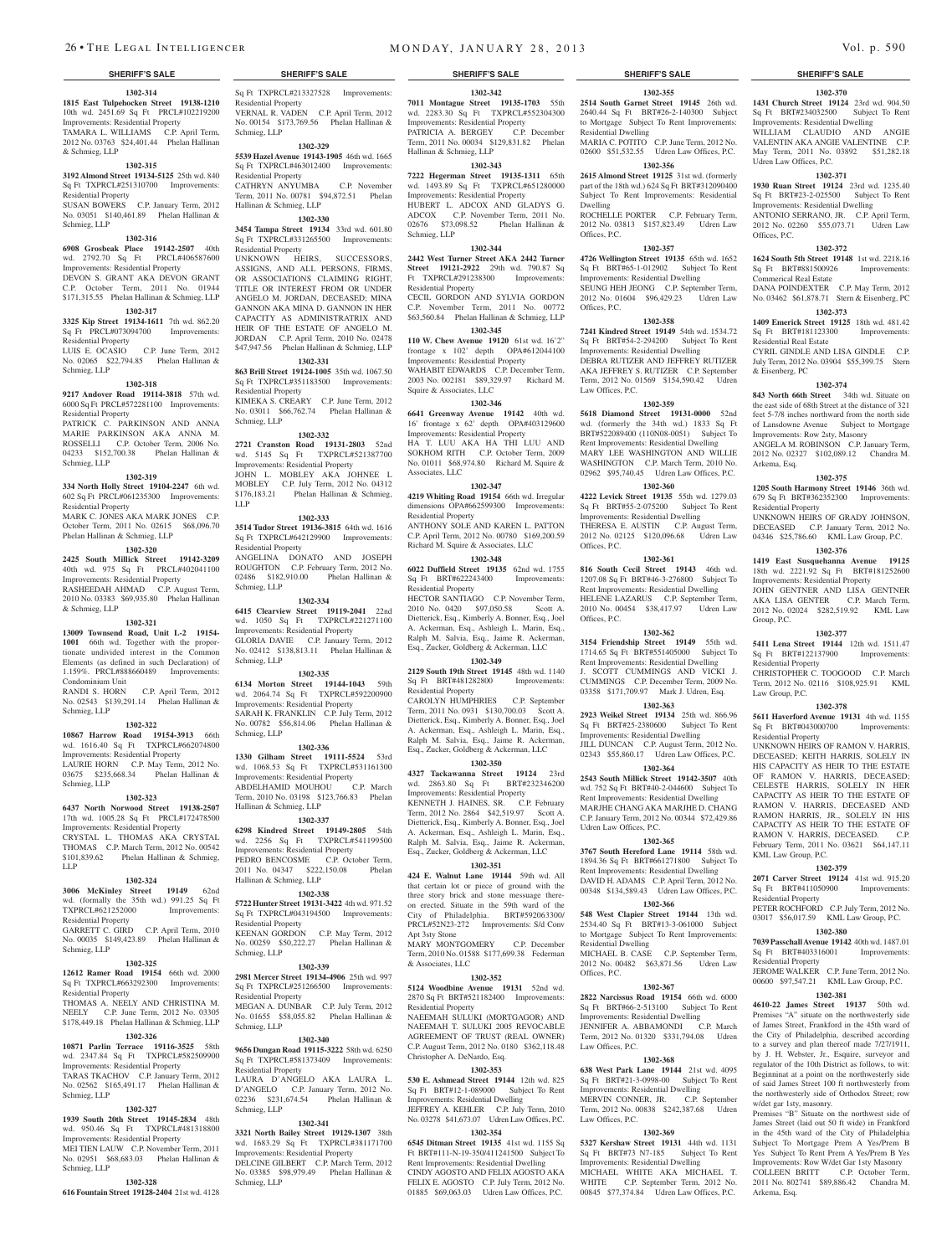**SHERIFF'S SALE**

**1302-314**

**1815 East Tulpehocken Street 19138-1210** 10th wd. 2451.69 Sq Ft PRCL#102219200 Improvements: Residential Property
TAMARA L. WILLIAMS C.P. April Term, 2012 No. 03763 $24,401.44 Phelan Hallinan & Schmieg, LLP

**1302-315**

**3192 Almond Street 19134-5125** 25th wd. 840 Sq Ft TXPRCL#251310700 Improvements: Residential Property
SUSAN BOWERS C.P. January Term, 2012 No. 03051 $140,461.89 Phelan Hallinan & Schmieg, LLP

**1302-316**

**6908 Grosbeak Place 19142-2507** 40th wd. 2792.70 Sq Ft PRCL#406587600 Improvements: Residential Property
DEVON S. GRANT AKA DEVON GRANT C.P. October Term, 2011 No. 01944 $171,315.55 Phelan Hallinan & Schmieg, LLP

**1302-317**

**3325 Kip Street 19134-1611** 7th wd. 862.20 Sq Ft PRCL#073094700 Improvements: Residential Property
LUIS E. OCASIO C.P. June Term, 2012 No. 02065 $22,794.85 Phelan Hallinan & Schmieg, LLP

**1302-318**

**9217 Andover Road 19114-3818** 57th wd. 6000 Sq Ft PRCL#572281100 Improvements: Residential Property
PATRICK C. PARKINSON AND ANNA MARIE PARKINSON AKA ANNA M. ROSSELLI C.P. October Term, 2006 No. 04233 $152,700.38 Phelan Hallinan & Schmieg, LLP

**1302-319**

**334 North Holly Street 19104-2247** 6th wd. 602 Sq Ft PRCL#061235300 Improvements: Residential Property
MARK C. JONES AKA MARK JONES C.P. October Term, 2011 No. 02615 $68,096.70 Phelan Hallinan & Schmieg, LLP

**1302-320**

**2425 South Millick Street 19142-3209** 40th wd. 975 Sq Ft PRCL#402041100 Improvements: Residential Property
RASHEEDAH AHMAD C.P. August Term, 2010 No. 03383 $69,935.80 Phelan Hallinan & Schmieg, LLP

**1302-321**

**13009 Townsend Road, Unit L-2 19154-1001** 66th wd. Together with the proportionate undivided interest in the Common Elements (as defined in such Declaration) of 1.159%. PRCL#888660489 Improvements: Condominium Unit
RANDI S. HORN C.P. April Term, 2012 No. 02543 $139,291.14 Phelan Hallinan & Schmieg, LLP

**1302-322**

**10867 Harrow Road 19154-3913** 66th wd. 1616.40 Sq Ft TXPRCL#662074800 Improvements: Residential Property
LAURIE HORN C.P. May Term, 2012 No. 03675 $235,668.34 Phelan Hallinan & Schmieg, LLP

**1302-323**

**6437 North Norwood Street 19138-2507** 17th wd. 1005.28 Sq Ft PRCL#172478500 Improvements: Residential Property
CRYSTAL L. THOMAS AKA CRYSTAL THOMAS C.P. March Term, 2012 No. 00542 $101,839.62 Phelan Hallinan & Schmieg, LLP

**1302-324**

**3006 McKinley Street 19149** 62nd wd. (formerly the 35th wd.) 991.25 Sq Ft TXPRCL#621252000 Improvements: Residential Property
GARRETT C. GIRD C.P. April Term, 2010 No. 00035 $149,423.89 Phelan Hallinan & Schmieg, LLP

**1302-325**

**12612 Ramer Road 19154** 66th wd. 2000 Sq Ft TXPRCL#663292300 Improvements: Residential Property
THOMAS A. NEELY AND CHRISTINA M. NEELY C.P. June Term, 2012 No. 03305 $178,449.18 Phelan Hallinan & Schmieg, LLP

**1302-326**

**10871 Parlin Terrace 19116-3525** 58th wd. 2347.84 Sq Ft TXPRCL#582509900 Improvements: Residential Property
TARAS TKACHOV C.P. January Term, 2012 No. 02562 $165,491.17 Phelan Hallinan & Schmieg, LLP

**1302-327**

**1939 South 20th Street 19145-2834** 48th wd. 950.46 Sq Ft TXPRCL#481318800 Improvements: Residential Property
MEI TIEN LAUW C.P. November Term, 2011 No. 02951 $68,683.03 Phelan Hallinan & Schmieg, LLP

**1302-328**

**616 Fountain Street 19128-2404** 21st wd. 4128 Sq Ft TXPRCL#213327528 Improvements: Residential Property
VERNAL R. VADEN C.P. April Term, 2012 No. 00154 $173,769.56 Phelan Hallinan & Schmieg, LLP

**1302-329**

**5539 Hazel Avenue 19143-1905** 46th wd. 1665 Sq Ft TXPRCL#463012400 Improvements: Residential Property
CATHRYN ANYUMBA C.P. November Term, 2011 No. 00781 $94,872.51 Phelan Hallinan & Schmieg, LLP

**1302-330**

**3454 Tampa Street 19134** 33rd wd. 601.80 Sq Ft TXPRCL#331265500 Improvements: Residential Property
UNKNOWN HEIRS, SUCCESSORS, ASSIGNS, AND ALL PERSONS, FIRMS, OR ASSOCIATIONS CLAIMING RIGHT, TITLE OR INTEREST FROM OR UNDER ANGELO M. JORDAN, DECEASED; MINA GANNON AKA MINA D. GANNON IN HER CAPACITY AS ADMINISTRATRIX AND HEIR OF THE ESTATE OF ANGELO M. JORDAN C.P. April Term, 2010 No. 02478 $47,947.56 Phelan Hallinan & Schmieg, LLP

**1302-331**

**863 Brill Street 19124-1005** 35th wd. 1067.50 Sq Ft TXPRCL#351183500 Improvements: Residential Property
KIMEKA S. CREARY C.P. June Term, 2012 No. 03011 $66,762.74 Phelan Hallinan & Schmieg, LLP

**1302-332**

**2721 Cranston Road 19131-2803** 52nd wd. 5145 Sq Ft TXPRCL#521387700 Improvements: Residential Property
JOHN L. MOBLEY AKA JOHNEE L MOBLEY C.P. July Term, 2012 No. 04312 $176,183.21 Phelan Hallinan & Schmieg, LLP

**1302-333**

**3514 Tudor Street 19136-3815** 64th wd. 1616 Sq Ft TXPRCL#642129900 Improvements: Residential Property
ANGELINA DONATO AND JOSEPH ROUGHTON C.P. February Term, 2012 No. 02486 $182,910.00 Phelan Hallinan & Schmieg, LLP

**1302-334**

**6415 Clearview Street 19119-2041** 22nd wd. 1050 Sq Ft TXPRCL#221271100 Improvements: Residential Property
GLORIA DAVIE C.P. January Term, 2012 No. 02412 $138,813.11 Phelan Hallinan & Schmieg, LLP

**1302-335**

**6134 Morton Street 19144-1043** 59th wd. 2064.74 Sq Ft TXPRCL#592200900 Improvements: Residential Property
SARAH E. FRANKLIN C.P. July Term, 2012 No. 00782 $56,814.06 Phelan Hallinan & Schmieg, LLP

**1302-336**

**1330 Gilham Street 19111-5524** 53rd wd. 1068.53 Sq Ft TXPRCL#531161300 Improvements: Residential Property
ABDELHAMID MOUHOU C.P. March Term, 2010 No. 03198 $123,766.83 Phelan Hallinan & Schmieg, LLP

**1302-337**

**6298 Kindred Street 19149-2805** 54th wd. 2256 Sq Ft TXPRCL#541199500 Improvements: Residential Property
PEDRO BENCOSME C.P. October Term, 2011 No. 04347 $222,150.08 Phelan Hallinan & Schmieg, LLP

**1302-338**

**5722 Hunter Street 19131-3422** 4th wd. 971.52 Sq Ft TXPRCL#043194500 Improvements: Residential Property
KEENAN GORDON C.P. May Term, 2012 No. 00259 $50,222.27 Phelan Hallinan & Schmieg, LLP

**1302-339**

**2981 Mercer Street 19134-4906** 25th wd. 997 Sq Ft TXPRCL#251266500 Improvements: Residential Property
MEGAN A. DUNBAR C.P. July Term, 2012 No. 01655 $58,055.82 Phelan Hallinan & Schmieg, LLP

**1302-340**

**9656 Dungan Road 19115-3222** 58th wd. 6250 Sq Ft TXPRCL#581373409 Improvements: Residential Property
LAURA D'ANGELO AKA LAURA L. D'ANGELO C.P. January Term, 2012 No. 02236 $231,674.54 Phelan Hallinan & Schmieg, LLP

**1302-341**

**3321 North Bailey Street 19129-1307** 38th wd. 1683.29 Sq Ft TXPRCL#381171700 Improvements: Residential Property
DELCINE GILBERT C.P. March Term, 2012 No. 03385 $98,979.49 Phelan Hallinan & Schmieg, LLP

**1302-342**

**7011 Montague Street 19135-1703** 55th wd. 2283.30 Sq Ft TXPRCL#552304300 Improvements: Residential Property
PATRICIA A. BERGEY C.P. December Term, 2011 No. 00034 $129,831.82 Phelan Hallinan & Schmieg, LLP

**1302-343**

**7222 Hegerman Street 19135-1311** 65th wd. 1493.89 Sq Ft TXPRCL#651280000 Improvements: Residential Property
HUBERT L. ADCOX AND GLADYS G. ADCOX C.P. November Term, 2011 No. 02676 $73,098.52 Phelan Hallinan & Schmieg, LLP

**1302-344**

**2442 West Turner Street AKA 2442 Turner Street 19121-2922** 29th wd. 790.87 Sq Ft TXPRCL#291238300 Improvements: Residential Property
CECIL GORDON AND SYLVIA GORDON C.P. November Term, 2011 No. 00772 $63,560.84 Phelan Hallinan & Schmieg, LLP

**1302-345**

**110 W. Chew Avenue 19120** 61st wd. 16'2" frontage x 102' depth OPA#612044100 Improvements: Residential Property
WAHABIT EDWARDS C.P. December Term, 2003 No. 002181 $89,329.97 Richard M. Squire & Associates, LLC

**1302-346**

**6641 Greenway Avenue 19142** 40th wd. 16' frontage x 62' depth OPA#403129600 Improvements: Residential Property
HA T. LUU AKA HA THI LUU AND SOKHOM RITH C.P. October Term, 2009 No. 01011 $68,974.80 Richard M. Squire & Associates, LLC

**1302-347**

**4219 Whiting Road 19154** 66th wd. Irregular dimensions OPA#662599300 Improvements: Residential Property
ANTHONY SOLE AND KAREN L. PATTON C.P. April Term, 2012 No. 00780 $169,200.59 Richard M. Squire & Associates, LLC

**1302-348**

**6022 Duffield Street 19135** 62nd wd. 1755 Sq Ft PRCL#622243400 Improvements: Residential Property
HECTOR SANTIAGO C.P. November Term, 2010 No. 0420 $97,050.58 Scott A. Dietterick, Esq., Kimberly A. Bonner, Esq., Joel A. Ackerman, Esq., Ashleigh L. Marin, Esq., Ralph M. Salvia, Esq., Jaime R. Ackerman, Esq., Zucker, Goldberg & Ackerman, LLC

**1302-349**

**2129 South 19th Street 19145** 48th wd. 1140 Sq Ft BRT#481282800 Improvements: Residential Property
CAROLYN HUMPHRIES C.P. September Term, 2011 No. 0931 $130,700.03 Scott A. Dietterick, Esq., Kimberly A. Bonner, Esq., Joel A. Ackerman, Esq., Ashleigh L. Marin, Esq., Ralph M. Salvia, Esq., Jaime R. Ackerman, Esq., Zucker, Goldberg & Ackerman, LLC

**1302-350**

**4327 Tackawanna Street 19124** 23rd wd. 2863.80 Sq Ft BRT#232346200 Improvements: Residential Property
KENNETH J. HAINES, SR. C.P. February Term, 2012 No. 2864 $42,519.97 Scott A. Dietterick, Esq., Kimberly A. Bonner, Esq., Joel A. Ackerman, Esq., Ashleigh L. Marin, Esq., Ralph M. Salvia, Esq., Jaime R. Ackerman, Esq., Zucker, Goldberg & Ackerman, LLC

**1302-351**

**424 E. Walnut Lane 19144** 59th wd. All that certain lot or piece of ground with the three story brick and stone messuage thereon erected. Situate in the 59th ward of the City of Philadelphia. BRT#592063300/ PRCL#52N23-272 Improvements: S/d Conv Apt 3sty Stone
MARY MONTGOMERY C.P. December Term, 2010 No. 01588 $177,699.38 Federman & Associates, LLC

**1302-352**

**5124 Woodbine Avenue 19131** 52nd wd. 2870 Sq Ft BRT#521182400 Improvements: Residential Property
NAEEMAH SULUKI (MORTGAGOR) AND NAEEMAH T. SULUKI 2005 REVOCABLE AGREEMENT OF TRUST (REAL OWNER) C.P. August Term, 2012 No. 0180 $362,118.48 Christopher A. DeNardo, Esq.

**1302-353**

**530 E. Ashmead Street 19144** 12th wd. 825 Sq Ft BRT#12-1-089000 Subject To Rent Improvements: Residential Dwelling
JEFFREY A. KEHLER C.P. July Term, 2010 No. 03278 $41,673.07 Udren Law Offices, P.C.

**1302-354**

**6545 Ditman Street 19135** 41st wd. 1155 Sq Ft BRT#111-N-19-350/411241500 Subject To Rent Improvements: Residential Dwelling
CINDY AGOSTO AND FELIX AGOSTO AKA FELIX E. AGOSTO C.P. July Term, 2012 No. 01885 $69,063.03 Udren Law Offices, P.C.

**1302-355**

**2514 South Garnet Street 19145** 26th wd. 2640.44 Sq Ft BRT#26-2-140300 Subject to Mortgage Subject To Rent Improvements: Residential Dwelling
MARIA C. POTITO C.P. June Term, 2012 No. 02600 $51,532.55 Udren Law Offices, P.C.

**1302-356**

**2615 Almond Street 19125** 31st wd. (formerly part of the 18th wd.) 624 Sq Ft BRT#312090400 Subject To Rent Improvements: Residential Dwelling
ROCHELLE PORTER C.P. February Term, 2012 No. 03813 $157,823.49 Udren Law Offices, P.C.

**1302-357**

**4726 Wellington Street 19135** 65th wd. 1652 Sq Ft BRT#65-1-012902 Subject To Rent Improvements: Residential Dwelling
SEUNG HEH JEONG C.P. September Term, 2012 No. 01604 $96,429.23 Udren Law Offices, P.C.

**1302-358**

**7241 Kindred Street 19149** 54th wd. 1534.72 Sq Ft BRT#54-2-294200 Subject To Rent Improvements: Residential Dwelling
DEBRA RUTIZER AND JEFFREY RUTIZER AKA JEFFREY S. RUTIZER C.P. September Term, 2012 No. 01569 $154,590.42 Udren Law Offices, P.C.

**1302-359**

**5618 Diamond Street 19131-0000** 52nd wd. (formerly the 34th wd.) 1833 Sq Ft BRT#522089400 (110N08-0051) Subject To Rent Improvements: Residential Dwelling
MARY LEE WASHINGTON AND WILLIE WASHINGTON C.P. March Term, 2010 No. 02962 $95,740.45 Udren Law Offices, P.C.

**1302-360**

**4222 Levick Street 19135** 55th wd. 1279.03 Sq Ft BRT#55-2-075200 Subject To Rent Improvements: Residential Dwelling
THERESA E. AUSTIN C.P. August Term, 2012 No. 02125 $120,096.68 Udren Law Offices, P.C.

**1302-361**

**816 South Cecil Street 19143** 46th wd. 1207.08 Sq Ft BRT#46-3-276800 Subject To Rent Improvements: Residential Dwelling
HELENE LAZARUS C.P. September Term, 2010 No. 00454 $38,417.97 Udren Law Offices, P.C.

**1302-362**

**3154 Friendship Street 19149** 55th wd. 1714.65 Sq Ft BRT#551405000 Subject To Rent Improvements: Residential Dwelling
J. SCOTT CUMMINGS AND VICKI J. CUMMINGS C.P. December Term, 2009 No. 03358 $171,709.97 Mark J. Udren, Esq.

**1302-363**

**2923 Weikel Street 19134** 25th wd. 866.96 Sq Ft BRT#25-2380600 Subject To Rent Improvements: Residential Dwelling
JILL DUNCAN C.P. August Term, 2012 No. 02343 $55,860.17 Udren Law Offices, P.C.

**1302-364**

**2543 South Millick Street 19142-3507** 40th wd. 752 Sq Ft BRT#40-2-044600 Subject To Rent Improvements: Residential Dwelling
MARJHE CHANG AKA MARJHE D. CHANG C.P. January Term, 2012 No. 00344 $72,429.86 Udren Law Offices, P.C.

**1302-365**

**3767 South Hereford Lane 19114** 58th wd. 1894.36 Sq Ft BRT#661271800 Subject To Rent Improvements: Residential Dwelling
DAVID H. ADAMS C.P. April Term, 2012 No. 00348 $134,589.43 Udren Law Offices, P.C.

**1302-366**

**548 West Clapier Street 19144** 13th wd. 2534.40 Sq Ft BRT#13-3-061000 Subject to Mortgage Subject To Rent Improvements: Residential Dwelling
MICHAEL B. CASE C.P. September Term, 2012 No. 00482 $63,871.56 Udren Law Offices, P.C.

**1302-367**

**2822 Narcissus Road 19154** 66th wd. 6000 Sq Ft BRT#66-2-513100 Subject To Rent Improvements: Residential Dwelling
JENNIFER A. ABBAMONDI C.P. March Term, 2012 No. 01320 $331,794.08 Udren Law Offices, P.C.

**1302-368**

**638 West Park Lane 19144** 21st wd. 4095 Sq Ft BRT#21-3-0998-00 Subject To Rent Improvements: Residential Dwelling
MERVIN CONNER, JR. C.P. September Term, 2012 No. 00838 $242,387.68 Udren Law Offices, P.C.

**1302-369**

**5327 Kershaw Street 19131** 44th wd. 1131 Sq Ft BRT#73 N7-185 Subject To Rent Improvements: Residential Dwelling
MICHAEL WHITE AKA MICHAEL T. WHITE C.P. September Term, 2012 No. 00845 $77,374.84 Udren Law Offices, P.C.

**1302-370**

**1431 Church Street 19124** 23rd wd. 904.50 Sq Ft BRT#234032500 Subject To Rent Improvements: Residential Dwelling
WILLIAM CLAUDIO AND ANGIE VALENTIN AKA ANGIE VALENTINE C.P. May Term, 2011 No. 03892 $51,282.18 Udren Law Offices, P.C.

**1302-371**

**1930 Ruan Street 19124** 23rd wd. 1235.40 Sq Ft BRT#23-2-025500 Subject To Rent Improvements: Residential Dwelling
ANTONIO SERRANO, JR. C.P. April Term, 2012 No. 02260 $55,073.71 Udren Law Offices, P.C.

**1302-372**

**1624 South 5th Street 19148** 1st wd. 2218.16 Sq Ft BRT#881500926 Improvements: Commerical Real Estate
DANA POINDEXTER C.P. May Term, 2012 No. 03462 $61,878.71 Stern & Eisenberg, PC

**1302-373**

**1409 Emerick Street 19125** 18th wd. 481.42 Sq Ft BRT#181123300 Improvements: Residential Real Estate
CYRIL GINDLE AND LISA GINDLE C.P. July Term, 2012 No. 03904 $55,399.75 Stern & Eisenberg, PC

**1302-374**

**843 North 66th Street** 34th wd. Situate on the east side of 68th Street at the distance of 321 feet 5-7/8 inches northward from the north side of Lansdowne Avenue Subject to Mortgage Improvements: Row 2sty, Masonry
ANGELA M. ROBINSON C.P. January Term, 2012 No. 02327 $102,089.12 Chandra M. Arkema, Esq.

**1302-375**

**1205 South Harmony Street 19146** 36th wd. 679 Sq Ft BRT#362352300 Improvements: Residential Property
UNKNOWN HEIRS OF GRADY JOHNSON, DECEASED C.P. January Term, 2012 No. 04346 $25,786.60 KML Law Group, P.C.

**1302-376**

**1419 East Susquehanna Avenue 19125** 18th wd. 2221.92 Sq Ft BRT#181252600 Improvements: Residential Property
JOHN GENTNER AND LISA GENTNER AKA LISA GENTER C.P. March Term, 2012 No. 02024 $282,519.92 KML Law Group, P.C.

**1302-377**

**5411 Lena Street 19144** 12th wd. 1511.47 Sq Ft BRT#122137900 Improvements: Residential Property
CHRISTOPHER C. TOOGOOD C.P. March Term, 2012 No. 02116 $108,925.91 KML Law Group, P.C.

**1302-378**

**5611 Haverford Avenue 19131** 4th wd. 1155 Sq Ft BRT#043000700 Improvements: Residential Property
UNKNOWN HEIRS OF RAMON V. HARRIS, DECEASED; KEITH HARRIS, SOLELY IN HIS CAPACITY AS HEIR TO THE ESTATE OF RAMON V. HARRIS, DECEASED; CELESTE HARRIS, SOLELY IN HER CAPACITY AS HEIR TO THE ESTATE OF RAMON V. HARRIS, DECEASED AND RAMON HARRIS, JR., SOLELY IN HIS CAPACITY AS HEIR TO THE ESTATE OF RAMON V. HARRIS, DECEASED. C.P. February Term, 2011 No. 03621 $64,147.11 KML Law Group, P.C.

**1302-379**

**2071 Carver Street 19124** 41st wd. 915.20 Sq Ft BRT#411050900 Improvements: Residential Property
PETER ROCHFORD C.P. July Term, 2012 No. 03017 $56,017.59 KML Law Group, P.C.

**1302-380**

**7039 Passchall Avenue 19142** 40th wd. 1487.01 Sq Ft BRT#403316001 Improvements: Residential Property
JEROME WALKER C.P. June Term, 2012 No. 00600 $97,547.21 KML Law Group, P.C.

**1302-381**

**4610-22 James Street 19137** 50th wd. Premises "A" situate on the northwesterly side of James Street, Frankford in the 45th ward of the City of Philadelphia, described according to a survey and plan thereof made 7/27/1911, by J. H. Webster, Jr., Esquire, surveyor and regulator of the 10th District as follows, to wit: Beginninat at a point on the northwesterly side of said James Street 100 ft northwesterly from the northwesterly side of Orthodox Street; row w/det gar 1sty, masonry.
Premises "B" Situate on the northwest side of James Street (laid out 50 ft wide) in Frankford in the 45th ward of the City of Philadelphia Subject To Mortgage Prem A Yes/Prem B Yes Subject To Rent Prem A Yes/Prem B Yes Improvements: Row W/det Gar 1sty Masonry
COLLEEN BRITT C.P. October Term, 2011 No. 802741 $89,886.42 Chandra M. Arkema, Esq.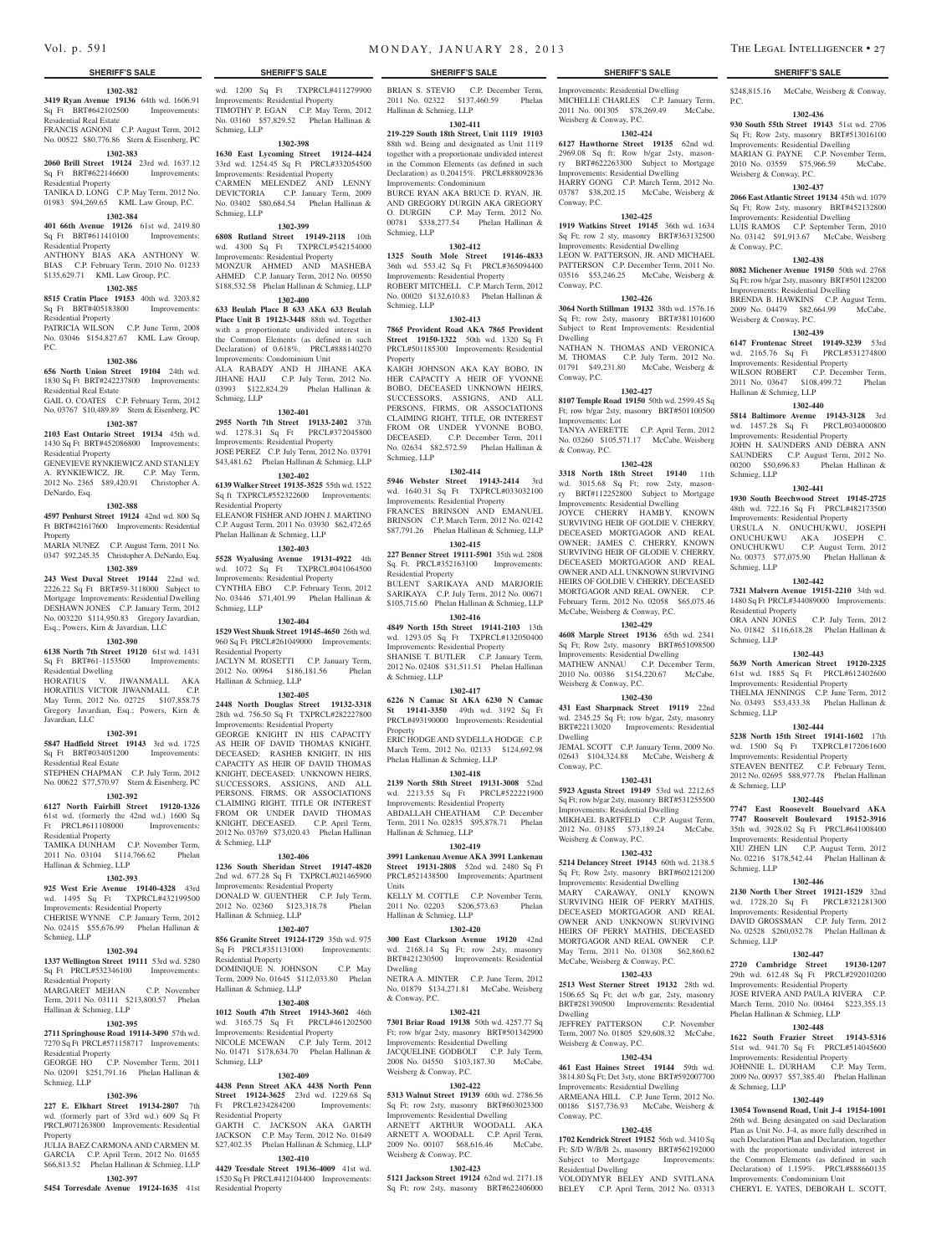**SHERIFF'S SALE**

**1302-382**

**3419 Ryan Avenue 19136** 64th wd. 1606.91 Sq Ft BRT#642102500 Improvements: Residential Real Estate

FRANCIS AGNONI C.P. August Term, 2012 No. 00522 $80,776.86 Stern & Eisenberg, PC

**1302-383**

**2060 Brill Street 19124** 23rd wd. 1637.12 Sq Ft BRT#622146600 Improvements: Residential Property

TANIKA D. LONG C.P. May Term, 2012 No. 01983 $94,269.65 KML Law Group, P.C.

**1302-384**

**401 66th Avenue 19126** 61st wd. 2419.80 Sq Ft BRT#611410100 Improvements: Residential Property

ANTHONY BIAS AKA ANTHONY W. BIAS C.P. February Term, 2010 No. 01233 $135,629.71 KML Law Group, P.C.

**1302-385**

**8515 Cratin Place 19153** 40th wd. 3203.82 Sq Ft BRT#405183800 Improvements: Residential Property

PATRICIA WILSON C.P. June Term, 2008 No. 03046 $154,827.67 KML Law Group, P.C.

**1302-386**

**656 North Union Street 19104** 24th wd. 1830 Sq Ft BRT#242237800 Improvements: Residential Real Estate

GAIL O. COATES C.P. February Term, 2012 No. 03767 $10,489.89 Stern & Eisenberg, PC

**1302-387**

**2103 East Ontario Street 19134** 45th wd. 1430 Sq Ft BRT#452086800 Improvements: Residential Property

GENEVIEVE RYNKIEWICZ AND STANLEY A. RYNKIEWICZ, JR. C.P. May Term, 2012 No. 2365 $89,420.91 Christopher A. DeNardo, Esq.

**1302-388**

**4597 Penhurst Street 19124** 42nd wd. 800 Sq Ft BRT#421617600 Improvements: Residential Property

MARIA NUNEZ C.P. August Term, 2011 No. 0347 $92,245.35 Christopher A. DeNardo, Esq.

**1302-389**

**243 West Duval Street 19144** 22nd wd. 2226.22 Sq Ft BRT#59-3118000 Subject to Mortgage Improvements: Residential Dwelling

DESHAWN JONES C.P. January Term, 2012 No. 003220 $114,950.83 Gregory Javardian, Esq.; Powers, Kirn & Javardian, LLC

**1302-390**

**6138 North 7th Street 19120** 61st wd. 1431 Sq Ft BRT#61-1153500 Improvements: Residential Dwelling

HORATIUS V. JIWANMALL AKA HORATIUS VICTOR JIWANMALL C.P. May Term, 2012 No. 02725 $107,858.75 Gregory Javardian, Esq.; Powers, Kirn & Javardian, LLC

**1302-391**

**5847 Hadfield Street 19143** 3rd wd. 1725 Sq Ft BRT#034051200 Improvements: Residential Real Estate

STEPHEN CHAPMAN C.P. July Term, 2012 No. 00622 $77,570.97 Stern & Eisenberg, PC

**1302-392**

**6127 North Fairhill Street 19120-1326** 61st wd. (formerly the 42nd wd.) 1600 Sq Ft PRCL#611108000 Improvements: Residential Property

TAMIKA DUNHAM C.P. November Term, 2011 No. 03104 $114,766.62 Phelan Hallinan & Schmieg, LLP

**1302-393**

**925 West Erie Avenue 19140-4328** 43rd wd. 1495 Sq Ft TXPRCL#432199500 Improvements: Residential Property

CHERISE WYNNE C.P. January Term, 2012 No. 02415 $55,676.99 Phelan Hallinan & Schmieg, LLP

**1302-394**

**1337 Wellington Street 19111** 53rd wd. 5280 Sq Ft PRCL#532346100 Improvements: Residential Property

MARGARET MEHAN C.P. November Term, 2011 No. 03111 $213,800.57 Phelan Hallinan & Schmieg, LLP

**1302-395**

**2711 Springhouse Road 19114-3490** 57th wd. 7270 Sq Ft PRCL#571158717 Improvements: Residential Property

GEORGE HO C.P. November Term, 2011 No. 02091 $251,791.16 Phelan Hallinan & Schmieg, LLP

**1302-396**

**227 E. Elkhart Street 19134-2807** 7th wd. (formerly part of 33rd wd.) 609 Sq Ft PRCL#071263800 Improvements: Residential Property

JULIA BAEZ CARMONA AND CARMEN M. GARCIA C.P. April Term, 2012 No. 01655 $66,813.52 Phelan Hallinan & Schmieg, LLP

**1302-397**

**5454 Torresdale Avenue 19124-1635** 41st wd. 1200 Sq Ft TXPRCL#411279900 Improvements: Residential Property

TIMOTHY P. EGAN C.P. May Term, 2012 No. 03160 $57,829.52 Phelan Hallinan & Schmieg, LLP

**1302-398**

**1630 East Lycoming Street 19124-4424** 33rd wd. 1254.45 Sq Ft PRCL#332054500 Improvements: Residential Property

CARMEN MELENDEZ AND LENNY DEVICTORIA C.P. January Term, 2009 No. 03402 $80,684.54 Phelan Hallinan & Schmieg, LLP

**1302-399**

**6808 Rutland Street 19149-2118** 10th wd. 4300 Sq Ft TXPRCL#542154000 Improvements: Residential Property

MONZUR AHMED AND MASHEBA AHMED C.P. January Term, 2012 No. 00550 $188,532.58 Phelan Hallinan & Schmieg, LLP

**1302-400**

**633 Beulah Place B 633 AKA 633 Beulah Place Unit B 19123-3448** 88th wd. Together with a proportionate undivided interest in the Common Elements (as defined in such Declaration) of 0.618%. PRCL#888140270 Improvements: Condominium Unit

ALA RABADY AND H JIHANE AKA JIHANE HAJJ C.P. July Term, 2012 No. 03993 $122,824.29 Phelan Hallinan & Schmieg, LLP

**1302-401**

**2955 North 7th Street 19133-2402** 37th wd. 1278.31 Sq Ft PRCL#372045800 Improvements: Residential Property

JOSE PEREZ C.P. July Term, 2012 No. 03791 $43,481.62 Phelan Hallinan & Schmieg, LLP

**1302-402**

**6139 Walker Street 19135-3525** 55th wd. 1522 Sq Ft TXPRCL#552322600 Improvements: Residential Property

ELEANOR FISHER AND JOHN J. MARTINO C.P. August Term, 2011 No. 03930 $62,472.65 Phelan Hallinan & Schmieg, LLP

**1302-403**

**5528 Wyalusing Avenue 19131-4922** 4th wd. 1072 Sq Ft TXPRCL#041064500 Improvements: Residential Property

CYNTHIA EBO C.P. February Term, 2012 No. 03446 $71,401.99 Phelan Hallinan & Schmieg, LLP

**1302-404**

**1529 West Shunk Street 19145-4650** 26th wd. 960 Sq Ft PRCL#261049000 Improvements: Residential Property

JACLYN M. ROSETTI C.P. January Term, 2012 No. 00964 $186,181.56 Phelan Hallinan & Schmieg, LLP

**1302-405**

**2448 North Douglas Street 19132-3318** 28th wd. 756.50 Sq Ft TXPRCL#282227800 Improvements: Residential Property

GEORGE KNIGHT IN HIS CAPACITY AS HEIR OF DAVID THOMAS KNIGHT, DECEASED; RASHEB KNIGHT, IN HIS CAPACITY AS HEIR OF DAVID THOMAS KNIGHT, DECEASED; UNKNOWN HEIRS, SUCCESSORS, ASSIGNS, AND ALL PERSONS, FIRMS, OR ASSOCIATIONS CLAIMING RIGHT, TITLE OR INTEREST FROM OR UNDER DAVID THOMAS KNIGHT, DECEASED. C.P. April Term, 2012 No. 03769 $73,020.43 Phelan Hallinan & Schmieg, LLP

**1302-406**

**1236 South Sheridan Street 19147-4820** 2nd wd. 677.28 Sq Ft TXPRCL#021465900 Improvements: Residential Property

DONALD W. GUENTHER C.P. July Term, 2012 No. 02360 $123,318.78 Phelan Hallinan & Schmieg, LLP

**1302-407**

**856 Granite Street 19124-1729** 35th wd. 975 Sq Ft PRCL#351131000 Improvements: Residential Property

DOMINIQUE N. JOHNSON C.P. May Term, 2009 No. 01645 $112,033.80 Phelan Hallinan & Schmieg, LLP

**1302-408**

**1012 South 47th Street 19143-3602** 46th wd. 3165.75 Sq Ft PRCL#461202500 Improvements: Residential Property

NICOLE MCEWAN C.P. July Term, 2012 No. 01471 $178,634.70 Phelan Hallinan & Schmieg, LLP

**1302-409**

**4438 Penn Street AKA 4438 North Penn Street 19124-3625** 23rd wd. 1229.68 Sq Ft PRCL#234284200 Improvements: Residential Property

GARTH C. JACKSON AKA GARTH JACKSON C.P. May Term, 2012 No. 01649 $27,402.35 Phelan Hallinan & Schmieg, LLP

**1302-410**

**4429 Teesdale Street 19136-4009** 41st wd. 1520 Sq Ft PRCL#412104400 Improvements: Residential Property

BRIAN S. STEVIO C.P. December Term, 2011 No. 02322 $137,460.59 Phelan Hallinan & Schmieg, LLP

**1302-411**

**219-229 South 18th Street, Unit 1119 19103** 88th wd. Being and designated as Unit 1119 together with a proportionate undivided interest in the Common Elements (as defined in such Declaration) as 0.20415%. PRCL#888092836 Improvements: Condominium

BURCE RYAN AKA BRUCE D. RYAN, JR. AND GREGORY DURGIN AKA GREGORY O. DURGIN C.P. May Term, 2012 No. 00781 $338,277.54 Phelan Hallinan & Schmieg, LLP

**1302-412**

**1325 South Mole Street 19146-4833** 36th wd. 553.42 Sq Ft PRCL#365094400 Improvements: Residential Property

ROBERT MITCHELL C.P. March Term, 2012 No. 00020 $132,610.83 Phelan Hallinan & Schmieg, LLP

**1302-413**

**7865 Provident Road AKA 7865 Provident Street 19150-1322** 50th wd. 1320 Sq Ft PRCL#501185300 Improvements: Residential Property

KAIGH JOHNSON AKA KAY BOBO, IN HER CAPACITY A HEIR OF YVONNE BOBO, DECEASED UNKNOWN HEIRS, SUCCESSORS, ASSIGNS, AND ALL PERSONS, FIRMS, OR ASSOCIATIONS CLAIMING RIGHT, TITLE, OR INTEREST FROM OR UNDER YVONNE BOBO, DECEASED. C.P. December Term, 2011 No. 02634 $82,572.59 Phelan Hallinan & Schmieg, LLP

**1302-414**

**5946 Webster Street 19143-2414** 3rd wd. 1640.31 Sq Ft TXPRCL#033032100 Improvements: Residential Property

FRANCES BRINSON AND EMANUEL BRINSON C.P. March Term, 2012 No. 02142 $87,791.26 Phelan Hallinan & Schmieg, LLP

**1302-415**

**227 Benner Street 19111-5901** 35th wd. 2808 Sq. Ft. PRCL#352163100 Improvements: Residential Property

BULENT SARIKAYA AND MARJORIE SARIKAYA C.P. July Term, 2012 No. 00671 $105,715.60 Phelan Hallinan & Schmieg, LLP

**1302-416**

**4849 North 15th Street 19141-2103** 13th wd. 1293.05 Sq Ft TXPRCL#132050400 Improvements: Residential Property

SHANISE T. BUTLER C.P. January Term, 2012 No. 02408 $31,511.51 Phelan Hallinan & Schmieg, LLP

**1302-417**

**6226 N Camac St AKA 6230 N Camac St 19141-3350** 49th wd. 3192 Sq Ft PRCL#493190000 Improvements: Residential Property

ERIC HODGE AND SYDELLA HODGE C.P. March Term, 2012 No. 02133 $124,692.98 Phelan Hallinan & Schmieg, LLP

**1302-418**

**2139 North 58th Street 19131-3008** 52nd wd. 2213.55 Sq Ft PRCL#522221900 Improvements: Residential Property

ABDALLAH CHEATHAM C.P. December Term, 2011 No. 02835 $95,878.71 Phelan Hallinan & Schmieg, LLP

**1302-419**

**3991 Lankenau Avenue AKA 3991 Lankenau Street 19131-2808** 52nd wd. 2480 Sq Ft PRCL#521438500 Improvements: Apartment Units

KELLY M. COTTLE C.P. November Term, 2011 No. 02203 $206,573.63 Phelan Hallinan & Schmieg, LLP

**1302-420**

**300 East Clarkson Avenue 19120** 42nd wd. 2168.14 Sq Ft; row 2sty, masonry BRT#421230500 Improvements: Residential Dwelling

NETRA A. MINTER C.P. June Term, 2012 No. 01879 $134,271.81 McCabe, Weisberg & Conway, P.C.

**1302-421**

**7301 Briar Road 19138** 50th wd. 4257.77 Sq Ft; row b/gar 2sty, masonry BRT#501342900 Improvements: Residential Dwelling

JACQUELINE GODBOLT C.P. July Term, 2008 No. 04550 $103,187.30 McCabe, Weisberg & Conway, P.C.

**1302-422**

**5313 Walnut Street 19139** 60th wd. 2786.56 Sq Ft; row 2sty, masonry BRT#603023300 Improvements: Residential Dwelling

ARNETT ARTHUR WOODALL AKA ARNETT A. WOODALL C.P. April Term, 2009 No. 00107 $68,616.46 McCabe, Weisberg & Conway, P.C.

**1302-423**

**5121 Jackson Street 19124** 62nd wd. 2171.18 Sq Ft; row 2sty, masonry BRT#622406000 Improvements: Residential Dwelling

MICHELLE CHARLES C.P. January Term, 2011 No. 001305 $78,269.49 McCabe, Weisberg & Conway, P.C.

**1302-424**

**6127 Hawthorne Street 19135** 62nd wd. 2969.08 Sq Ft; Row b/gar 2sty, masonry BRT#622263300 Subject to Mortgage Improvements: Residential Dwelling

HARRY GONG C.P. March Term, 2012 No. 03787 $38,202.15 McCabe, Weisberg & Conway, P.C.

**1302-425**

**1919 Watkins Street 19145** 36th wd. 1634 Sq Ft; row 2 sty, masonry BRT#363132500 Improvements: Residential Dwelling

LEON W. PATTERSON, JR. AND MICHAEL PATTERSON C.P. December Term, 2011 No. 03516 $53,246.25 McCabe, Weisberg & Conway, P.C.

**1302-426**

**3064 North Stillman 19132** 38th wd. 1576.16 Sq Ft; row 2sty, masonry BRT#381101600 Subject to Rent Improvements: Residential Dwelling

NATHAN N. THOMAS AND VERONICA M. THOMAS C.P. July Term, 2012 No. 01791 $49,231.80 McCabe, Weisberg & Conway, P.C.

**1302-427**

**8107 Temple Road 19150** 50th wd. 2599.45 Sq Ft; row b/gar 2sty, masonry BRT#501100500 Improvements: Lot

TANYA AVERETTE C.P. April Term, 2012 No. 03260 $105,571.17 McCabe, Weisberg & Conway, P.C.

**1302-428**

**3318 North 18th Street 19140** 11th wd. 3015.68 Sq Ft; row 2sty, masonry BRT#112252800 Subject to Mortgage Improvements: Residential Dwelling

JOYCE CHERRY HAMBY, KNOWN SURVIVING HEIR OF GOLDIE V. CHERRY, DECEASED MORTGAGOR AND REAL OWNER; JAMES C. CHERRY, KNOWN SURVIVING HEIR OF GLODIE V. CHERRY, DECEASED MORTGAGOR AND REAL OWNER AND ALL UNKNOWN SURVIVING HEIRS OF GOLDIE V. CHERRY, DECEASED MORTGAGOR AND REAL OWNER. C.P. February Term, 2012 No. 02058 $65,075.46 McCabe, Weisberg & Conway, P.C.

**1302-429**

**4608 Marple Street 19136** 65th wd. 2341 Sq Ft; Row 2sty, masonry BRT#651098500 Improvements: Residential Dwelling

MATHEW ANNAU C.P. December Term, 2010 No. 00386 $154,220.67 McCabe, Weisberg & Conway, P.C.

**1302-430**

**431 East Sharpnack Street 19119** 22nd wd. 2345.25 Sq Ft; row b/gar, 2sty, masonry BRT#22113020 Improvements: Residential Dwelling

JEMAL SCOTT C.P. January Term, 2009 No. 02643 $104,324.88 McCabe, Weisberg & Conway, P.C.

**1302-431**

**5923 Agusta Street 19149** 53rd wd. 2212.65 Sq Ft; row b/gar 2sty, masonry BRT#531255500 Improvements: Residential Dwelling

MIKHAEL BARTFELD C.P. August Term, 2012 No. 03185 $73,189.24 McCabe, Weisberg & Conway, P.C.

**1302-432**

**5214 Delancey Street 19143** 60th wd. 2138.5 Sq Ft; Row 2sty, masonry BRT#602121200 Improvements: Residential Dwelling

MARY CARAWAY, ONLY KNOWN SURVIVING HEIR OF PERRY MATHIS, DECEASED MORTGAGOR AND REAL OWNER AND UNKNOWN SURVIVING HEIRS OF PERRY MATHIS, DECEASED MORTGAGOR AND REAL OWNER C.P. May Term, 2011 No. 01308 $62,860.62 McCabe, Weisberg & Conway, P.C.

**1302-433**

**2513 West Sterner Street 19132** 28th wd. 1506.65 Sq Ft; det w/b gar, 2sty, masonry BRT#281390500 Improvements: Residential Dwelling

JEFFREY PATTERSON C.P. November Term, 2007 No. 01805 $29,608.32 McCabe, Weisberg & Conway, P.C.

**1302-434**

**461 East Haines Street 19144** 59th wd. 3814.80 Sq Ft; Det 3sty, stone BRT#592007700 Improvements: Residential Dwelling

ARMEANA HILL C.P. June Term, 2012 No. 00186 $157,736.93 McCabe, Weisberg & Conway, P.C.

**1302-435**

**1702 Kendrick Street 19152** 56th wd. 3410 Sq Ft; S/D W/B/B 2s, masonry BRT#562192000 Subject to Mortgage Improvements: Residential Dwelling

VOLODYMYR BELEY AND SVITLANA BELEY C.P. April Term, 2012 No. 03313 $248,815.16 McCabe, Weisberg & Conway, P.C.

**1302-436**

**930 South 55th Street 19143** 51st wd. 2706 Sq Ft; Row 2sty, masonry BRT#513016100 Improvements: Residential Dwelling

MARIAN G. PAYNE C.P. November Term, 2010 No. 03559 $75,966.59 McCabe, Weisberg & Conway, P.C.

**1302-437**

**2066 East Atlantic Street 19134** 45th wd. 1079 Sq Ft; Row 2sty, masonry BRT#452132800 Improvements: Residential Dwelling

LUIS RAMOS C.P. September Term, 2010 No. 03142 $91,913.67 McCabe, Weisberg & Conway, P.C.

**1302-438**

**8082 Michener Avenue 19150** 50th wd. 2768 Sq Ft; row b/gar 2sty, masonry BRT#501128200 Improvements: Residential Dwelling

BRENDA B. HAWKINS C.P. August Term, 2009 No. 04479 $82,664.99 McCabe, Weisberg & Conway, P.C.

**1302-439**

**6147 Frontenac Street 19149-3239** 53rd wd. 2165.76 Sq Ft PRCL#531274800 Improvements: Residential Property

WILSON ROBERT C.P. December Term, 2011 No. 03647 $108,499.72 Phelan Hallinan & Schmieg, LLP

**1302-440**

**5814 Baltimore Avenue 19143-3128** 3rd wd. 1457.28 Sq Ft PRCL#034000800 Improvements: Residential Property

JOHN H. SAUNDERS AND DEBRA ANN SAUNDERS C.P. August Term, 2012 No. 00200 $50,696.83 Phelan Hallinan & Schmieg, LLP

**1302-441**

**1930 South Beechwood Street 19145-2725** 48th wd. 722.16 Sq Ft PRCL#482173500 Improvements: Residential Property

URSULA N. ONUCHUKWU, JOSEPH ONUCHUKWU AKA JOSEPH C. ONUCHUKWU C.P. August Term, 2012 No. 00373 $77,075.90 Phelan Hallinan & Schmieg, LLP

**1302-442**

**7321 Malvern Avenue 19151-2210** 34th wd. 1480 Sq Ft PRCL#344089000 Improvements: Residential Property

ORA ANN JONES C.P. July Term, 2012 No. 01842 $116,618.28 Phelan Hallinan & Schmieg, LLP

**1302-443**

**5639 North American Street 19120-2325** 61st wd. 1885 Sq Ft PRCL#612402600 Improvements: Residential Property

THELMA JENNINGS C.P. June Term, 2012 No. 03493 $53,433.38 Phelan Hallinan & Schmieg, LLP

**1302-444**

**5238 North 15th Street 19141-1602** 17th wd. 1500 Sq Ft TXPRCL#172061600 Improvements: Residential Property

STEAVEN BENITEZ C.P. February Term, 2012 No. 02695 $88,977.78 Phelan Hallinan & Schmieg, LLP

**1302-445**

**7747 East Roosevelt Boulevard AKA 7747 Roosevelt Boulevard #19152-3916** 35th wd. 3928.02 Sq Ft PRCL#641008400 Improvements: Residential Property

XIU ZHEN LIN C.P. August Term, 2012 No. 02216 $178,542.44 Phelan Hallinan & Schmieg, LLP

**1302-446**

**2130 North Uber Street 19121-1529** 32nd wd. 1728.20 Sq Ft PRCL#321281300 Improvements: Residential Property

DAVID GROSSMAN C.P. July Term, 2012 No. 02528 $260,032.78 Phelan Hallinan & Schmieg, LLP

**1302-447**

**2720 Cambridge Street 19130-1207** 29th wd. 612.48 Sq Ft PRCL#292010200 Improvements: Residential Property

JOSE RIVERA AND PAULA RIVERA C.P. March Term, 2010 No. 00464 $223,355.13 Phelan Hallinan & Schmieg, LLP

**1302-448**

**1622 South Frazier Street 19143-5316** 51st wd. 941.70 Sq Ft PRCL#514045600 Improvements: Residential Property

JOHNNIE L. DURHAM C.P. May Term, 2009 No. 00937 $57,385.40 Phelan Hallinan & Schmieg, LLP

**1302-449**

**13054 Townsend Road, Unit J-4 19154-1001** 26th wd. Being designated on said Declaration Plan as Unit No. J-4, as more fully described in such Declaration Plan and Declaration, together with the proportionate undivided interest in the Common Elements (as defined in such Declaration) of 1.159%. PRCL#888660135 Improvements: Condominium Unit

CHERYL E. YATES, DEBORAH L. SCOTT,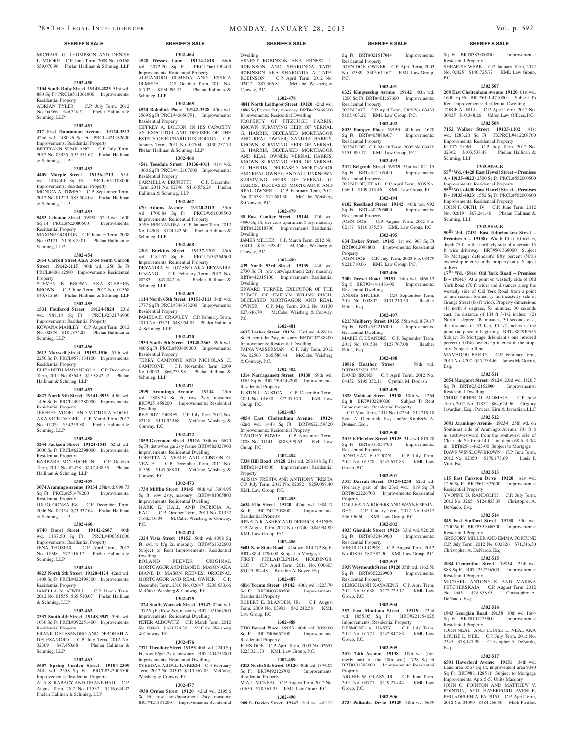## SHERIFF'S SALE

MICHAEL G. THOMPSON AND DENISE L. MOORE C.P. June Term, 2008 No. 05168 $59,070.96 Phelan Hallinan & Schmieg, LLP

**1302-450**

**1104 South Ruby Street 19143-4823** 51st wd. 880 Sq Ft PRCL#511061800 Improvements: Residential Property

ADRIAN TYLER C.P. July Term, 2012 No. 04566 $46,728.51 Phelan Hallinan & Schmieg, LLP

**1302-451**

**217 East Duncannon Avenue 19120-3512** 42nd wd. 1480.96 Sq Ft PRCL#421182600 Improvements: Residential Property

BETTYANN SUMILANG C.P. July Term, 2012 No. 03955 $97,351.67 Phelan Hallinan & Schmieg, LLP

**1302-452**

**4409 Marple Street 19136-3713** 65th wd. 1454.40 Sq Ft PRCL#651108000 Improvements: Residential Property

MONICA A. TOMEO C.P. September Term, 2012 No. 01229 $85,504.04 Phelan Hallinan & Schmieg, LLP

**1302-453**

**5453 Lebanon Street 19131** 52nd wd. 1600 Sq Ft PRCL#522080500 Improvements: Residential Property

MAXINE GORDON C.P. January Term, 2008 No. 02121 $110,819.01 Phelan Hallinan & Schmieg, LLP

**1302-454**

**2654 Carroll Street AKA 2654 South Carroll Street 19142-2115** 40th wd. 1256 Sq Ft PRCL#406112500 Improvements: Residential Property

STEVEN B. BROWN AKA STEPHEN BROWN C.P. June Term, 2012 No. 01368 $40,815.69 Phelan Hallinan & Schmieg, LLP

**1302-455**

**1531 Foulkrod Street 19124-5824** 23rd wd. 988.14 Sq Ft PRCL#232176900 Improvements: Residential Property

KOWANA MANLEY C.P. August Term, 2012 No. 02376 $101,874.23 Phelan Hallinan & Schmieg, LLP

**1302-456**

**2613 Maxwell Street 19152-1516** 57th wd. 2250 Sq Ft PRCL#571134100 Improvements: Residential Property

ELIZABETH MARANDOLA C.P. December Term, 2011 No. 03649 $159,842.02 Phelan Hallinan & Schmieg, LLP

**1302-457**

**4827 North 9th Street 19141-3923** 49th wd. 1496 Sq Ft PRCL#491280900 Improvements: Residential Property

JEFFREY VOGEL AND VICTORIA VOGEL AKA VICKI VOGEL C.P. March Term, 2012 No. 01209 $54,259.88 Phelan Hallinan & Schmieg, LLP

**1302-458**

**5244 Jackson Street 19124-1548** 62nd wd. 3000 Sq Ft PRCL#622398000 Improvements: Residential Property

BARBARA MCLAUGHLIN C.P. October Term, 2011 No. 02428 $147,438.35 Phelan Hallinan & Schmieg, LLP

**1302-459**

**3074 Aramingo Avenue 19134** 25th wd. 998.73 Sq Ft PRCL#251478200 Improvements: Residential Property

JULIO GONZALEZ C.P. December Term, 2006 No. 02354 $73,937.64 Phelan Hallinan & Schmieg, LLP

**1302-460**

**6740 Dorel Street 19142-2607** 40th wd. 1137.50 Sq Ft PRCL#406351000 Improvements: Residential Property

JENA THOMAS C.P. April Term, 2012 No. 01948 $77,116.17 Phelan Hallinan & Schmieg, LLP

**1302-461**

**4823 North 5th Street 19120-4124** 42nd wd. 1408 Sq Ft PRCL#422499300 Improvements: Residential Property

JAMILLA N. ATWELL C.P. March Term, 2012 No. 01555 $65,510.07 Phelan Hallinan & Schmieg, LLP

**1302-462**

**2337 South 4th Street 19148-3947** 39th wd. 1036 Sq Ft PRCL#392251400 Improvements: Residential Property

FRANK DELESANDRO AND DEBORAH A. DELESANDRO C.P. July Term, 2012 No. 02369 $47,450.68 Phelan Hallinan & Schmieg, LLP

**1302-463**

**3607 Spring Garden Street 19104-2300** 24th wd. 2558 Sq Ft PRCL#242005500 Improvements: Residential Property

ALA S. RABADY AND JIHANE HAJJ C.P. August Term, 2012 No. 01537 $116,644.32 Phelan Hallinan & Schmieg, LLP

**1302-464**

**3528 Wessex Lane 19114-1818** 66th wd. 2072.20 Sq Ft PRCL#661190400 Improvements: Residential Property

ALEJANDRO OLMEDA AND JESSICA OLMEDA C.P. October Term, 2011 No. 01702 $194,996.27 Phelan Hallinan & Schmieg, LLP

**1302-465**

**6520 Bobolink Place 19142-3328** 40th wd. 2569 Sq Ft PRCL#406567911 Improvements: Residential Property

JEFFREY A. BOLTON, IN HIS CAPACITY AS EXECUTOR AND DEVISEE OF THE ESTATE OF RICHARD DIX BOLTON C.P. January Term, 2011 No. 02704 $130,257.73 Phelan Hallinan & Schmieg, LLP

**1302-466**

**4541 Teesdale Street 19136-4011** 41st wd. 1460 Sq Ft PRCL#412107000 Improvements: Residential Property

CARMELLA BRUNETTI C.P. December Term, 2011 No. 02746 $116,556.29 Phelan Hallinan & Schmieg, LLP

**1302-467**

**670 Adams Avenue 19120-2112** 35th wd. 1700.84 Sq Ft PRCL#351009500 Improvements: Residential Property

JOSE HERNANDEZ C.P. January Term, 2012 No. 04903 $124,142.60 Phelan Hallinan & Schmieg, LLP

**1302-468**

**2301 Buckius Street 19137-1201** 45th wd. 1181.52 Sq Ft PRCL#453364600 Improvements: Residential Property

DEYANIRA H. LOZANO AKA DEYANIRA LOZANO C.P. February Term, 2012 No. 00283 $47,042.16 Phelan Hallinan & Schmieg, LLP

**1302-469**

**1114 North 65th Street 19151-3113** 34th wd. 2777 Sq Ft PRCL#344313200 Improvements: Residential Property

PAMELA D. CRAWLEY C.P. February Term, 2010 No. 03371 $48,954.05 Phelan Hallinan & Schmieg, LLP

**1302-470**

**1933 South 9th Street 19148-2363** 39th wd. 960 Sq Ft PRCL#393409000 Improvements: Residential Property

TERRY CAMPIONE AND NICHOLAS C. CAMPIONE C.P. November Term, 2009 No. 00033 $66,275.98 Phelan Hallinan & Schmieg, LLP

**1302-471**

**2999 Aramingo Avenue 19134** 25th wd. 1888.34 Sq Ft; row 2sty, masonry BRT#251458200 Improvements: Residential Dwelling

BEATRIZ TORRES C.P. July Term, 2012 No. 02118 $101,929.68 McCabe, Weisberg & Conway, P.C.

**1302-472**

**1859 Greymont Street 19116** 58th wd. 6670 Sq Ft; det w/bas gar 2sty frame BRT#582027900 Improvements: Residential Dwelling

LORETTA A. VEALE AND CLINTON G. VEALE C.P. December Term, 2011 No. 01559 $147,588.01 McCabe, Weisberg & Conway, P.C.

**1302-473**

**1734 Mifflin Street 19145** 48th wd. 3064.95 Sq ft; row 2sty, masonry BRT#481065800 Improvements: Residential Dwelling

MARK E. HALL AND PATRICIA A. HALL C.P. October Term, 2011 No. 01352 $168,510.34 McCabe, Weisberg & Conway, P.C.

**1302-474**

**2324 Vista Street 19152** 56th wd. 4098 Sq Ft; s/d, w b/g 2s, masonry BRT#561322600 Subject to Rent Improvements: Residential Dwelling

ROLAND REEVES, ORIGINAL MORTGAGOR AND DIANE D. MASON AKA DIANE D. MASON REEVES, ORIGINAL MORTGAGOR AND REAL OWNER C.P. December Term, 2010 No. 02647 $208,530.66 McCabe, Weisberg & Conway, P.C.

**1302-475**

**1224 South Warnock Street 19147** 02nd wd. 1372 Sq Ft; Row 2sty, masonry BRT#021564500 Improvements: Residential Dwelling

PETER ALBOWITZ C.P. March Term, 2012 No. 00440 $163,224.30 McCabe, Weisberg & Conway, P.C.

**1302-476**

**7371 Theodore Street 19153** 40th wd. 2240 Sq Ft; row b/gar 2sty, masonry BRT#404255000 Improvements: Residential Dwelling

SYEEDAH ABDUL-KAREEM C.P. February Term, 2012 No. 01307 $113,367.85 McCabe, Weisberg & Conway, P.C.

**1302-477**

**4930 Ormes Street 19120** 42nd wd. 2195.6 Sq Ft; row conv/apartment 2sty, masonry BRT#421331200 Improvements: Residential Dwelling

ERNEST ROBINSON AKA ERNEST L. ROBINSON AND SHARONDA TATE-ROBINSON AKA SHARONDA A. TATE-ROBINSON C.P. April Term, 2012 No. 02427 $87,366.81 McCabe, Weisberg & Conway, P.C.

**1302-478**

**4841 North Leithgow Street 19120** 42nd wd. 1886 Sq Ft; row 2sty, masonry BRT#422469300 Improvements: Residential Dwelling

PROPERTY OF FITZHUGH HARRIS, KNOWN SURVIVING HEIR OF VERNAL G. HARRIS, DECEASED MORTGAGOR AND REAL OWNER; SANDRA HARRIS, KNOWN SURVIVING HEIR OF VERNAL G. HARRIS, DECEASED MORTGAGOR AND REAL OWNER; VERNAL HARRIS, KNOWN SURVIVING HEIR OF VERNAL G. HARRIS, DECEASED MORTGAGOR AND REAL OWNER; AND ALL UNKNOWN SURVIVING HEIRS OF VERNAL G. HARRIS, DECEASED MORTGAGOR AND REAL OWNER. C.P. February Term, 2012 No. 02538 $71,681.30 McCabe, Weisberg & Conway, P.C.

**1302-479**

**38 East Coulter Street 19144** 12th wd. 4990 Sq Ft; det conv apartment 3 sty, masonry BRT#122018700 Improvements: Residential Dwelling

JAMES MILLER C.P. March Term, 2012 No. 01410 $181,328.42 McCabe, Weisberg & Conway, P.C.

**1302-480**

**439 North 53rd Street 19139** 44th wd. 2730 Sq Ft; row conv/apartment 2sty, masonry BRT#442315100 Improvements: Residential Dwelling

EDWARD TURNER, EXECUTOR OF THE ESTATE OF EVELYN WILINS PUGH, DECEASED MORTGAGOR AND REAL OWNER C.P. May Term, 2012 No. 01130 $27,646.70 McCabe, Weisberg & Conway, P.C.

**1302-481**

**4635 Lesher Street 19124** 23rd wd. 4658.04 Sq Ft; semi-det 2sty, masonry BRT#232238400 Improvements: Residential Dwelling

FAINA VASSERMAN C.P. July Term, 2012 No. 02563 $65,580.44 McCabe, Weisberg & Conway, P.C.

**1302-482**

**1314 Narragansett Street 19138** 59th wd. 1065 Sq Ft BRT#591144200 Improvements: Residential Property

JUSTIN L. ALSTON C.P. December Term, 2011 No. 01650 $72,379.70 KML Law Group, P.C.

**1302-483**

**4054 East Cheltenham Avenue 19124** 62nd wd. 1448 Sq Ft BRT#622159320 Improvements: Residential Property

TIMOTHY BOWIE C.P. November Term, 2008 No. 01141 $188,599.63 KML Law Group, P.C.

**1302-484**

**7338 Hill Road 19128** 21st wd. 2881.48 Sq Ft BRT#214214500 Improvements: Residential Property

ALISON FRESTA AND ANTHONY FRESTA C.P. July Term, 2012 No. 02082 $259,058.40 KML Law Group, P.C.

**1302-485**

**4634 Ella Street 19120** 42nd wd. 1384.17 Sq Ft BRT#421303800 Improvements: Residential Property

RENATA R. ASHBY AND DERRICK BAINES C.P. August Term, 2012 No. 01740 $84,994.99 KML Law Group, P.C.

**1302-486**

**5601 New State Road** 41st wd. 814,572 Sq Ft BRT#88-4-1790-00 Subject to Mortgage

FIRST PHILADELPHIA HOLDINGS, LLC C.P. April Term, 2011 No. 000603 $5,025,904.48 Brandon A. Boyer, Esq.

**1302-487**

**6816 Yocum Street 19142** 40th wd. 1223.70 Sq Ft BRT#403280500 Improvements: Residential Property

ROBERT E. BLANDEN, JR. C.P. August Term, 2009 No. 03901 $42,242.58 KML Law Group, P.C.

**1302-488**

**7330 Boreal Place 19153** 40th wd. 3009.60 Sq Ft BRT#406657100 Improvements: Residential Property

JOHN DOE C.P. April Term, 2003 No. 02657 $223,321.73 KML Law Group, P.C.

**1302-489**

**5213 North 8th Street 19120** 49th wd. 1376.07 Sq Ft BRT#492126700 Improvements: Residential Property

MIA L. MCNEAL C.P. August Term, 2012 No. 01650 $78,361.35 KML Law Group, P.C.

**1302-490**

**908 S. Darien Street 19147** 2nd wd. 402.22 Sq Ft BRT#021517044 Improvements: Residential Property

JOHN DOE, OWNER C.P. April Term, 2003 No. 02589 $305,611.67 KML Law Group, P.C.

**1302-491**

**6322 Kingsessing Avenue 19142** 40th wd. 1200 Sq Ft BRT#401267600 Improvements: Residential Property

JOHN DOE C.P. April Term, 2005 No. 03433 $105,463.22 KML Law Group, P.C.

**1302-492**

**8025 Pompey Place 19153** 40th wd. 1620 Sq Ft BRT#405888307 Improvements: Residential Property

JOHN DOE C.P. March Term, 2005 No. 03410 $151,989.17 KML Law Group, P.C.

**1302-493**

**2312 Belgrade Street 19125** 31st wd. 821.15 Sq Ft BRT#312105500 Improvements: Residential Property

JOHN DOE, ET AL C.P. April Term, 2005 No. 03691 $109,313.46 KML Law Group, P.C.

**1302-494**

**6102 Reedland Street 19142** 40th wd. 992 Sq Ft BRT#402205000 Improvements: Residential Property

JOHN DOE C.P. August Term, 2002 No. 02187 $116,375.53 KML Law Group, P.C.

**1302-495**

**634 Tasker Street 19145** 1st wd. 960 Sq Ft BRT#012098800 Improvements: Residential Property

JOHN DOE C.P. July Term, 2003 No. 03479 $221,710.06 KML Law Group, P.C.

**1302-496**

**7309 Drexel Road 19151** 34th wd. 1466.12 Sq ft BRT#34-4-1486-00 Improvements: Residential Dwelling

ANDRE SHULER C.P. September Term, 2010 No. 003802 $131,210.50 Heather Riloff, Esq.

**1302-497**

**6213 Mulberry Street 19135** 55th wd. 1679.17 Sq Ft BRT#552216300 Improvements: Residential Dwelling

MARIE C. LEANDRE C.P. September Term, 2012 No. 001504 $127,767.08 Heather Riloff, Esq.

**1302-498**

**10816 Heather Street** 58th wd. BRT#153N21-575

DAVID IRONS C.P. April Term, 2012 No. 04452 $195,032.11 Cynthia M. Dornish

**1302-499**

**1828 Mohican Street 19138** 10th wd. 1264 Sq ft BRT#102240300 Subject To Rent Improvements: Residential Property

C.P. May Term, 2011 No. 02234 $11,219.18 Scott A. Dietterick, Esq. and/or Kimberly A. Bonner, Esq.,

**1302-500**

**2015 E Fletcher Street 19125** 31st wd. 819.28 Sq Ft BRT#313054700 Improvements: Residential Property

JONATHAN FLOTRON C.P. July Term, 2012 No. 01578 $147,671.83 KML Law Group, P.C.

**1302-501**

**5313 Darrah Street 19124-1238** 62nd wd. (formerly part of the 23rd wd.) 819 Sq Ft BRT#622226700 Improvements: Residential Property

DOLLEATTA ROGERS AND WAYNE SPAIN-BEY C.P. January Term, 2012 No. 04517 $36,596.60 KML Law Group, P.C.

**1302-502**

**4033 Glendale Street 19124** 33rd wd. 926.25 Sq Ft BRT#332443900 Improvements: Residential Property

VIRGILIO LOPEZ C.P. August Term, 2012 No. 01810 $82,382.90 KML Law Group, P.C.

**1302-503**

**5939 Weymouth Street 19120** 35th wd. 1162.50 Sq Ft BRT#352229900 Improvements: Residential Property

SENGCHANH XAYASENG C.P. April Term, 2012 No. 01638 $172,729.17 KML Law Group, P.C.

**1302-504**

**257 East Montana Street 19119** 22nd wd. 1855.05 Sq Ft BRT#221154025 Improvements: Residential Property

DESMOND A. HASTY C.P. July Term, 2012 No. 01771 $142,847.83 KML Law Group, P.C.

**1302-505**

**2019 74th Avenue 19138** 10th wd. (formerly part of the 50th wd.) 1728 Sq Ft BRT#101392600 Improvements: Residential Property

ARCHIE W. GLASS, JR. C.P. June Term, 2012 No. 03771 $119,274.44 KML Law Group, P.C.

**1302-506**

**3734 Palisades Drvie 19129** 38th wd. 5659 Sq Ft BRT#383300070 Improvements: Residential Property

SHEARISE WEBB C.P. January Term, 2012 No. 02425 $140,725.72 KML Law Group, P.C.

**1302-507**

**208 East Cheltenham Avenue 19120** 61st wd. 1600 Sq Ft BRT#61-1-471000 Subject To Rent Improvements: Residential Dwelling

TOBIE A. HILL C.P. April Term, 2012 No. 00835 $10,348.26 Udren Law Offices, P.C.

**1302-508**

**7152 Walker Street 19135-1102** 41st wd. 1283.20 Sq Ft TXPRCL#412269700 Improvements: Residential Property

KITTY TOM C.P. July Term, 2012 No. 02362 $103,538.48 Phelan Hallinan & Schmieg, LLP

**1302-509A-B**

**55th Wd. (4428 East Howell Street – Premises A - 19135-4023)** 2500 Sq Ft PRCL#552000500 Improvements: Residential Property

**55th Wd. (4430 East Howell Street – Premises B - 19135-4023)** 1552 Sq Ft PRCL#552000600 Improvements: Residential Property

JOHN F. ORTH, IV C.P. June Term, 2012 No. 02619 $67,241.46 Phelan Hallinan & Schmieg, LLP

**1302-510A-B**

**50th Wd. (7431 East Tulpehocken Street – Premises A – 19138)** Width 15 ft 10 inches, depth 75 ft to the northerly side of a certain 15 ft wide driveway BRT#501368000 Subject To Mortgage defendant's fifty percent (50%) ownership interest in the property only Subject to Rent

**17th Wd. (5816 Old York Road – Premises B – 19141)** At a point on westerly side of Old York Road (70 ft wide) and distances along the westerly side of Old York Road from a point of intersection formed by northeasterly side of Grange Street (66 ft wide). Property dimensions (1) north 4 degrees, 53 minutes, 30 seconds east, the distance of 134 ft 3-1/2 inches; (2) North 1 degree, 09 minutes, 30 seconds east, the distance of 53 feet, 10-1/2 inches to the point and place of beginning. BRT#882919555 Subject To Mortgage defendant's one hundred percent (100%) ownership interest in the property Subject to Rent

MAMADOU BARRY C.P. February Term, 2011 No. 4707 $17,758.46 James McGarrity, Esq.

**1302-511**

**2054 Margaret Street 19124** 23rd wd. 1126.7 Sq Ft BRT#23-2152900 Improvements: Residential Dwelling

CHRISTOPHER O. ALOMAJA C.P. June Term, 2012 No. 01872 $64,624.96 Gregory Javardian, Esq.; Powers, Kirn & Javardian, LLC

**1302-512**

**3081 Aramingo Avenue 19134** 25th wd. on Southeast side of Aramingo Avenue 101 ft 8 in southwestward from the southwest side of Clearfield St; front 14 ft 1 in, depth 68 ft, 3-3/4 in. BRT#25-1-4623-00 Subject to Mortgage

DAWN WINSLOW-BROWN C.P. June Term, 2012 No. 02350 $176,173.69 Louis P. Vitti, Esq.

**1302-513**

**115 East Fariston Drive 19120** 61st wd. 1296 Sq Ft BRT#611377600 Improvements: Residential Property

YVONNE D. RANDOLPH C.P. July Term, 2012 No. 3265 $124,853.38 Christopher A. DeNardo, Esq.

**1302-514**

**845 East Stafford Street 19138** 59th wd. 1200 Sq Ft BRT#591046300 Improvements: Residential Property

GREGORY MILLER AND EMMA FORTUNE C.P. July Term, 2012 No. 002826 $71,346.30 Christopher A. DeNardo, Esq.

**1302-515**

**2084 Clementine Street 19134** 25th wd. 888 Sq Ft BRT#252256500 Improvements: Residential Property

MICHAEL ANTONYUK AND MARINA PETCHERSKAIA C.P. August Term, 2012 No. 1643 $28,838.95 Christopher A. DeNardo, Esq.

**1302-516**

**1943 Georgian Road 19138** 10th wd. 1664 Sq Ft BRT#101273800 Improvements: Residential Property

JOHN NEAL AND LOUISE L. NEAL AKA LOUISE L. NEIL C.P. July Term, 2012 No. 2345 $78,147.99 Christopher A. DeNardo, Esq.

**1302-517**

**6501 Haverford Avenue 19151** 34th wd. Land area 3567 Sq Ft, improvement area 9040 Sq Ft BRT#881128511 Subject to Mortgage Improvements: Apts 5-50 Units Masonry

JOHN C. POINTON AND MATTHEW V. POINTON, 6501 HAVERFORD AVENUE, PHILADELPHIA, PA 19151 C.P. April Term, 2012 No. 04099 $484,266.50 Mark Pfeiffer,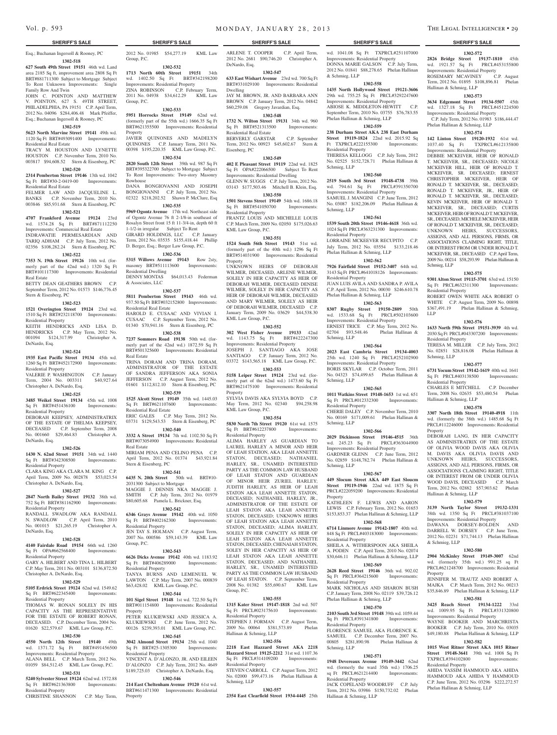Esq.; Buchanan Ingersoll & Rooney, PC

**1302-518**

**627 South 49th Street 19151** 46th wd. Land area 2185 Sq ft, improvement area 2808 Sq Ft BRT#881711300 Subject to Mortgage Subject To Rent Unknown Improvements: Single Family Row And Twin

JOHN C. POINTON AND MATTHEW V. POINTON, 627 S. 49TH STREET, PHILADELPHIA, PA 19151 C.P. April Term, 2012 No. 04096 $284,406.48 Mark Pfeiffer, Esq.; Buchanan Ingersoll & Rooney, PC

**1302-519**

**5623 North Marvine Street 19141** 49th wd. 1120 Sq Ft BRT#493091400 Improvements: Residential Real Estate

TRACY M. HOUSTON AND LYNETTE HOUSTON C.P. November Term, 2010 No. 003817 $94,608.52 Stern & Eisenberg, PC

**1302-520**

**2314 Pemberton Street 19146** 13th wd. 1042 Sq Ft BRT#30-2-0419-00 Improvements: Residential Real Estate

FELMER LAW AND JACQUELINE L. BANKS C.P. November Term, 2010 No. 003846 $85,931.68 Stern & Eisenberg, PC

**1302-521**

**4707 Frankford Avenue 19124** 23rd wd. 1574.28 Sq Ft BRT#871112250 Improvements: Commercial Real Estate

INDRAWATIE PERMESARDIAN AND TARIQ ADHAM C.P. July Term, 2012 No. 02356 $108,282.24 Stern & Eisenberg, PC

**1302-522**

**7353 N. 19th Street 19126** 10th wd. (formerly part of the 42nd wd.) 1320 Sq Ft BRT#101117300 Improvements: Residential Real Estate

BETTY DEAN GEATHERS BROWN C.P. September Term, 2012 No. 01573 $146,776.45 Stern & Eisenberg, PC

**1302-523**

**1521 Overington Street 19124** 23rd wd. 1510 Sq Ft BRT#232118700 Improvements: Residential Property

KEITH HENDRICKS AND LISA D. HENDRICKS C.P. May Term, 2012 No. 001094 $124,317.99 Christopher A. DeNardo, Esq.

**1302-524**

**1935 East Pacific Street 19134** 45th wd. 1260 Sq Ft BRT#452172900 Improvements: Residential Property

VALERIE P. WASHINGTON C.P. January Term, 2004 No. 003311 $40,927.64 Christopher A. DeNardo, Esq.

**1302-525**

**3485 Weikel Street 19134** 45th wd. 1008 Sq Ft BRT#451436100 Improvements: Residential Property

DEBORAH KEEPSEY, ADMINISTRATRIX OF THE ESTATE OF THELMA KEEPSEY, DECEASED C.P. September Term, 2008 No. 001660 $29,464.83 Christopher A. DeNardo, Esq.

**1302-526**

**1430 N. 62nd Street 19151** 34th wd. 1440 Sq Ft BRT#342308500 Improvements: Residential Property

CLARA KING AKA CLARA M. KING C.P. April Term, 2009 No. 002878 $53,023.54 Christopher A. DeNardo, Esq.

**1302-527**

**2847 North Bailey Street 19132** 38th wd. 752 Sq Ft BRT#381162900 Improvements: Residential Property

RANDALL SWADLOW AKA RANDALL N. SWADLOW C.P. April Term, 2010 No. 001015 $21,265.19 Christopher A. DeNardo, Esq.

**1302-528**

**4140 Fairdale Road 19154** 66th wd. 1260 Sq Ft OPA#662568400 Improvements: Residential Property

GARY A. HILBERT AND TINA L. HILBERT C.P. May Term, 2011 No. 003101 $136,872.50 Christopher A. DeNardo, Esq.

**1302-529**

**5105 Erdrick Street 19124** 62nd wd. 1549.62 Sq Ft BRT#622345400 Improvements: Residential Property

THOMAS W. RONAN SOLELY IN HIS CAPACITY AS THE REPRESENTATIVE FOR THE ESTATE OF ROBERT RONAN, DECEASED. C.P. December Term, 2004 No. 01620 $22,579.67 KML Law Group, P.C.

**1302-530**

**4550 North 12th Street 19140** 49th wd. 1371.72 Sq Ft BRT#491456500 Improvements: Residential Property

ALANA BELL C.P. March Term, 2012 No. 01059 $84,512.45 KML Law Group, P.C.

**1302-531**

**5240 Sylvester Street 19124** 62nd wd. 1572.88 Sq Ft BRT#621363800 Improvements: Residential Property

CHRISTINE SHANNON C.P. May Term, 2012 No. 01985 $54,277.19 KML Law Group, P.C.

**1302-532**

**1713 North 60th Street 19151** 34th wd. 1402.50 Sq Ft BRT#342198200 Improvements: Residential Property

ZINA ROBINSON C.P. February Term, 2011 No. 04938 $34,612.29 KML Law Group, P.C.

**1302-533**

**5951 Horrocks Street 19149** 62nd wd. (formerly part of the 55th wd.) 1666.35 Sq Ft BRT#621355500 Improvements: Residential Property

JAVIER QUINONES AND MADELYN QUINONES C.P. January Term, 2011 No. 00398 $195,220.35 KML Law Group, P.C.

**1302-534**

**2820 South 12th Street** 39th wd. 987 Sq Ft BRT#395322700 Subject to Mortgage Subject To Rent Improvements: Two-story Masonry Rowhouse

DANA BONGIOVANNI AND JOSEPH BONGIOVANNI C.P. July Term, 2012 No. 02322 $218,202.52 Shawn P. McClure, Esq

**1302-535**

**5969 Ogontz Avenue** 17th wd. Northeast side of Ogontz Avenue 76 ft 2-1/8-in southeast of Rosalyn Street front 15 ft 11-3/4-in, depth 60 ft 1-1/2-in irregular Subject To Rent

GIRARD HOLDINGS, LLC C.P. January Term, 2012 No. 03535 $155,418.44 Phillip D. Berger, Esq.; Berger Law Group, P.C.

**1302-536**

**5315 Willows Avenue 19143** Row 2sty, masonry BRT#511113600 Improvements: Residential Dwelling

DENNY MONTAS $64,013.43 Federman & Associates, LLC

**1302-537**

**5811 Pemberton Street 19143** 46th wd. 937.50 Sq Ft BRT#032152800 Improvements: Residential Real Estate

HAROLD E. CUSAAC AND VIVIAN I. CUSAAC C.P. September Term, 2012 No. 01340 $70,941.16 Stern & Eisenberg, PC

**1302-538**

**7237 Sommers Road 19138** 50th wd. (formerly part of the 42nd wd.) 1872.59 Sq Ft BRT#501325600 Improvements: Residential Real Estate

TRINA DORAM AND TRINA DORAM, ADMINISTRATOR OF THE ESTATE OF SANDRA JEFFERSON AKA SONIA JEFFERSON C.P. August Term, 2012 No. 01601 $112,812.10 Stern & Eisenberg, PC

**1302-539**

**1525 Alcott Street 19149** 35th wd. 1445.03 Sq Ft BRT#621107600 Improvements: Residential Real Estate

ERIC GALES C.P. May Term, 2012 No. 03731 $129,543.53 Stern & Eisenberg, PC

**1302-540**

**3332 A Street 19134** 7th wd. 1102.50 Sq Ft BRT#073054900 Improvements: Residential Real Estate

MIRIAM PENA AND CELINO PENA C.P. April Term, 2012 No. 01374 $43,921.84 Stern & Eisenberg, PC

**1302-541**

**6435 N. 20th Street** 50th wd. BRT#10-2031300 Subject to Mortgage

MAGGIE J. DENNIS NKA MAGGIE J. SMITH C.P. July Term, 2012 No. 01979 $80,605.68 Pamela L. Brickner, Esq.

**1302-542**

**6346 Grays Avenue 19142** 40th wd. 1050 Sq Ft BRT#402162300 Improvements: Residential Property

JEN TAY S. HOLMAN C.P. August Term, 2007 No. 000586 $59,143.39 KML Law Group, P.C.

**1302-543**

**6626 Dicks Avenue 19142** 40th wd. 1183.92 Sq Ft BRT#406289000 Improvements: Residential Property

TANYA BURNS AND LEMENUEL W. LAWTON C.P. May Term, 2007 No. 000839 $63,428.02 KML Law Group, P.C.

**1302-544**

**101 Sigel Street 19148** 1st wd. 722.50 Sq Ft BRT#011154800 Improvements: Residential Property

PETER KLUKIEWSKI AND JESSICA A. KLUKIEWSKI C.P. June Term, 2012 No. 00126 $239,393.01 KML Law Group, P.C.

**1302-545**

**3042 Almond Street 19134** 25th wd. 1040 Sq Ft BRT#25-1305300 Improvements: Residential Property

VINCENT A. D'ALONZO, JR. AND EILEEN D'ALONZO C.P. July Term, 2012 No. 4649 $189,725.03 Christopher A. DeNardo, Esq.

**1302-546**

**214 East Cheltenham Avenue 19120** 61st wd. BRT#611471300 Improvements: Residential Property

ARLENE T. COOPER C.P. April Term, 2012 No. 2681 $90,746.20 Christopher A. DeNardo, Esq.

**1302-547**

**633 East Wishart Avenue** 23rd wd. 700 Sq Ft BRT#331029100 Improvements: Residential Dwelling

JAY M. BROWN, JR. AND BARBARA ANN BROWN C.P. January Term, 2012 No. 04842 $60,259.08 Gregory Javardian, Esq.

**1302-548**

**1732 N. Wilton Street 19131** 34th wd. 960 Sq Ft BRT#521313500 Improvements: Residential Real Estate

BERVERLY GARSTAR C.P. September Term, 2012 No. 00923 $45,602.67 Stern & Eisenberg, PC

**1302-549**

**402 E Pleasant Street 19119** 22nd wd. 1825 Sq Ft OPA#222066500 Subject To Rent Improvements: Residential Dwelling

GLENN W. SUGGS C.P. July Term, 2012 No. 03143 $177,503.46 Mitchell B. Klein, Esq.

**1302-550**

**1501 Stevens Street 19149** 54th wd. 1686.18 Sq Ft BRT#541050700 Improvements: Residential Property

FRANTZ LOUIS AND MICHELLE LOUIS C.P. March Term, 2009 No. 02050 $175,026.63 KML Law Group, P.C.

**1302-551**

**1524 South 56th Street 19143** 51st wd. (formerly part of the 40th wd.) 1296 Sq Ft BRT#514031900 Improvements: Residential Property

UNKNOWN HEIRS OF DEBORAH WILMER, DECEASED, ARLENE WILMER, SOLELY IN HER CAPACITY AS HEIR OF DEBORAH WILMER, DECEASED DENISE WILMER, SOLELY IN HER CAPACITY AS HEIR OF DEBORAH WILMER, DECEASED AND MARY WILMER, SOLELY AS HEIR OF DEBORAH WILMER, DECEASED C.P. January Term, 2009 No. 03629 $44,538.30 KML Law Group, P.C.

**1302-552**

**302 West Fisher Avenue 19133** 42nd wd. 1143.75 Sq Ft BRT#422247300 Improvements: Residential Property

JOSEPH J. SANTIAGO AKA JOSE SANTIAGO C.P. January Term, 2012 No. 03372 $143,565.18 KML Law Group, P.C.

**1302-553**

**5158 Leiper Street 19124** 23rd wd. (formerly part of the 62nd wd.) 1473.60 Sq Ft BRT#621475100 Improvements: Residential Property

SYLVIA DAVIS AKA SYLVIA BOYD C.P. May Term, 2012 No. 02340 $94,258.98 KML Law Group, P.C.

**1302-554**

**5830 North 7th Street 19120** 61st wd. 1575 Sq Ft BRT#612237800 Improvements: Residential Property

ALIMA HARLEY AS GUARDIAN TO LAUREL HARLEY A MINOR AND HEIR OF LEAH STATON, AKA LEAH ANNETTE STATON, DECEASED; NATHANIEL HARLEY, SR., UNAMED INTERESTED PARTY AS THE COMMON LAW HUSBAND OF LEAH STATON AND GUARDIAN OF MINOR HEIR ZURIEL HARLEY; JUDITH HARLEY, AS HEIR OF LEAH STATON AKA LEAH ANNETTE STATON, DECEASED; NATHANIEL HARLEY, JR., ADMINISTRATOR OF THE ESTATE OF LEAH STATON AKA LEAH ANNETTE STATON, DECEASED; UNKNOWN HEIRS OF LEAH STATON AKA LEAH ANNETTE STATON, DECEASED; ALIMA HARLEY, SOLELY IN HER CAPACITY AS HEIR OF LEAH STATON AKA LEAH ANNETTE STATON, DECEASED; CHENAIAH STATON, SOLEY IN HER CAPACITY AS HEIR OF LEAH STATON AKA LEAH ANNETTE STATON, DECEASED; AND NATHANIEL HARLEY, SR., UNAMED INTERESTED PARTY AS THE COMMON LAW HUSBAND OF LEAH STATON. C.P. September Term, 2008 No. 01382 $55,690.67 KML Law Group, P.C.

**1302-555**

**1315 Kater Street 19147-1818** 2nd wd. 507 Sq Ft PRCL#023175610 Improvements: Residential Property

STEPHEN J. FORMAN C.P. August Term, 2009 No. 00064 $381,573.89 Phelan Hallinan & Schmieg, LLP

**1302-556**

**2218 East Hazzard Street AKA 2218 Hazzard Street 19125-2212** 31st wd. 1107.36 Sq Ft PRCL#314109200 Improvements: Residential Property

STEVEN CARROLL C.P. August Term, 2012 No. 02000 $99,473.16 Phelan Hallinan & Schmieg, LLP

**1302-557**

**2354 East Clearfield Street 1934-4445** 25th wd. 1041.08 Sq Ft TXPRCL#251107000 Improvements: Residential Property

DONNA MARIE GALSON C.P. July Term, 2012 No. 01841 $88,278.65 Phelan Hallinan & Schmieg, LLP

**1302-558**

**1435 North Hollywood Street 19121-3606** 29th wd. 755.25 Sq Ft PRCL#3292247600 Improvements: Residential Property

ABIOSE K. MIDDLETON-HEWITT C.P. September Term, 2010 No. 03755 $76,783.55 Phelan Hallinan & Schmieg, LLP

**1302-559**

**238 Durham Street AKA 238 East Durham Street 19119-1824** 22nd wd. 2015.92 Sq Ft TXPRCL#222155300 Improvements: Residential Property

THERESA KELLOGG C.P. July Term, 2012 No. 02525 $152,728.71 Phelan Hallinan & Schmieg, LLP

**1302-560**

**2519 South 3rd Street 19148-4738** 39th wd. 794.61 Sq Ft PRCL#391350700 Improvements: Residential Property

SAMUEL J. MANGINI C.P. June Term, 2012 No. 03087 $182,206.09 Phelan Hallinan & Schmieg, LLP

**1302-561**

**1539 South 20th Street 19146-4618** 36th wd. 1024 Sq Ft PRCL#363231300 Improvements: Residential Property

LORRAINE MCKEEVER RECUPITO C.P. July Term, 2012 No. 03554 $133,218.46 Phelan Hallinan & Schmieg, LLP

**1302-562**

**7926 Fairfield Street 19152-3407** 64th wd. 3143 Sq Ft PRCL#641018126 Improvements: Residential Property

JUAN LUIS AVILA AND SANDRA P. AVILA C.P. April Term, 2012 No. 00030 $246,610.78 Phelan Hallinan & Schmieg, LLP

**1302-563**

**8307 Rugby Street 19150-2809** 50th wd. 1533.68 Sq Ft PRCL#502103600 Improvements: Residential Property

ERNEST TRICE C.P. May Term, 2012 No. 02704 $93,548.46 Phelan Hallinan & Schmieg, LLP

**1302-564**

**2023 East Cambria Street 19134-4003** 25th wd. 1240 Sq Ft PRCL#252102900 Improvements: Residential Property

BORIS SKYLAR C.P. October Term, 2011 No. 04323 $74,499.65 Phelan Hallinan & Schmieg, LLP

**1302-565**

**1011 Watkins Street 19148-1653** 1st wd. 651 Sq Ft PRCL#012332300 Improvements: Residential Property

CHERIE DALEY C.P. November Term, 2010 No. 00169 $171,009.61 Phelan Hallinan & Schmieg, LLP

**1302-566**

**2029 Dickinson Street 19146-4515** 36th wd. 245.23 Sq Ft PRCL#363044900 Improvements: Residential Property

GARDNER GLENN C.P. June Term, 2012 No. 02859 $148,782.74 Phelan Hallinan & Schmieg, LLP

**1302-567**

**449 Slocum Street AKA 449 East Sloucm Street 19119-1946** 22nd wd. 1875 Sq Ft PRCL#222059200 Improvements: Residential Property

KATHLEEN F. LEWIS AND AARON LEWIS C.P. February Term, 2012 No. 01653 $153,853.37 Phelan Hallinan & Schmieg, LLP

**1302-568**

**6714 Linmore Avenue 19142-1807** 40th wd. 848 Sq Ft PRCL#403183000 Improvements: Residential Property

SHEILA A. WITHERSPOON AKA SHEILA A. PODEN C.P. April Term, 2010 No. 02074 $30,646.11 Phelan Hallinan & Schmieg, LLP

**1302-569**

**2628 Reed Street 19146** 36th wd. 902.02 Sq Ft PRCL#364215600 Improvements: Residential Property

MARK NICHOLAS AND SHARON BUSH C.P. January Term, 2008 No. 02119 $39,726.12 Phelan Hallinan & Schmieg, LLP

**1302-570**

**2103 South 3rd Street 19148** 39th wd. 1059.44 Sq Ft PRCL#391341800 Improvements: Residential Property

FLORENCE SAMUEL AKA FLORENCE K. SAMUEL C.P. December Term, 2007 No. 00805 $281,890.98 Phelan Hallinan & Schmieg, LLP

**1302-571**

**1948 Devereaux Avenue 19149-3442** 62nd wd. (formerly the ward 35th wd.) 1706.25 sq Ft PRCL#621214400 Improvements: Residential Property

JACK COPELAND WOODRUFF C.P. July Term, 2012 No. 03986 $150,732.02 Phelan Hallinan & Schmieg, LLP

**1302-572**

**2826 Bridge Street 19137-1810** 45th wd. 1921.57 Sq Ft PRCL#453155800 Improvements: Residential Property

ROSEMARY MCAVINEY C.P. August Term, 2012 No. 01895 $108,896.81 Phelan Hallinan & Schmieg, LLP

**1302-573**

**3634 Edgemont Street 19134-5507** 45th wd. 1327.18 Sq Ft PRCL#451224500 Improvements: Residential Property

C.P. July Term, 2012 No. 01983 $186,444.47 Phelan Hallinan & Schmieg, LLP

**1302-574**

**142 Linton Street 19120-1932** 61st wd. 1037.40 Sq Ft TXPRCL#612135800 Improvements: Residential Property

DEBBIE MCKEIVER, HEIR OF RONALD T. MCKEIVER, SR., DECEASED; NICOLE MCKEIVER HILL, HEIR OF RONALD T. MCKEIVER, SR. DECEASED; ERNEST CHRISTOPHER MCKEIVER, HEIR OF RONALD T. MCKEIVER, SR., DECEASED; RONALD T. MCKEIVER, JR., HEIR OF RONALD T. MCKEIVER, SR., DECEASED; KEVIN MCKEIVER, HEIR OF RONALD T. MCKEIVER, SR., DECEASED; CURTIS MCKEIVER, HEIR OF RONALD T. MCKEIVER, SR., DECEASED; MICHELE MCKEIVER, HEIR OF RONALD T. MCKEIVER, SR., DECEASED; UNKNOWN HEIRS, SUCCESSORS, ASSIGNS, AND ALL PERSONS, FIRMS, OR ASSOCIATIONS CLAIMING RIGHT, TITLE, OR INTEREST FROM OR UNDER RONALD T. MCKEIVER, SR., DECEASED C.P. April Term, 2009 No. 00214 $58,293.99 Phelan Hallinan & Schmieg, LLP

**1302-575**

**9301 Alton Street 19115-3701** 63rd wd. 15150 Sq Ft PRCL#632311300 Improvements: Residential Property

ROBERT OWEN WHITE AKA ROBERT O WHITE C.P. August Term, 2009 No. 00898 $367,491.19 Phelan Hallinan & Schmieg, LLP

**1302-576**

**1633 North 59th Street 19151-3939** 4th wd. 2030 Sq Ft PRCL#043307200 Improvements: Residential Property

TERESA M. MILLER C.P. July Term, 2012 No. 02851 $28,816.08 Phelan Hallinan & Schmieg, LLP

**1302-577**

**6731 Yocum Street 19142-1619** 40th wd. 1641 Sq Ft PRCL#403138500 Improvements: Residential Property

CHARLES E. MITCHELL C.P. December Term, 2008 No. 02635 $53,480.54 Phelan Hallinan & Schmieg, LLP

**1302-578**

**3307 North 18th Street 19140-4918** 11th wd. (formerly the 38th wd.) 1485.68 Sq Ft PRCL#112246000 Improvements: Residential Property

DEBORAH LANG, IN HER CAPACITY AS ADMINISTRATRIX OF THE ESTATE OF OLIVIA WOOD DAVIS AKA OLIVIA M. DAVIS AKA OLIVIA DAVIS AND UNKNOWN HEIRS, SUCCESSORS, ASSIGNS, AND ALL PERSONS, FIRMS, OR ASSOCIATIONS CLAIMING RIGHT, TITLE OR INTEREST FROM OR UNDER OLIVIA WOOD DAVIS, DECEASED C.P. March Term, 2012 No. 02882 $57,903.62 Phelan Hallinan & Schmieg, LLP

**1302-579**

**3139 North Taylor Street 19132-1331** 38th wd. 1350 Sq Ft PRCL#381037100 Improvements: Residential Property

DAWANA DORSEY-BOLDEN AND DARRELL W. DORSEY C.P. June Term, 2012 No. 02231 $71,744.13 Phelan Hallinan & Schmieg, LLP

**1302-580**

**2904 McKinley Street 19149-3007** 62nd wd. (formerly 35th wd.) 991.25 sq Ft PRCL#621248700 Improvements: Residential Property

JENNIFER M. TRAUTZ AND ROBERT A. MAJKA C.P. March Term, 2012 No. 00213 $35,846.89 Phelan Hallinan & Schmieg, LLP

**1302-581**

**3425 Reach Street 19134-1222** 33rd wd. 1009.95 Sq Ft PRCL#331320800 Improvements: Residential Property

WAYNE BOOKER AND MARCHRISTA BOOKER C.P. July Term, 2010 No. 03035 $49,180.88 Phelan Hallinan & Schmieg, LLP

**1302-582**

**1015 West Ritner Street AKA 1015 Ritner Street 19148-3641** 39th wd. 1008 Sq Ft TXPRCL#394102800 Improvements: Residential Property

AHIDA YASSIM HAMMOUD AKA AHIDA HAMMOUD AKA AHIDA Y HAMMOUD C.P. June Term, 2012 No. 03296 $222,272.57 Phelan Hallinan & Schmieg, LLP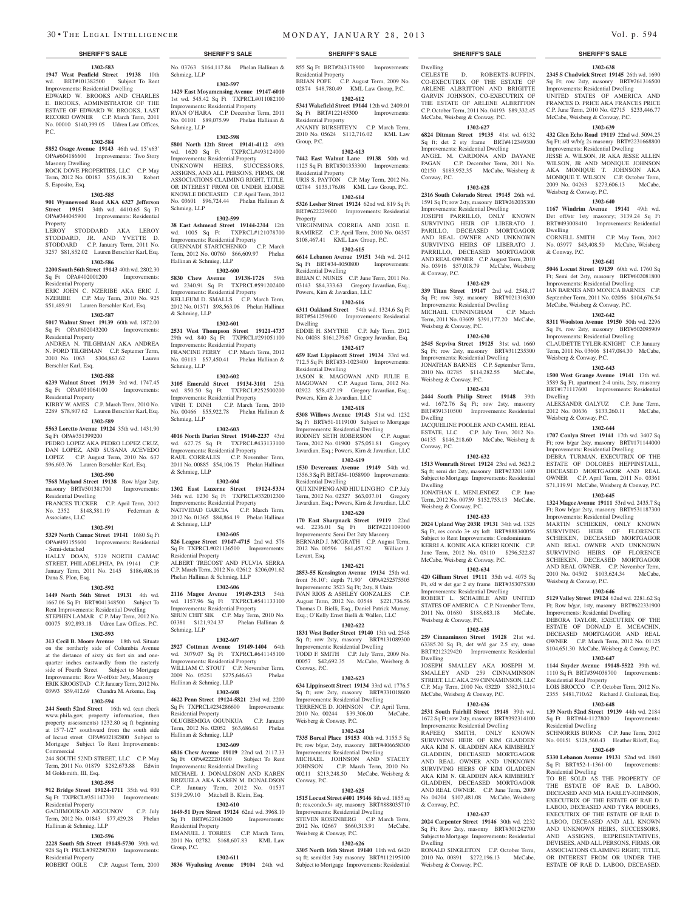## SHERIFF'S SALE

**1302-583**

**1947 West Penfield Street 19138** 10th wd. BRT#101382500 Subject To Rent Improvements: Residential Dwelling
EDWARD W. BROOKS AND CHARLES E. BROOKS, ADMINISTRATOR OF THE ESTATE OF EDWARD W. BROOKS, LAST RECORD OWNER C.P. March Term, 2011 No. 00010 $140,399.05 Udren Law Offices, P.C.

**1302-584**

**5852 Osage Avenue 19143** 46th wd. 15'x63' OPA#604186600 Improvements: Two Story Masonry Dwelling
ROCK DOVE PROPERTIES, LLC C.P. May Term, 2012 No. 00187 $75,618.30 Robert S. Esposito, Esq.

**1302-585**

**901 Wynnewood Road AKA 6327 Jefferson Street 19151** 34th wd. 4410.65 Sq Ft OPA#344045900 Improvements: Residential Property
LEROY STODDARD AKA LEROY STODDARD, JR. AND YVETTE D. STODDARD C.P. January Term, 2011 No. 3257 $81,852.02 Lauren Berschler Karl, Esq.

**1302-586**

**2200 South 56th Street 19143** 40th wd. 2802.30 Sq Ft OPA#402001200 Improvements: Residential Property
ERIC JOHN C. NZERIBE AKA ERIC J. NZERIBE C.P. May Term, 2010 No. 925 $51,489.91 Lauren Berschler Karl, Esq.

**1302-587**

**5017 Walnut Street 19139** 60th wd. 1872.00 Sq Ft OPA#602043200 Improvements: Residential Property
ANDREA N. TILGHMAN AKA ANDREA N. FORD TILGHMAN C.P. September Term, 2010 No. 1063 $304,863.62 Lauren Berschler Karl, Esq.

**1302-588**

**6239 Walnut Street 19139** 3rd wd. 1747.45 Sq Ft OPA#031064100 Improvements: Residential Property
KIRBY W. AMES C.P. March Term, 2010 No. 2289 $78,807.62 Lauren Berschler Karl, Esq.

**1302-589**

**5563 Loretto Avenue 19124** 35th wd. 1431.90 Sq Ft OPA#351399200
PEDRO LOPEZ AKA PEDRO LOPEZ CRUZ, DAN LOPEZ, AND SUSANA ACEVEDO LOPEZ C.P. August Term, 2010 No. 637 $96,603.76 Lauren Berschler Karl, Esq.

**1302-590**

**7568 Mayland Street 19138** Row b/gar 2sty, masonry BRT#501381700 Improvements: Residential Dwelling
FRANCES TUCKER C.P. April Term, 2012 No. 2352 $148,581.19 Federman & Associates, LLC

**1302-591**

**5329 North Camac Street 19141** 1680 Sq Ft OPA#493155600 Improvements: Residential - Semi-detached
HALLY DOAN, 5329 NORTH CAMAC STREET, PHILADELPHIA, PA 19141 C.P. January Term, 2011 No. 2145 $186,408.16 Dana S. Plon, Esq.

**1302-592**

**1449 North 56th Street 19131** 4th wd. 1667.06 Sq Ft BRT#041348500 Subject To Rent Improvements: Residential Dwelling
STEPHEN LAMAR C.P. May Term, 2012 No. 00075 $92,893.18 Udren Law Offices, P.C.

**1302-593**

**313 Cecil B. Moore Avenue** 18th wd. Situate on the northerly side of Columbia Avenue at the distance of sixty six feet six and one-quarter inches eastwardly from the easterly side of Fourth Street Subject to Mortgage Improvements: Row W-off/str 3sty, Masonry
ERIK KROGSTAD C.P. January Term, 2012 No. 03993 $59,412.69 Chandra M. Arkema, Esq.

**1302-594**

**244 South 52nd Street** 16th wd. (can check www.phila.gov, property information, then property assessments) 1232.80 sq ft beginning at 15'7-1/2" southward from the south side of locust street OPA#602182800 Subject to Mortgage Subject To Rent Improvements: Commercial
244 SOUTH 52ND STREET, LLC C.P. May Term, 2011 No. 01879 $282,673.88 Edwin M Goldsmith, III, Esq.

**1302-595**

**912 Bridge Street 19124-1711** 35th wd. 930 Sq Ft TXPRCL#351147700 Improvements: Residential Property
GADJIMOURAD AIGOUNOV C.P. July Term, 2012 No. 01843 $77,429.28 Phelan Hallinan & Schmieg, LLP

**1302-596**

**2228 South 5th Street 19148-5730** 39th wd. 928 Sq Ft PRCL#392290700 Improvements: Residential Property
ROBERT OGLE C.P. August Term, 2010 No. 03763 $164,117.84 Phelan Hallinan & Schmieg, LLP

**1302-597**

**1429 East Moyamensing Avenue 19147-6010** 1st wd. 545.42 Sq Ft TXPRCL#011082100 Improvements: Residential Property
RYAN O'HARA C.P. December Term, 2011 No. 01101 $89,075.99 Phelan Hallinan & Schmieg, LLP

**1302-598**

**5801 North 12th Street 19141-4112** 49th wd. 1620 Sq Ft TXPRCL#493124000 Improvements: Residential Property
UNKNOWN HEIRS, SUCCESSORS, ASSIGNS, AND ALL PERSONS, FIRMS, OR ASSOCIATIONS CLAIMING RIGHT, TITLE, OR INTEREST FROM OR UNDER ELOISE KNOWLE DECEASED C.P. April Term, 2012 No. 03601 $96,724.44 Phelan Hallinan & Schmieg, LLP

**1302-599**

**38 East Ashmead Street 19144-2314** 12th wd. 1005 Sq Ft TXPRCL#121078700 Improvements: Residential Property
GUENNADI STARTCHENKO C.P. March Term, 2012 No. 00760 $66,609.97 Phelan Hallinan & Schmieg, LLP

**1302-600**

**5830 Chew Avenue 19138-1728** 59th wd. 2340.91 Sq Ft TXPRCL#591202400 Improvements: Residential Property
KELLEUM D. SMALLS C.P. March Term, 2012 No. 01371 $98,563.06 Phelan Hallinan & Schmieg, LLP

**1302-601**

**2531 West Thompson Street 19121-4737** 29th wd. 840 Sq Ft TXPRCL#291051100 Improvements: Residential Property
FRANCINE PERRY C.P. March Term, 2012 No. 03113 $57,450.41 Phelan Hallinan & Schmieg, LLP

**1302-602**

**3105 Emerald Street 19134-3101** 25th wd. 850.50 Sq Ft TXPRCL#252500200 Improvements: Residential Property
VINH T. DINH C.P. March Term, 2010 No. 00466 $55,922.78 Phelan Hallinan & Schmieg, LLP

**1302-603**

**4016 North Darien Street 19140-2237** 43rd wd. 627.75 Sq Ft TXPRCL#433133100 Improvements: Residential Property
RAUL CORRALES C.P. November Term, 2011 No. 00885 $54,106.75 Phelan Hallinan & Schmieg, LLP

**1302-604**

**1302 East Luzerne Street 19124-5334** 34th wd. 1230 Sq Ft TXPRCL#332012300 Improvements: Residential Property
NATIVIDAD GARCIA C.P. March Term, 2012 No. 01365 $84,864.19 Phelan Hallinan & Schmieg, LLP

**1302-605**

**826 League Street 19147-4715** 2nd wd. 576 Sq Ft TXPRCL#021136500 Improvements: Residential Property
ALBERT TRECOST AND FULVIA SERRA C.P. March Term, 2012 No. 02612 $206,091.62 Phelan Hallinan & Schmieg, LLP

**1302-606**

**2116 Magee Avenue 19149-2313** 54th wd. 1157.96 Sq Ft TXPRCL#541133100 Improvements: Residential Property
SHUN CHIT SIK C.P. May Term, 2010 No. 03381 $121,924.37 Phelan Hallinan & Schmieg, LLP

**1302-607**

**2927 Cottman Avenue 19149-1404** 64th wd. 3079.07 Sq Ft TXPRCL#641145100 Improvements: Residential Property
WILLIAM C. STOUT C.P. November Term, 2009 No. 05251 $275,646.63 Phelan Hallinan & Schmieg, LLP

**1302-608**

**4622 Penn Street 19124-5821** 23rd wd. 2200 Sq Ft TXPRCL#234286600 Improvements: Residential Property
OLUGBEMIGA OGUNKUA C.P. January Term, 2012 No. 02052 $63,686.61 Phelan Hallinan & Schmieg, LLP

**1302-609**

**6816 Chew Avenue 19119** 22nd wd. 2117.33 Sq Ft OPA#222201600 Subject To Rent Improvements: Residential Dwelling
MICHAEL J. DONALDSON AND KAREN BRIZUELA AKA KAREN M. DONALDSON C.P. January Term, 2012 No. 01537 $159,299.10 Mitchell B. Klein, Esq.

**1302-610**

**1649-51 Dyre Street 19124** 62nd wd. 3968.10 Sq Ft BRT#622042600 Improvements: Residential Property
EMANUEL J. TORRES C.P. March Term, 2011 No. 02782 $168,607.83 KML Law Group, P.C.

**1302-611**

**3836 Wyalusing Avenue 19104** 24th wd. 855 Sq Ft BRT#243178900 Improvements: Residential Property
BRIAN POPE C.P. August Term, 2009 No. 02874 $48,780.49 KML Law Group, P.C.

**1302-612**

**5341 Wakefield Street 19144** 12th wd. 2409.01 Sq Ft BRT#122145300 Improvements: Residential Property
ANANIY BURSHTEYN C.P. March Term, 2010 No. 05624 $112,716.02 KML Law Group, P.C.

**1302-613**

**7442 East Walnut Lane 19138** 50th wd. 1125 Sq Ft BRT#501353300 Improvements: Residential Property
URIS S. PAYTON C.P. May Term, 2012 No. 02784 $135,176.08 KML Law Group, P.C.

**1302-614**

**5326 Lesher Street 19124** 62nd wd. 819 Sq Ft BRT#622229600 Improvements: Residential Property
VIRGINMINA CORREA AND JOSE E. RAMIREZ C.P. April Term, 2010 No. 04357 $108,467.41 KML Law Group, P.C.

**1302-615**

**6614 Lebanon Avenue 19151** 34th wd. 2412 Sq Ft BRT#34-4050800 Improvements: Residential Dwelling
BRIAN C. NUNES C.P. June Term, 2011 No. 03143 $84,333.63 Gregory Javardian, Esq.; Powers, Kirn & Javardian, LLC

**1302-616**

**6311 Oakland Street** 54th wd. 1324.6 Sq Ft BRT#541259600 Improvements: Residential Dwelling
EDDIE H. SMYTHE C.P. July Term, 2012 No. 04038 $161,279.67 Gregory Javardian, Esq.

**1302-617**

**659 East Lippincott Street 19134** 33rd wd. 712.5 Sq Ft BRT#33-1023400 Improvements: Residential Dwelling
JASON R. MAGOWAN AND JULIE E. MAGOWAN C.P. August Term, 2012 No. 02922 $58,427.19 Gregory Javardian, Esq.; Powers, Kirn & Javardian, LLC

**1302-618**

**5308 Willows Avenue 19143** 51st wd. 1232 Sq Ft BRT#51-1119100 Subject to Mortgage Improvements: Residential Dwelling
RODNEY SETH ROBERSON C.P. August Term, 2012 No. 01900 $75,051.81 Gregory Javardian, Esq.; Powers, Kirn & Javardian, LLC

**1302-619**

**1530 Devereaux Avenue 19149** 54th wd. 1356.3 Sq Ft BRT#54-1058900 Improvements: Residential Dwelling
QUI XIN PENG AND HIU LING HO C.P. July Term, 2012 No. 02327 $63,037.01 Gregory Javardian, Esq.; Powers, Kirn & Javardian, LLC

**1302-620**

**170 East Sharpnack Street 19119** 22nd wd. 2236.01 Sq Ft BRT#221109000 Improvements: Semi Det 2sty Masonry
BERNARD J. MCGRATH C.P. August Term, 2012 No. 00596 $61,457.92 William J. Levant, Esq.

**1302-621**

**2853-55 Kensington Avenue 19134** 25th wd. front 36.10'; depth 71.90' OPA#252575505 Improvements: 3523 Sq Ft; 2sty, 8 Units
IVAN RIOS & ASHLEY GONZALES C.P. August Term, 2012 No. 03548 $221,736.56 Thomas D. Bielli, Esq., Daniel Patrick Murray, Esq.; O'Kelly Ernst Bielli & Wallen, LLC

**1302-622**

**1831 West Butler Street 19140** 13th wd. 2548 Sq ft; row 2sty, masonry BRT#131089300 Improvements: Residential Dwelling
TODD F. SMITH C.P. July Term, 2009 No. 00057 $42,692.35 McCabe, Weisberg & Conway, P.C.

**1302-623**

**634 Lippinscott Street 19134** 33rd wd. 1776.5 Sq ft; row 2sty, masonry BRT#331018600 Improvements: Residential Dwelling
TERRENCE D. JOHNSON C.P. April Term, 2010 No. 00244 $39,306.00 McCabe, Weisberg & Conway, P.C.

**1302-624**

**7335 Boreal Place 19153** 40th wd. 3155.5 Sq Ft; row b/gar, 2sty, masonry BRT#406658300 Improvements: Residential Dwelling
MICHAEL JOHNSON AND STACEY JOHNSON C.P. March Term, 2010 No. 00211 $213,248.50 McCabe, Weisberg & Conway, P.C.

**1302-625**

**1515 Locust Street #401 19146** 8th wd. 1855 sq ft; res.condo.5+ sty, masonry BRT#888035710 Improvements: Residential Dwelling
STEVEN ROSENBERG C.P. March Term, 2012 No. 02667 $660,313.91 McCabe, Weisberg & Conway, P.C.

**1302-626**

**3305 North 16th Street 19140** 11th wd. 6420 sq ft; semi/det 3sty masonry BRT#112195100 Subject to Mortgage Improvements: Residential Dwelling
CELESTE D. ROBERTS-RUFFIN, CO-EXECUTRIX OF THE ESTATE OF ARLENE ALBRITTON AND BRIGITTE GARVIN JOHNSON, CO-EXECUTRIX OF THE ESTATE OF ARLENE ALBRITTON C.P. October Term, 2011 No. 04193 $89,332.45 McCabe, Weisberg & Conway, P.C.

**1302-627**

**6824 Ditman Street 19135** 41st wd. 6132 Sq ft; det 2 sty frame BRT#412349300 Improvements: Residential Dwelling
ANGEL M. CARDONA AND DAYANE PAGAN C.P. December Term, 2011 No. 02150 $183,952.35 McCabe, Weisberg & Conway, P.C.

**1302-628**

**2316 South Colorado Street 19145** 26th wd. 1591 Sq Ft; row 2sty, masonry BRT#262035300 Improvements: Residential Dwelling
JOSEPH PARRILLO, ONLY KNOWN SURVIVING HEIR OF LIBERATO J. PARILLO, DECEASED MORTGAGOR AND REAL OWNER AND UNKNOWN SURVIVING HEIRS OF LIBERATO J. PARRILLO, DECEASED MORTGAGOR AND REAL OWNER C.P. August Term, 2010 No. 03916 $57,018.79 McCabe, Weisberg & Conway, P.C.

**1302-629**

**339 Titan Street 19147** 2nd wd. 2548.17 Sq Ft; row 3sty, masonry BRT#021316300 Improvements: Residential Dwelling
MICHAEL CUNNINGHAM C.P. March Term, 2011 No. 03609 $391,177.20 McCabe, Weisberg & Conway, P.C.

**1302-630**

**2545 Sepviva Street 19125** 31st wd. 1660 Sq Ft; row 2sty, masonry BRT#311235300 Improvements: Residential Dwelling
JONATHAN BARNES C.P. September Term, 2010 No. 02785 $114,282.55 McCabe, Weisberg & Conway, P.C.

**1302-631**

**2444 South Philip Street 19148** 39th wd. 1672.76 Sq Ft; row 2sty, masonry BRT#391310500 Improvements: Residential Dwelling
JACQUELINE POOLER AND CAMEL REAL ESTATE, LLC C.P. July Term, 2012 No. 04135 $146,218.60 McCabe, Weisberg & Conway, P.C.

**1302-632**

**1513 Womrath Street 19124** 23rd wd. 3623.2 Sq ft; semi det 2sty, masonry BRT#232011400 Subject to Mortgage Improvements: Residential Dwelling
JONATHAN L. MENLENDEZ C.P. June Term, 2012 No. 00759 $152,753.13 McCabe, Weisberg & Conway, P.C.

**1302-633**

**2024 Upland Way 203R 19131** 34th wd. 1325 Sq Ft, res condo 3+ sty loft BRT#888340056 Subject to Rent Improvements: Condominium
KERRI A. KONIK AKA KERRI KONIK C.P. June Term, 2012 No. 03110 $296,522.87 McCabe, Weisberg & Conway, P.C.

**1302-634**

**420 Gilham Street 19111** 35th wd. 4075 Sq Ft, s/d w det gar 2 sty frame BRT#353075300 Improvements: Residential Dwelling
ROBERT L. SCHAIBLE AND UNITED STATES OF AMERICA C.P. November Term, 2011 No. 01680 $188,683.18 McCabe, Weisberg & Conway, P.C.

**1302-635**

**259 Cinnaminson Street 19128** 21st wd. 63385.20 Sq Ft, det w/d gar 2.5 sty, stone BRT#212329420 Improvements: Residential Dwelling
JOSEPH SMALLEY AKA JOSEPH M. SMALLEY AND 259 CINNAMINSON STREET, LLC AKA 259 CINNAMINSON, LLC C.P. May Term, 2010 No. 03220 $382,510.14 McCabe, Weisberg & Conway, P.C.

**1302-636**

**2531 South Fairhill Street 19148** 39th wd. 1672 Sq Ft; row 2sty, masonry BRT#392314100 Improvements: Residential Dwelling
RAFEEQ SMITH, ONLY KNOWN SURVIVING HEIR OF KIM GLADDEN AKA KIM N. GLADDEN AKA KIMBERLY GLADDEN, DECEASED MORTGAGOR AND REAL OWNER AND UNKNOWN SURVIVING HIERS OF KIM GLADDEN AKA KIM N. GLADDEN AKA KIMBERLY GLADDEN, DECEASED MORTGAGOR AND REAL OWNER. C.P. June Term, 2009 No. 04204 $107,481.08 McCabe, Weisberg & Conway, P.C.

**1302-637**

**2024 Carpenter Street 19146** 30th wd. 2232 Sq Ft; Row 2sty, masonry BRT#301242700 Subject to Mortgage Improvements: Residential Dwelling
RONALD SINGLETON C.P. October Term, 2010 No. 00891 $272,196.13 McCabe, Weisberg & Conway, P.C.

**1302-638**

**2345 S Chadwick Street 19145** 26th wd. 1690 Sq Ft; row 2sty, masonry BRT#261316500 Improvements: Residential Dwelling
UNITED STATES OF AMERICA AND FRANCES D. PRICE AKA FRANCES PRICE C.P. June Term, 2010 No. 02715 $233,446.77 McCabe, Weisberg & Conway, P.C.

**1302-639**

**432 Glen Echo Road 19119** 22nd wd. 5094.25 Sq Ft; s/d w/b/g 2s masonry BRT#2231668800 Improvements: Residential Dwelling
JESSE A. WILSON, JR AKA JESSE ALLEN WILSON, JR AND MONIQUE JOHNSON AKA MONIQUE T. JOHNSON AKA MONIQUE T. WILSON C.P. October Term, 2009 No. 04263 $273,606.13 McCabe, Weisberg & Conway, P.C.

**1302-640**

**1167 Windrim Avenue 19141** 49th wd. Det off/str 1sty masonry; 3139.24 Sq Ft BRT#493008410 Improvements: Residential Dwelling
CORNELL SMITH C.P. May Term, 2012 No. 03977 $43,408.50 McCabe, Weisberg & Conway, P.C.

**1302-641**

**5046 Locust Street 19139** 60th wd. 1760 Sq Ft; Semi det 2sty, masonry BRT#602081800 Improvements: Residential Dwelling
IAN BARNES AND MONICA BARNES C.P. September Term, 2011 No. 02056 $104,676.54 McCabe, Weisberg & Conway, P.C.

**1302-642**

**8311 Woolston Avenue 19150** 50th wd. 2296 Sq Ft, row 2sty, masonry BRT#502095909 Improvements: Residential Dwelling
CLAUDETTE TYLER-KNIGHT C.P. January Term, 2011 No. 03606 $147,084.30 McCabe, Weisberg & Conway, P.C.

**1302-643**

**1500 West Grange Avenue 19141** 17th wd. 3589 Sq Ft, apartment 2-4 units, 2sty, masonry BRT#171117600 Improvements: Residential Dwelling
ALEKSANDR GALYUZ C.P. June Term, 2012 No. 00636 $133,260.11 McCabe, Weisberg & Conway, P.C.

**1302-644**

**1707 Conlyn Street 19141** 17th wd. 3407 Sq Ft; row b/gar 2sty, masonry BRT#171144000 Improvements: Residential Dwelling
DEBRA TURMAN, EXECUTRIX OF THE ESTATE OF DOLORES HEPPINSTALL, DECEASED MORTGAGOR AND REAL OWNER C.P. April Term, 2011 No. 03361 $71,119.91 McCabe, Weisberg & Conway, P.C.

**1302-645**

**1324 Magee Avenue 19111** 53rd wd. 2435.7 Sq Ft; Row b/gar 2sty, masonry BRT#531187300 Improvements: Residential Dwelling
MARTIN SCHIEKEN, ONLY KNOWN SURVIVING HEIR OF FLORENCE SCHIEKEN, DECEASED MORTGAGOR AND REAL OWNER AND UNKNOWN SURVIVING HEIRS OF FLORENCE SCHIEKEN, DECEASED MORTGAGOR AND REAL OWNER. C.P. November Term, 2010 No. 04502 $103,624.34 McCabe, Weisberg & Conway, P.C.

**1302-646**

**5129 Valley Street 19124** 62nd wd. 2281.62 Sq Ft; Row b/gar, 1sty, masonry BRT#622331900 Improvements: Residential Dwelling
DEBORA TAYLOR, EXECUTRIX OF THE ESTATE OF DONALD E. MCEACHIN, DECEASED MORTGAGOR AND REAL OWNER C.P. March Term, 2012 No. 01125 $104,651.30 McCabe, Weisberg & Conway, P.C.

**1302-647**

**1144 Snyder Avenue 19148-5522** 39th wd. 1110 Sq Ft BRT#394038700 Improvements: Residential Real Property
LOIS BROCCO C.P. October Term, 2012 No. 2355 $481,710.62 Richard J. Giuliani, Esq.

**1302-648**

**139 North 52nd Street 19139** 44th wd. 2184 Sq Ft BRT#44-1127800 Improvements: Residential Dwelling
SCHNORRIS BURNS C.P. June Term, 2012 No. 00151 $128,560.43 Heather Riloff, Esq.

**1302-649**

**5330 Lebanon Avenue 19131** 52nd wd. 1840 Sq Ft BRT#52-1-1361-00 Improvements: Residential Dwelling
TO BE SOLD AS THE PROPERTY OF THE ESTATE OF RAE D. LABOO, DECEASED AND MIA HARLEY-JOHNSON, EXECUTRIX OF THE ESTATE OF RAE D. LABOO, DECEASED AND TYRA ROGERS, EXECUTRIX OF THE ESTATE OF RAE D. LABOO, DECEASED AND ALL KNOWN AND UNKNOWN HEIRS, SUCCESSORS, AND ASSIGNS, REPRESENTATIVES, DEVISEES, AND ALL PERSONS, FIRMS, OR ASSOCIATIONS CLAIMING RIGHT, TITLE, OR INTEREST FROM OR UNDER THE ESTATE OF RAE D. LABOO, DECEASED.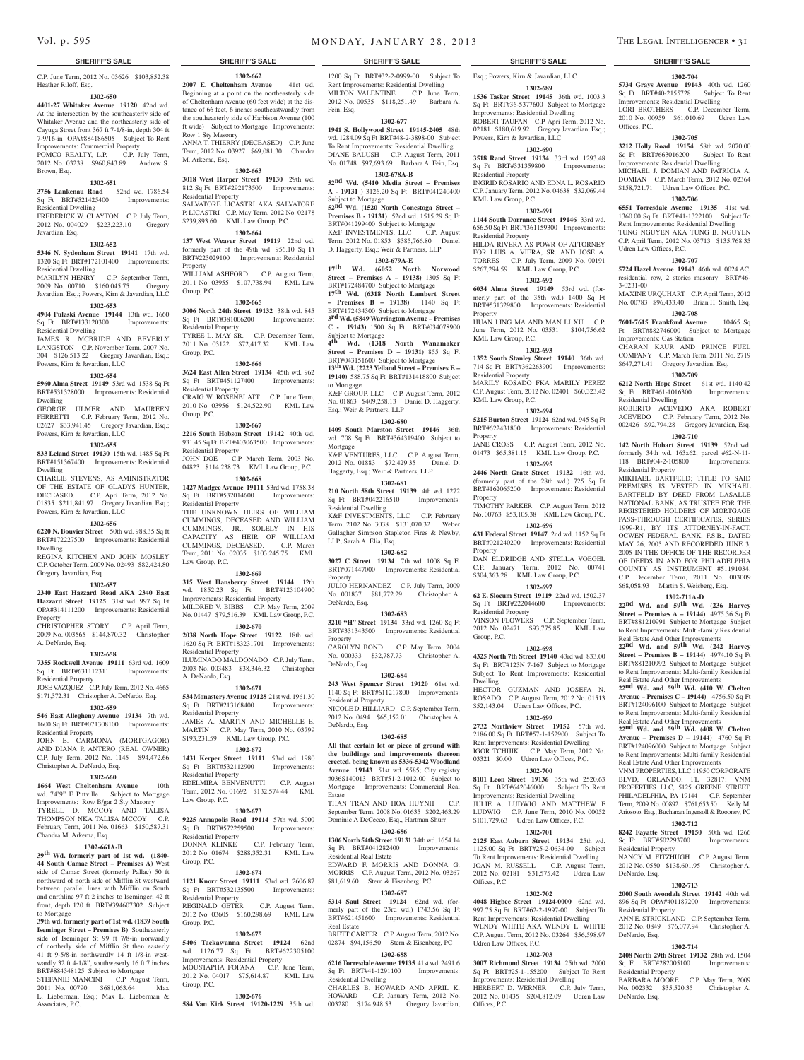C.P. June Term, 2012 No. 03626 $103,852.38 Heather Riloff, Esq.

**1302-650**

**4401-27 Whitaker Avenue 19120** 42nd wd. At the intersection by the southeasterly side of Whitaker Avenue and the northeasterly side of Cayuga Street front 367 ft 7-1/8-in, depth 304 ft 7-9/16-in OPA#884186505 Subject To Rent Improvements: Commercial Real Estate
POMCO REALTY, L.P. C.P. July Term, 2012 No. 03238 $960,843.89 Andrew S. Brown, Esq.

**1302-651**

**3756 Lankenau Road** 52nd wd. 1786.54 Sq Ft BRT#521425400 Improvements: Residential Dwelling
FREDERICK W. CLAYTON C.P. July Term, 2012 No. 004029 $223,223.10 Gregory Javardian, Esq.

**1302-652**

**5346 N. Sydenham Street 19141** 17th wd. 1320 Sq Ft BRT#172101400 Improvements: Residential Dwelling
MARILYN HENRY C.P. September Term, 2009 No. 00710 $160,045.75 Gregory Javardian, Esq.; Powers, Kirn & Javardian, LLC

**1302-653**

**4904 Pulaski Avenue 19144** 13th wd. 1660 Sq Ft BRT#133120300 Improvements: Residential Dwelling
JAMES R. MCBRIDE AND BEVERLY LANGSTON C.P. November Term, 2007 No. 304 $126,513.22 Gregory Javardian, Esq.; Powers, Kirn & Javardian, LLC

**1302-654**

**5960 Alma Street 19149** 53rd wd. 1538 Sq Ft BRT#531328000 Improvements: Residential Dwelling
GEORGE ULMER AND MAUREEN FERRETTI C.P. February Term, 2012 No. 02627 $33,941.45 Gregory Javardian, Esq.; Powers, Kirn & Javardian, LLC

**1302-655**

**833 Leland Street 19130** 15th wd. 1485 Sq Ft BRT#151367400 Improvements: Residential Dwelling
CHARLIE STEVENS, AS ADMINISTRATOR OF THE ESTATE OF GLADYS HUNTER, DECEASED. C.P. April Term, 2012 No. 01835 $211,841.97 Gregory Javardian, Esq.; Powers, Kirn & Javardian, LLC

**1302-656**

**6220 N. Bouvier Street** 50th wd. 988.35 Sq Ft BRT#172227500 Improvements: Residential Dwelling
REGINA KITCHEN AND JOHN MOSLEY C.P. October Term, 2009 No. 02493 $82,424.80 Gregory Javardian, Esq.

**1302-657**

**2340 East Hazzard Road AKA 2340 East Hazzard Street 19125** 31st wd. 997 Sq Ft OPA#314111200 Improvements: Residential Property
CHRISTOPHER STORY C.P. April Term, 2009 No. 003565 $144,870.32 Christopher A. DeNardo, Esq.

**1302-658**

**7355 Rockwell Avenue 19111** 63rd wd. 1609 Sq Ft BRT#631112311 Improvements: Residential Property
JOSE VAZQUEZ C.P. July Term, 2012 No. 4665 $171,372.31 Christopher A. DeNardo, Esq.

**1302-659**

**546 East Allegheny Avenue 19134** 7th wd. 1600 Sq Ft BRT#071308100 Improvements: Residential Property
JOHN E. CARMONA (MORTGAGOR) AND DIANA P. ANTERO (REAL OWNER) C.P. July Term, 2012 No. 1145 $94,472.66 Christopher A. DeNardo, Esq.

**1302-660**

**1664 West Cheltenham Avenue** 10th wd. 74'9" E Pittville Subject to Mortgage Improvements: Row B/gar 2 Sty Masonry
TYRELL D. MCCOY AND TALISA THOMPSON NKA TALISA MCCOY C.P. February Term, 2011 No. 01663 $150,587.31 Chandra M. Arkema, Esq.

**1302-661A-B**

**39th Wd. formerly part of 1st wd. (1840-44 South Camac Street – Premises A)** West side of Camac Street (formerly Pallas) 50 ft northward of north side of Mifflin St westward between parallel lines with Mifflin on South and onrthline 97 ft 2 inches to Iseminger; 42 ft front, depth 120 ft BRT#394607302 Subject to Mortgage
**39th wd. formerly part of 1st wd. (1839 South Iseminger Street – Premises B)** Southeasterly side of Iseminger St 99 ft 7/8-in norwardly of northerly side of Mifflin St then easterly 41 ft 9-5/8-in northwardly 14 ft 1/8-in westwardly 32 ft 4-1/8", southweserly 16 ft 7 inches BRT#884348125 Subject to Mortgage
STEFANIE MANCINI C.P. August Term, 2011 No. 00790 $681,063.64 Max L. Lieberman, Esq.; Max L. Lieberman & Associates, P.C.

**1302-662**

**2007 E. Cheltenham Avenue** 41st wd. Beginning at a point on the northeasterly side of Cheltenham Avenue (60 feet wide) at the distance of 66 feet, 6 inches southeastwardly from the southeasterly side of Harbison Avenue (100 ft wide) Subject to Mortgage Improvements: Row 1 Sty Masonry
ANNA T. THIERRY (DECEASED) C.P. June Term, 2012 No. 03927 $69,081.30 Chandra M. Arkema, Esq.

**1302-663**

**3018 West Harper Street 19130** 29th wd. 812 Sq Ft BRT#292173500 Improvements: Residential Property
SALVATORE LICASTRI AKA SALVATORE P. LICASTRI C.P. May Term, 2012 No. 02178 $239,893.60 KML Law Group, P.C.

**1302-664**

**137 West Weaver Street 19119** 22nd wd. formerly part of the 49th wd. 956.10 Sq Ft BRT#223029100 Improvements: Residential Property
WILLIAM ASHFORD C.P. August Term, 2011 No. 03955 $107,738.94 KML Law Group, P.C.

**1302-665**

**3006 North 24th Street 19132** 38th wd. 845 Sq Ft BRT#381006200 Improvements: Residential Property
TYREE L. MAY SR. C.P. December Term, 2011 No. 03122 $72,417.32 KML Law Group, P.C.

**1302-666**

**3624 East Allen Street 19134** 45th wd. 962 Sq Ft BRT#451127400 Improvements: Residential Property
CRAIG W. ROSENBLATT C.P. June Term, 2010 No. 03956 $124,522.90 KML Law Group, P.C.

**1302-667**

**2216 South Hobson Street 19142** 40th wd. 931.45 Sq Ft BRT#403063500 Improvements: Residential Property
JOHN DOE C.P. March Term, 2003 No. 04823 $114,238.73 KML Law Group, P.C.

**1302-668**

**1427 Madgee Avenue 19111** 53rd wd. 1758.38 Sq Ft BRT#532014600 Improvements: Residential Property
THE UNKNOWN HEIRS OF WILLIAM CUMMINGS, DECEASED AND WILLIAM CUMMINGS, JR., SOLELY IN HIS CAPACITY AS HEIR OF WILLIAM CUMMINGS, DECEASED. C.P. March Term, 2011 No. 02035 $103,245.75 KML Law Group, P.C.

**1302-669**

**315 West Hansberry Street 19144** 12th wd. 1852.23 Sq Ft BRT#123104900 Improvements: Residential Property
MILDRED V. BIBBS C.P. May Term, 2009 No. 01447 $79,516.39 KML Law Group, P.C.

**1302-670**

**2038 North Hope Street 19122** 18th wd. 1620 Sq Ft BRT#183231701 Improvements: Residential Property
ILUMINADO MALDONADO C.P. July Term, 2003 No. 003483 $38,346.32 Christopher A. DeNardo, Esq.

**1302-671**

**534 Monastery Avenue 19128** 21st wd. 1961.30 Sq Ft BRT#213168400 Improvements: Residential Property
JAMES A. MARTIN AND MICHELLE E. MARTIN C.P. May Term, 2010 No. 03799 $193,231.59 KML Law Group, P.C.

**1302-672**

**1431 Kerper Street 19111** 53rd wd. 1980 Sq Ft BRT#532112900 Improvements: Residential Property
EDELMIRA BENVENUTTI C.P. August Term, 2012 No. 01692 $132,574.44 KML Law Group, P.C.

**1302-673**

**9225 Annapolis Road 19114** 57th wd. 5000 Sq Ft BRT#572259500 Improvements: Residential Property
DONNA KLINKE C.P. February Term, 2012 No. 01674 $288,352.31 KML Law Group, P.C.

**1302-674**

**1121 Knorr Street 19111** 53rd wd. 2606.87 Sq Ft BRT#532135500 Improvements: Residential Property
REGINALD GETER C.P. August Term, 2012 No. 03605 $160,298.69 KML Law Group, P.C.

**1302-675**

**5406 Tackawanna Street 19124** 62nd wd. 1126.77 Sq Ft BRT#622305100 Improvements: Residential Property
MOUSTAPHA FOFANA C.P. June Term, 2012 No. 04017 $75,614.87 KML Law Group, P.C.

**1302-676**

**584 Van Kirk Street 19120-1229** 35th wd. 1200 Sq Ft BRT#32-2-0999-00 Subject To Rent Improvements: Residential Dwelling
MILTON VALENTINE C.P. June Term, 2012 No. 00535 $118,251.49 Barbara A. Fein, Esq.

**1302-677**

**1941 S. Hollywood Street 19145-2405** 48th wd. 1284.09 Sq Ft BRT#48-2-3898-00 Subject To Rent Improvements: Residential Dwelling
DIANE BALUSH C.P. August Term, 2011 No. 01748 $97,693.69 Barbara A. Fein, Esq.

**1302-678A-B**

**52nd Wd. (5410 Media Street – Premises A - 19131 )** 3126.20 Sq Ft BRT#041240400 Subject to Mortgage
**52nd Wd. (1520 North Conestoga Street – Premises B - 19131)** 52nd wd. 1515.29 Sq Ft BRT#041299400 Subject to Mortgage
K&F INVESTMENTS, LLC C.P. August Term, 2012 No. 01853 $385,766.80 Daniel D. Haggerty, Esq.; Weir & Partners, LLP

**1302-679A-E**

**17th Wd. (6052 North Norwood Street – Premises A – 19138)** 1305 Sq Ft BRT#172484700 Subject to Mortgage
**17th Wd. (6318 North Lambert Street – Premises B – 19138)** 1140 Sq Ft BRT#172434300 Subject to Mortgage
**3rd Wd. (5849 Warrington Avenue – Premises C - 19143)** 1500 Sq Ft BRT#034078900 Subject to Mortgage
**4th Wd. (1318 North Wanamaker Street – Premises D – 19131)** 855 Sq Ft BRT#043151600 Subject to Mortgage
**13th Wd. (2223 Yelland Street – Premises E – 19140)** 588.75 Sq Ft BRT#131418800 Subject to Mortgage
K&F GROUP, LLC C.P. August Term, 2012 No. 01863 $409,258.13 Daniel D. Haggerty, Esq.; Weir & Partners, LLP

**1302-680**

**1409 South Marston Street 19146** 36th wd. 708 Sq Ft BRT#364319400 Subject to Mortgage
K&F VENTURES, LLC C.P. August Term, 2012 No. 01883 $72,429.35 Daniel D. Haggerty, Esq.; Weir & Partners, LLP

**1302-681**

**210 North 58th Street 19139** 4th wd. 1272 Sq Ft BRT#042216510 Improvements: Residential Dwelling
K&F INVESTMENTS, LLC C.P. February Term, 2102 No. 3038 $131,070.32 Weber Gallagher Simpson Stapleton Fires & Newby, LLP; Sarah A. Elia, Esq.

**1302-682**

**3027 C Street 19134** 7th wd. 1008 Sq Ft BRT#071447000 Improvements: Residential Property
JULIO HERNANDEZ C.P. July Term, 2009 No. 001837 $81,772.29 Christopher A. DeNardo, Esq.

**1302-683**

**3210 "H" Street 19134** 33rd wd. 1260 Sq Ft BRT#331343500 Improvements: Residential Property
CAROLYN BOND C.P. May Term, 2004 No. 000333 $32,787.73 Christopher A. DeNardo, Esq.

**1302-684**

**243 West Spencer Street 19120** 61st wd. 1140 Sq Ft BRT#611217800 Improvements: Residential Property
NICOLE D. HILLIARD C.P. September Term, 2012 No. 0494 $65,152.01 Christopher A. DeNardo, Esq.

**1302-685**

**All that certain lot or piece of ground with the buildings and improvements thereon erected, being known as 5336-5342 Woodland Avenue 19143** 51st wd. 5585; City registry #036S140013 BRT#51-2-1012-00 Subject to Mortgage Improvements: Commercial Real Estate
THAN TRAN AND HOA HUYNH C.P. September Term, 2008 No. 01635 $202,463.29 Dominic A DeCecco, Esq., Hartman Shurr

**1302-686**

**1306 North 54th Street 19131** 34th wd. 1654.14 Sq Ft BRT#041282400 Improvements: Residential Real Estate
EDWARD F. MORRIS AND DONNA G. MORRIS C.P. August Term, 2012 No. 03267 $81,619.60 Stern & Eisenberg, PC

**1302-687**

**5314 Saul Street 19124** 62nd wd. (formerly part of the 23rd wd.) 1743.56 Sq Ft BRT#621451600 Improvements: Residential Real Estate
BRETT CARTER C.P. August Term, 2012 No. 02874 $94,156.50 Stern & Eisenberg, PC

**1302-688**

**6216 Torresdale Avenue 19135** 41st wd. 2491.6 Sq Ft BRT#41-1291100 Improvements: Residential Dwelling
CHARLES B. HOWARD AND APRIL K. HOWARD C.P. January Term, 2012 No. 003280 $174,948.53 Gregory Javardian, Esq.; Powers, Kirn & Javardian, LLC

**1302-689**

**1536 Tasker Street 19145** 36th wd. 1003.3 Sq Ft BRT#36-5377600 Subject to Mortgage Improvements: Residential Dwelling
ROBERT TAUFAN C.P. Apri Term, 2012 No. 02181 $180,619.92 Gregory Javardian, Esq.; Powers, Kirn & Javardian, LLC

**1302-690**

**3518 Rand Street 19134** 33rd wd. 1293.48 Sq Ft BRT#331359800 Improvements: Residential Property
INGRID ROSARIO AND EDNA L. ROSARIO C.P. January Term, 2012 No. 04638 $32,069.44 KML Law Group, P.C.

**1302-691**

**1144 South Dorrance Street 19146** 33rd wd. 656.50 Sq Ft BRT#361159300 Improvements: Residential Property
HILDA RIVERA AS POWR OF ATTORNEY FOR LUIS A. VIERA, SR. AND JOSE A. TORRES C.P. July Term, 2009 No. 00191 $267,294.59 KML Law Group, P.C.

**1302-692**

**6034 Alma Street 19149** 53rd wd. (formerly part of the 35th wd.) 1400 Sq Ft BRT#531329800 Improvements: Residential Property
HUAN LING MA AND MAN LI XU C.P. June Term, 2012 No. 03531 $104,756.62 KML Law Group, P.C.

**1302-693**

**1352 South Stanley Street 19140** 36th wd. 714 Sq Ft BRT#362263900 Improvements: Residential Property
MARILY ROSADO FKA MARILY PEREZ C.P. August Term, 2012 No. 02401 $60,323.42 KML Law Group, P.C.

**1302-694**

**5215 Burton Street 19124** 62nd wd. 945 Sq Ft BRT#622431800 Improvements: Residential Property
JANE CROSS C.P. August Term, 2012 No. 01473 $65,381.15 KML Law Group, P.C.

**1302-695**

**2446 North Gratz Street 19132** 16th wd. (formerly part of the 28th wd.) 725 Sq Ft BRT#162065200 Improvements: Residential Property
TIMOTHY PARKER C.P. August Term, 2012 No. 00763 $53,105.38 KML Law Group, P.C.

**1302-696**

**631 Federal Street 19147** 2nd wd. 1152 Sq Ft BRT#021240200 Improvements: Residential Property
DAN ELDRIDGE AND STELLA VOEGEL C.P. January Term, 2012 No. 00741 $304,363.28 KML Law Group, P.C.

**1302-697**

**62 E. Slocum Street 19119** 22nd wd. 1502.37 Sq Ft BRT#222044600 Improvements: Residential Property
VINSON FLOWERS C.P. September Term, 2012 No. 02471 $93,775.85 KML Law Group, P.C.

**1302-698**

**4325 North 7th Street 19140** 43rd wd. 833.00 Sq Ft BRT#123N 7-167 Subject to Mortgage Subject To Rent Improvements: Residential Dwelling
HECTOR GUZMAN AND JOSEFA N. ROSADO C.P. August Term, 2012 No. 01513 $52,143.04 Udren Law Offices, P.C.

**1302-699**

**2732 Northview Street 19152** 57th wd. 2186.00 Sq Ft BRT#57-1-152900 Subject To Rent Improvements: Residential Dwelling
IGOR TCHIJIK C.P. May Term, 2012 No. 03321 $0.00 Udren Law Offices, P.C.

**1302-700**

**8101 Leon Street 19136** 35th wd. 2520.63 Sq Ft BRT#642046000 Subject To Rent Improvements: Residential Dwelling
JULIE A. LUDWIG AND MATTHEW F LUDWIG C.P. June Term, 2010 No. 00052 $101,729.63 Udren Law Offices, P.C.

**1302-701**

**2125 East Auburn Street 19134** 25th wd. 1125.00 Sq Ft BRT#25-2-0634-00 Subject To Rent Improvements: Residential Dwelling
JOAN M. RUSSELL C.P. August Term, 2012 No. 02181 $31,575.42 Udren Law Offices, P.C.

**1302-702**

**4048 Higbee Street 19124-0000** 62nd wd. 997.75 Sq Ft BRT#62-2-1997-00 Subject To Rent Improvements: Residential Dwelling
WENDY WHITE AKA WENDY L. WHITE C.P. August Term, 2012 No. 03264 $56,598.97 Udren Law Offices, P.C.

**1302-703**

**3007 Richmond Street 19134** 25th wd. 2000 Sq Ft BRT#25-1-155200 Subject To Rent Improvements: Residential Dwelling
HERBERT D. WERNER C.P. July Term, 2012 No. 01435 $204,812.09 Udren Law Offices, P.C.

**1302-704**

**5734 Grays Avenue 19143** 40th wd. 1260 Sq Ft BRT#40-2155728 Subject To Rent Improvements: Residential Dwelling
LORI BROTHERS C.P. December Term, 2010 No. 00959 $61,010.69 Udren Law Offices, P.C.

**1302-705**

**3212 Holly Road 19154** 58th wd. 2070.00 Sq Ft BRT#663016200 Subject To Rent Improvements: Residential Dwelling
MICHAEL J. DOMIAN AND PATRICIA A. DOMIAN C.P. March Term, 2012 No. 02364 $158,721.71 Udren Law Offices, P.C.

**1302-706**

**6551 Torresdale Avenue 19135** 41st wd. 1360.00 Sq Ft BRT#41-1322100 Subject To Rent Improvements: Residential Dwelling
TUNG NGUYEN AKA TUNG B. NGUYEN C.P. April Term, 2012 No. 03713 $135,768.35 Udren Law Offices, P.C.

**1302-707**

**5724 Hazel Avenue 19143** 46th wd. 0024 AC, residential row, 2 stories masonry BRT#46-3-0231-00
MAXINE URQUHART C.P. April Term, 2012 No. 00783 $96,433.40 Brian H. Smith, Esq.

**1302-708**

**7601-7615 Frankford Avenue** 10465 Sq Ft BRT#882746000 Subject to Mortgage Improvements: Gas Station
CHARAN KAUR AND PRINCE FUEL COMPANY C.P. March Term, 2011 No. 2719 $647,271.41 Gregory Javardian, Esq.

**1302-709**

**6212 North Hope Street** 61st wd. 1140.42 Sq Ft BRT#61-1016300 Improvements: Residential Dwelling
ROBERTO ACEVEDO AKA ROBERT ACEVEDO C.P. February Term, 2012 No. 002426 $92,794.28 Gregory Javardian, Esq.

**1302-710**

**142 North Hobart Street 19139** 52nd wd. formerly 34th wd. 163x62, parcel #62-N-11-118 BRT#04-2-105800 Improvements: Residential Property
MIKHAEL BARTFELD; TITLE TO SAID PREMISES IS VESTED IN MIKHAEL BARTFELD BY DEED FROM LASALLE NATIONAL BANK, AS TRUSTEE FOR THE REGISTERED HOLDERS OF MORTGAGE PASS-THROUGH CERTIFICATES, SERIES 1999-R1, BY ITS ATTORNEY-IN-FACT, OCWEN FEDERAL BANK, F.S.B., DATED MAY 26, 2005 AND RECORDED JUNE 3, 2005 IN THE OFFICE OF THE RECORDER OF DEEDS IN AND FOR PHILADELPHIA COUNTY AS INSTRUMENT #51191034. C.P. December Term, 2011 No. 003009 $68,058.93 Martin S. Weisberg, Esq.

**1302-711A-D**

**22nd Wd. and 59th Wd. (236 Harvey Street – Premises A – 19144)** 4975.36 Sq Ft BRT#881210991 Subject to Mortgage Subject to Rent Improvements: Multi-family Residential Real Estate And Other Improvements
**22nd Wd. and 59th Wd. (242 Harvey Street – Premises B – 19144)** 4974.10 Sq Ft BRT#881210992 Subject to Mortgage Subject to Rent Improvements: Multi-family Residential Real Estate And Other Improvements
**22nd Wd. and 59th Wd. (410 W. Chelten Avenue – Premises C – 19144)** 4756.50 Sq Ft BRT#124096100 Subject to Mortgage Subject to Rent Improvements: Multi-family Residential Real Estate And Other Improvements
**22nd Wd. and 59th Wd. (408 W. Chelten Avenue – Premises D – 19144)** 4760 Sq Ft BRT#124096000 Subject to Mortgage Subject to Rent Improvements: Multi-family Residential Real Estate And Other Improvements
VNM PROPERTIES, LLC 11950 CORPORATE BLVD, ORLANDO, FL 32817; VNM PROPERTIES LLC, 5125 GREENE STREET, PHILADELPHIA, PA 19144 C.P. September Term, 2009 No. 00892 $761,653.50 Kelly M. Ariosoto, Esq.; Buchanan Ingersoll & Roooney, PC

**1302-712**

**8242 Fayette Street 19150** 50th wd. 1266 Sq Ft BRT#502293700 Improvements: Residential Property
NANCY M. FITZHUGH C.P. August Term, 2012 No. 0550 $138,601.95 Christopher A. DeNardo, Esq.

**1302-713**

**2000 South Avondale Street 19142** 40th wd. 896 Sq Ft OPA#401187200 Improvements: Residential Property
ANN E. STRICKLAND C.P. September Term, 2012 No. 0849 $76,077.94 Christopher A. DeNardo, Esq.

**1302-714**

**2408 North 29th Street 19132** 28th wd. 1504 Sq Ft BRT#282005100 Improvements: Residential Property
BARBARA MOORE C.P. May Term, 2009 No. 002332 $35,520.35 Christopher A. DeNardo, Esq.